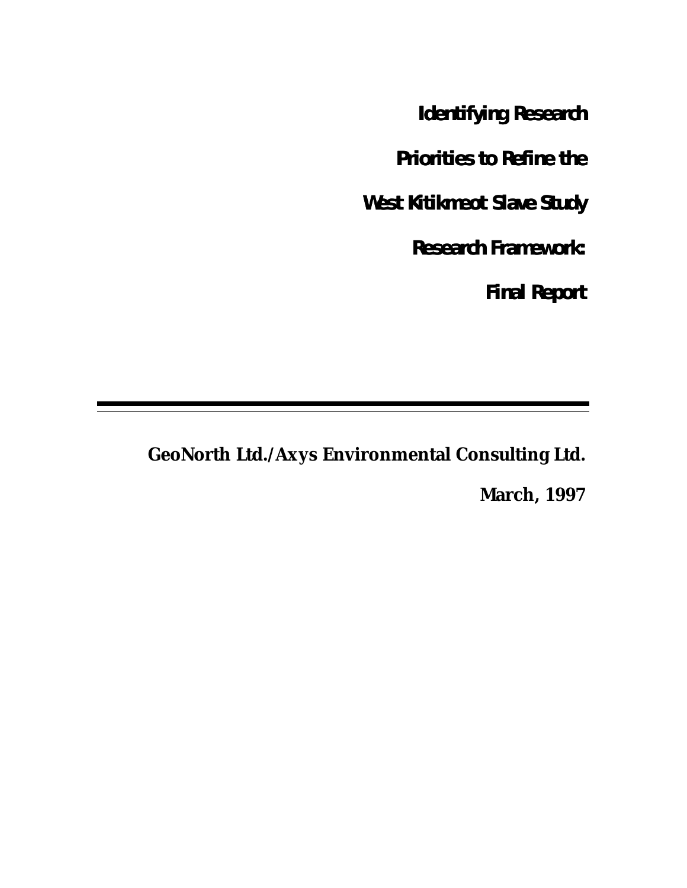# Identifying Research Priorities to Refine the West Kitikmeot Slave Study Research Framework: Final Report

---

**GeoNorth Ltd./Axys Environmental Consulting Ltd.**

**March, 1997**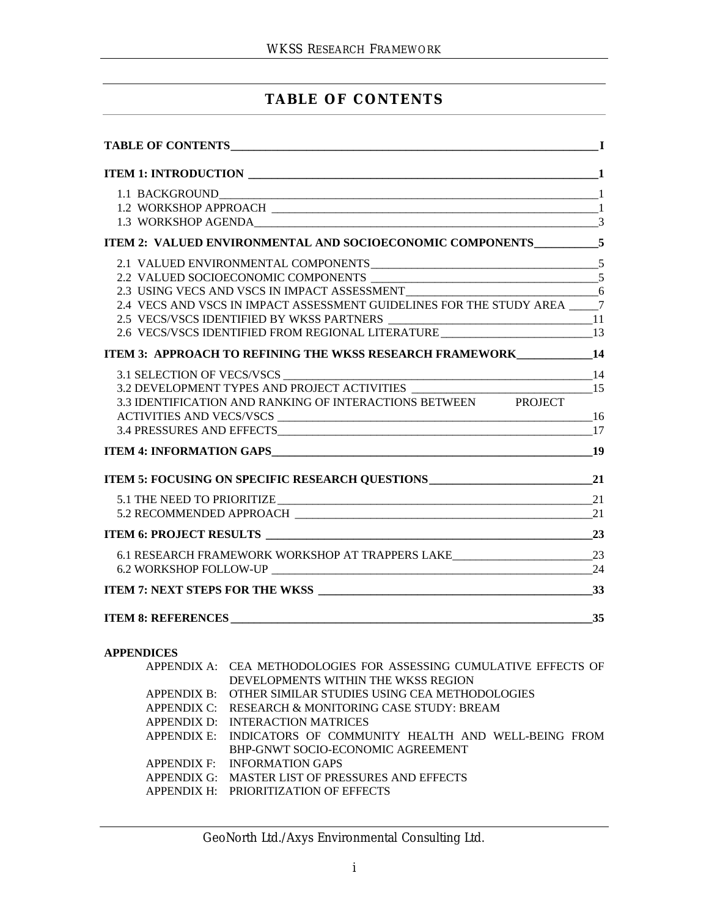# TABLE OF CONTENTS

**TABLE OF CONTENTS** ..... **I**

**ITEM 1: INTRODUCTION** ..... **1**

- 1.1 BACKGROUND ..... 1
- 1.2 WORKSHOP APPROACH ..... 1
- 1.3 WORKSHOP AGENDA ..... 3

**ITEM 2: VALUED ENVIRONMENTAL AND SOCIOECONOMIC COMPONENTS** ..... **5**

- 2.1 VALUED ENVIRONMENTAL COMPONENTS ..... 5
- 2.2 VALUED SOCIOECONOMIC COMPONENTS ..... 5
- 2.3 USING VECS AND VSCS IN IMPACT ASSESSMENT ..... 6
- 2.4 VECS AND VSCS IN IMPACT ASSESSMENT GUIDELINES FOR THE STUDY AREA ..... 7
- 2.5 VECS/VSCS IDENTIFIED BY WKSS PARTNERS ..... 11
- 2.6 VECS/VSCS IDENTIFIED FROM REGIONAL LITERATURE ..... 13

**ITEM 3: APPROACH TO REFINING THE WKSS RESEARCH FRAMEWORK** ..... **14**

- 3.1 SELECTION OF VECS/VSCS ..... 14
- 3.2 DEVELOPMENT TYPES AND PROJECT ACTIVITIES ..... 15
- 3.3 IDENTIFICATION AND RANKING OF INTERACTIONS BETWEEN PROJECT ACTIVITIES AND VECS/VSCS ..... 16
- 3.4 PRESSURES AND EFFECTS ..... 17

**ITEM 4: INFORMATION GAPS** ..... **19**

**ITEM 5: FOCUSING ON SPECIFIC RESEARCH QUESTIONS** ..... **21**

- 5.1 THE NEED TO PRIORITIZE ..... 21
- 5.2 RECOMMENDED APPROACH ..... 21

**ITEM 6: PROJECT RESULTS** ..... **23**

- 6.1 RESEARCH FRAMEWORK WORKSHOP AT TRAPPERS LAKE ..... 23
- 6.2 WORKSHOP FOLLOW-UP ..... 24

**ITEM 7: NEXT STEPS FOR THE WKSS** ..... **33**

**ITEM 8: REFERENCES** ..... **35**

**APPENDICES**

- APPENDIX A: CEA METHODOLOGIES FOR ASSESSING CUMULATIVE EFFECTS OF DEVELOPMENTS WITHIN THE WKSS REGION
- APPENDIX B: OTHER SIMILAR STUDIES USING CEA METHODOLOGIES
- APPENDIX C: RESEARCH & MONITORING CASE STUDY: BREAM
- APPENDIX D: INTERACTION MATRICES
- APPENDIX E: INDICATORS OF COMMUNITY HEALTH AND WELL-BEING FROM BHP-GNWT SOCIO-ECONOMIC AGREEMENT
- APPENDIX F: INFORMATION GAPS
- APPENDIX G: MASTER LIST OF PRESSURES AND EFFECTS
- APPENDIX H: PRIORITIZATION OF EFFECTS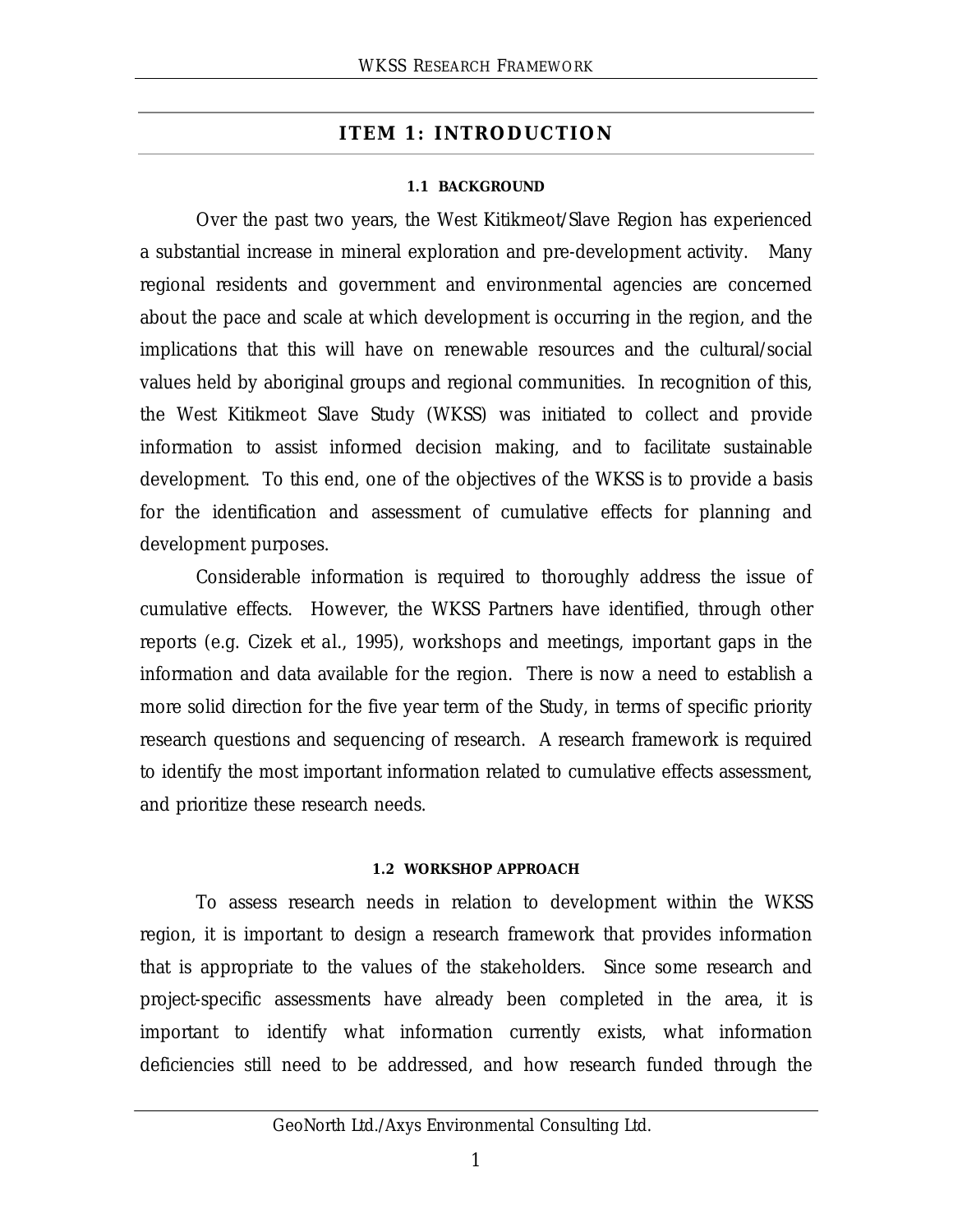# ITEM 1: INTRODUCTION

## 1.1 BACKGROUND

Over the past two years, the West Kitikmeot/Slave Region has experienced a substantial increase in mineral exploration and pre-development activity. Many regional residents and government and environmental agencies are concerned about the pace and scale at which development is occurring in the region, and the implications that this will have on renewable resources and the cultural/social values held by aboriginal groups and regional communities. In recognition of this, the West Kitikmeot Slave Study (WKSS) was initiated to collect and provide information to assist informed decision making, and to facilitate sustainable development. To this end, one of the objectives of the WKSS is to provide a basis for the identification and assessment of cumulative effects for planning and development purposes.

Considerable information is required to thoroughly address the issue of cumulative effects. However, the WKSS Partners have identified, through other reports (e.g. Cizek et al., 1995), workshops and meetings, important gaps in the information and data available for the region. There is now a need to establish a more solid direction for the five year term of the Study, in terms of specific priority research questions and sequencing of research. A research framework is required to identify the most important information related to cumulative effects assessment, and prioritize these research needs.

## 1.2 WORKSHOP APPROACH

To assess research needs in relation to development within the WKSS region, it is important to design a research framework that provides information that is appropriate to the values of the stakeholders. Since some research and project-specific assessments have already been completed in the area, it is important to identify what information currently exists, what information deficiencies still need to be addressed, and how research funded through the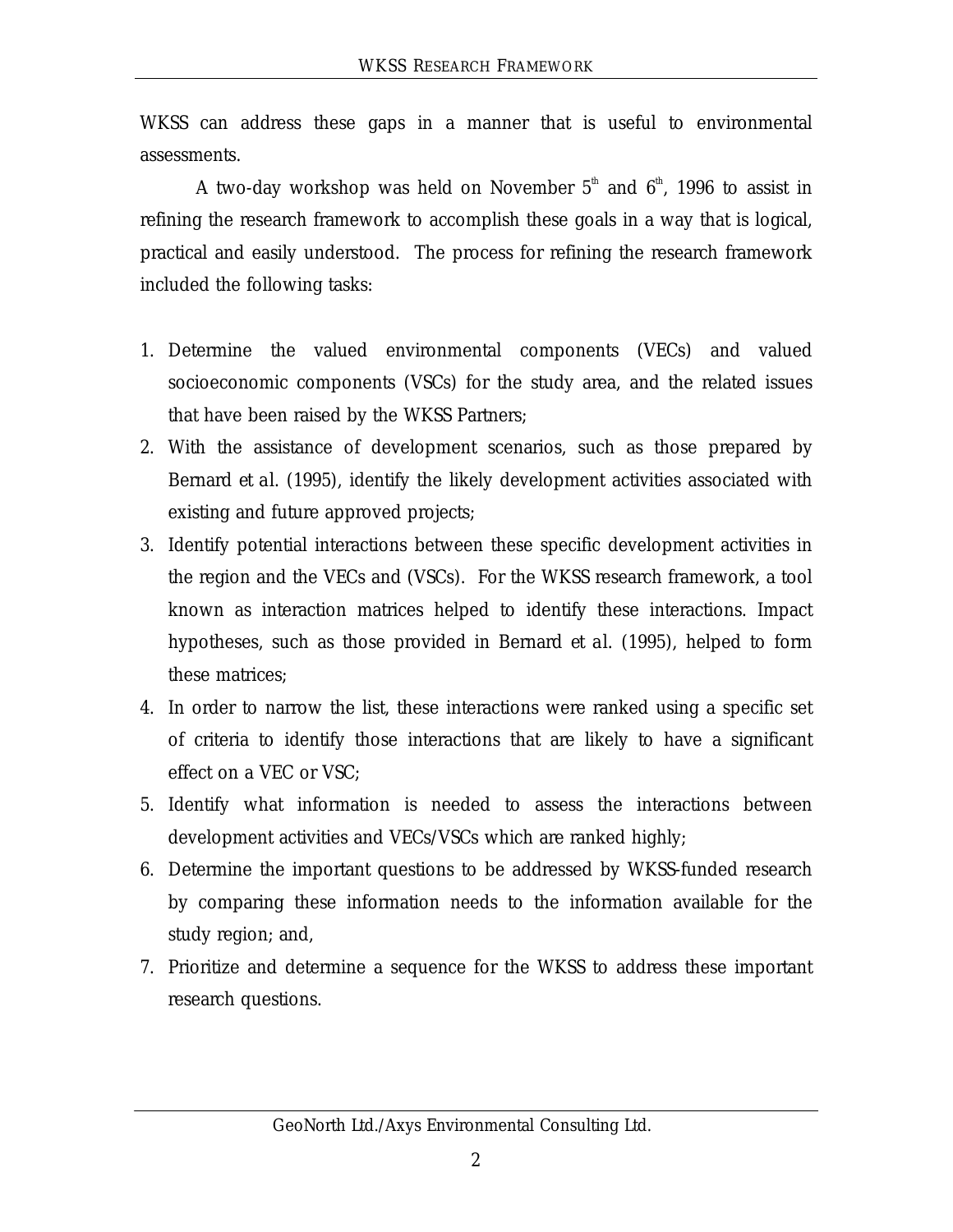WKSS can address these gaps in a manner that is useful to environmental assessments.

A two-day workshop was held on November 5th and 6th, 1996 to assist in refining the research framework to accomplish these goals in a way that is logical, practical and easily understood. The process for refining the research framework included the following tasks:

1. Determine the valued environmental components (VECs) and valued socioeconomic components (VSCs) for the study area, and the related issues that have been raised by the WKSS Partners;
2. With the assistance of development scenarios, such as those prepared by Bernard et al. (1995), identify the likely development activities associated with existing and future approved projects;
3. Identify potential interactions between these specific development activities in the region and the VECs and (VSCs). For the WKSS research framework, a tool known as interaction matrices helped to identify these interactions. Impact hypotheses, such as those provided in Bernard et al. (1995), helped to form these matrices;
4. In order to narrow the list, these interactions were ranked using a specific set of criteria to identify those interactions that are likely to have a significant effect on a VEC or VSC;
5. Identify what information is needed to assess the interactions between development activities and VECs/VSCs which are ranked highly;
6. Determine the important questions to be addressed by WKSS-funded research by comparing these information needs to the information available for the study region; and,
7. Prioritize and determine a sequence for the WKSS to address these important research questions.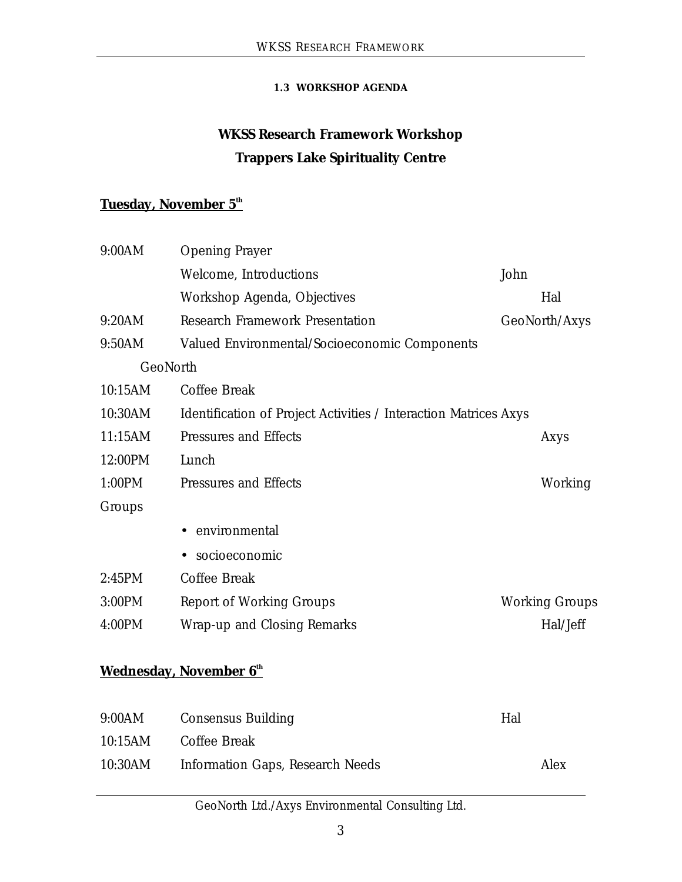### 1.3 WORKSHOP AGENDA

**WKSS Research Framework Workshop**

**Trappers Lake Spirituality Centre**

**Tuesday, November 5th**

| Time | Item | Presenter |
|---|---|---|
| 9:00AM | Opening Prayer | |
| | Welcome, Introductions | John |
| | Workshop Agenda, Objectives | Hal |
| 9:20AM | Research Framework Presentation | GeoNorth/Axys |
| 9:50AM | Valued Environmental/Socioeconomic Components | GeoNorth |
| 10:15AM | Coffee Break | |
| 10:30AM | Identification of Project Activities / Interaction Matrices | Axys |
| 11:15AM | Pressures and Effects | Axys |
| 12:00PM | Lunch | |
| 1:00PM | Pressures and Effects<br>• environmental<br>• socioeconomic | Working Groups |
| 2:45PM | Coffee Break | |
| 3:00PM | Report of Working Groups | Working Groups |
| 4:00PM | Wrap-up and Closing Remarks | Hal/Jeff |

**Wednesday, November 6th**

| Time | Item | Presenter |
|---|---|---|
| 9:00AM | Consensus Building | Hal |
| 10:15AM | Coffee Break | |
| 10:30AM | Information Gaps, Research Needs | Alex |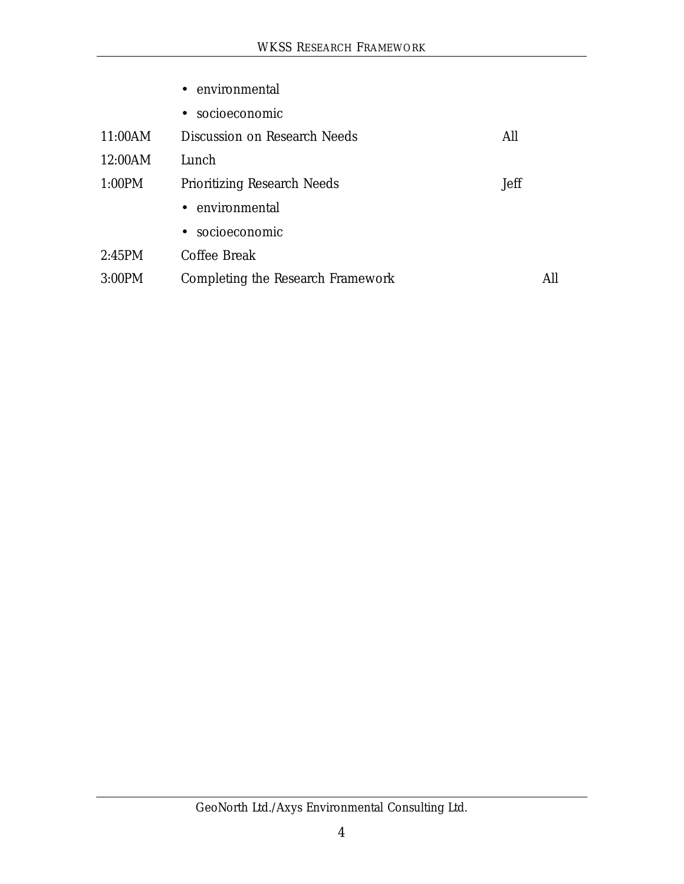| | | |
|---|---|---|
| | • environmental | |
| | • socioeconomic | |
| 11:00AM | Discussion on Research Needs | All |
| 12:00AM | Lunch | |
| 1:00PM | Prioritizing Research Needs | Jeff |
| | • environmental | |
| | • socioeconomic | |
| 2:45PM | Coffee Break | |
| 3:00PM | Completing the Research Framework | All |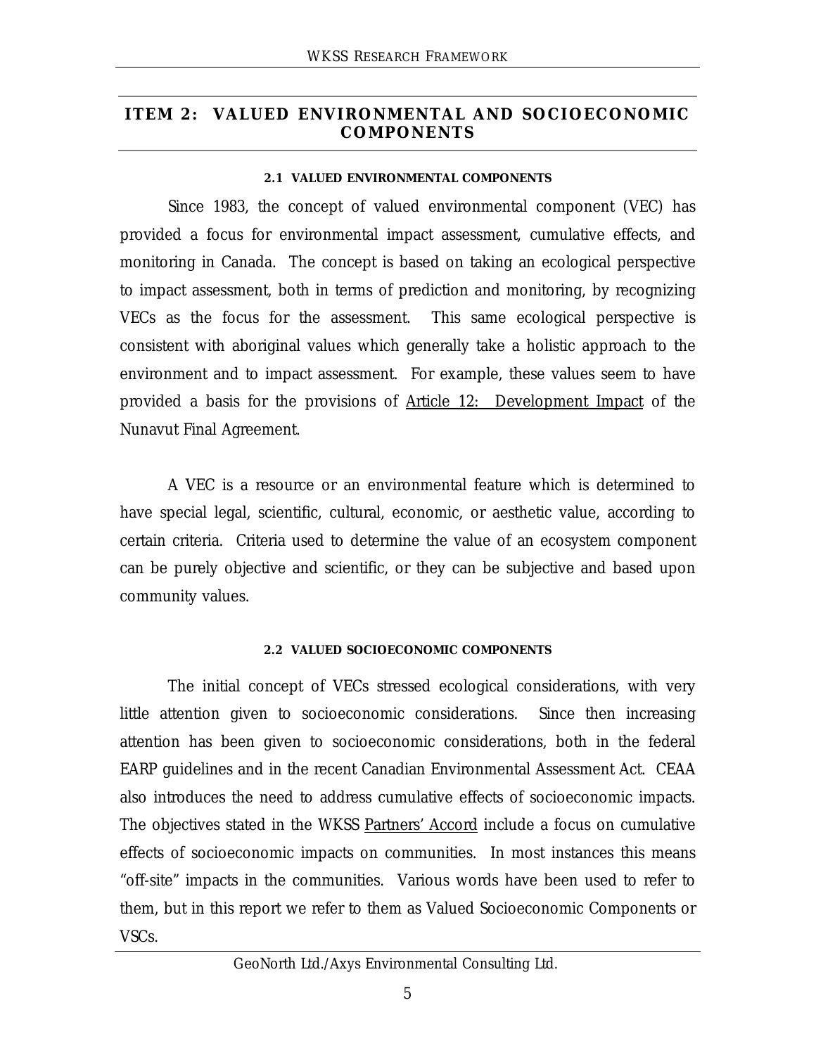# ITEM 2: VALUED ENVIRONMENTAL AND SOCIOECONOMIC COMPONENTS

### 2.1 VALUED ENVIRONMENTAL COMPONENTS

Since 1983, the concept of valued environmental component (VEC) has provided a focus for environmental impact assessment, cumulative effects, and monitoring in Canada. The concept is based on taking an ecological perspective to impact assessment, both in terms of prediction and monitoring, by recognizing VECs as the focus for the assessment. This same ecological perspective is consistent with aboriginal values which generally take a holistic approach to the environment and to impact assessment. For example, these values seem to have provided a basis for the provisions of Article 12: Development Impact of the Nunavut Final Agreement.

A VEC is a resource or an environmental feature which is determined to have special legal, scientific, cultural, economic, or aesthetic value, according to certain criteria. Criteria used to determine the value of an ecosystem component can be purely objective and scientific, or they can be subjective and based upon community values.

### 2.2 VALUED SOCIOECONOMIC COMPONENTS

The initial concept of VECs stressed ecological considerations, with very little attention given to socioeconomic considerations. Since then increasing attention has been given to socioeconomic considerations, both in the federal EARP guidelines and in the recent Canadian Environmental Assessment Act. CEAA also introduces the need to address cumulative effects of socioeconomic impacts. The objectives stated in the WKSS Partners' Accord include a focus on cumulative effects of socioeconomic impacts on communities. In most instances this means "off-site" impacts in the communities. Various words have been used to refer to them, but in this report we refer to them as Valued Socioeconomic Components or VSCs.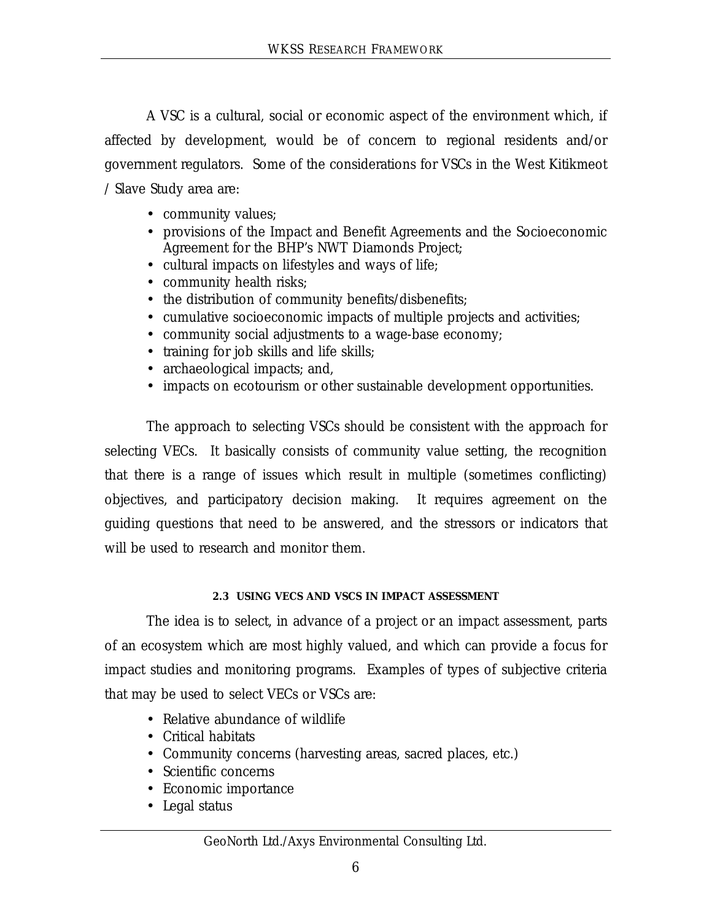A VSC is a cultural, social or economic aspect of the environment which, if affected by development, would be of concern to regional residents and/or government regulators. Some of the considerations for VSCs in the West Kitikmeot / Slave Study area are:

- community values;
- provisions of the Impact and Benefit Agreements and the Socioeconomic Agreement for the BHP's NWT Diamonds Project;
- cultural impacts on lifestyles and ways of life;
- community health risks;
- the distribution of community benefits/disbenefits;
- cumulative socioeconomic impacts of multiple projects and activities;
- community social adjustments to a wage-base economy;
- training for job skills and life skills;
- archaeological impacts; and,
- impacts on ecotourism or other sustainable development opportunities.

The approach to selecting VSCs should be consistent with the approach for selecting VECs. It basically consists of community value setting, the recognition that there is a range of issues which result in multiple (sometimes conflicting) objectives, and participatory decision making. It requires agreement on the guiding questions that need to be answered, and the stressors or indicators that will be used to research and monitor them.

### 2.3 USING VECS AND VSCS IN IMPACT ASSESSMENT

The idea is to select, in advance of a project or an impact assessment, parts of an ecosystem which are most highly valued, and which can provide a focus for impact studies and monitoring programs. Examples of types of subjective criteria that may be used to select VECs or VSCs are:

- Relative abundance of wildlife
- Critical habitats
- Community concerns (harvesting areas, sacred places, etc.)
- Scientific concerns
- Economic importance
- Legal status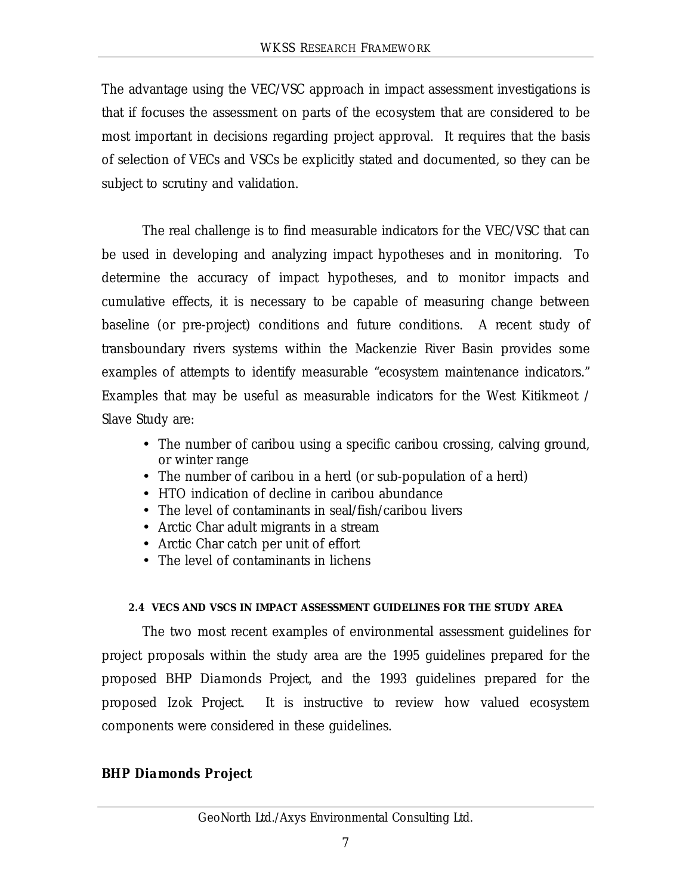The advantage using the VEC/VSC approach in impact assessment investigations is that if focuses the assessment on parts of the ecosystem that are considered to be most important in decisions regarding project approval. It requires that the basis of selection of VECs and VSCs be explicitly stated and documented, so they can be subject to scrutiny and validation.

The real challenge is to find measurable indicators for the VEC/VSC that can be used in developing and analyzing impact hypotheses and in monitoring. To determine the accuracy of impact hypotheses, and to monitor impacts and cumulative effects, it is necessary to be capable of measuring change between baseline (or pre-project) conditions and future conditions. A recent study of transboundary rivers systems within the Mackenzie River Basin provides some examples of attempts to identify measurable "ecosystem maintenance indicators." Examples that may be useful as measurable indicators for the West Kitikmeot / Slave Study are:

- The number of caribou using a specific caribou crossing, calving ground, or winter range
- The number of caribou in a herd (or sub-population of a herd)
- HTO indication of decline in caribou abundance
- The level of contaminants in seal/fish/caribou livers
- Arctic Char adult migrants in a stream
- Arctic Char catch per unit of effort
- The level of contaminants in lichens

### 2.4 VECS AND VSCS IN IMPACT ASSESSMENT GUIDELINES FOR THE STUDY AREA

The two most recent examples of environmental assessment guidelines for project proposals within the study area are the 1995 guidelines prepared for the proposed BHP Diamonds Project, and the 1993 guidelines prepared for the proposed Izok Project. It is instructive to review how valued ecosystem components were considered in these guidelines.

**BHP Diamonds Project**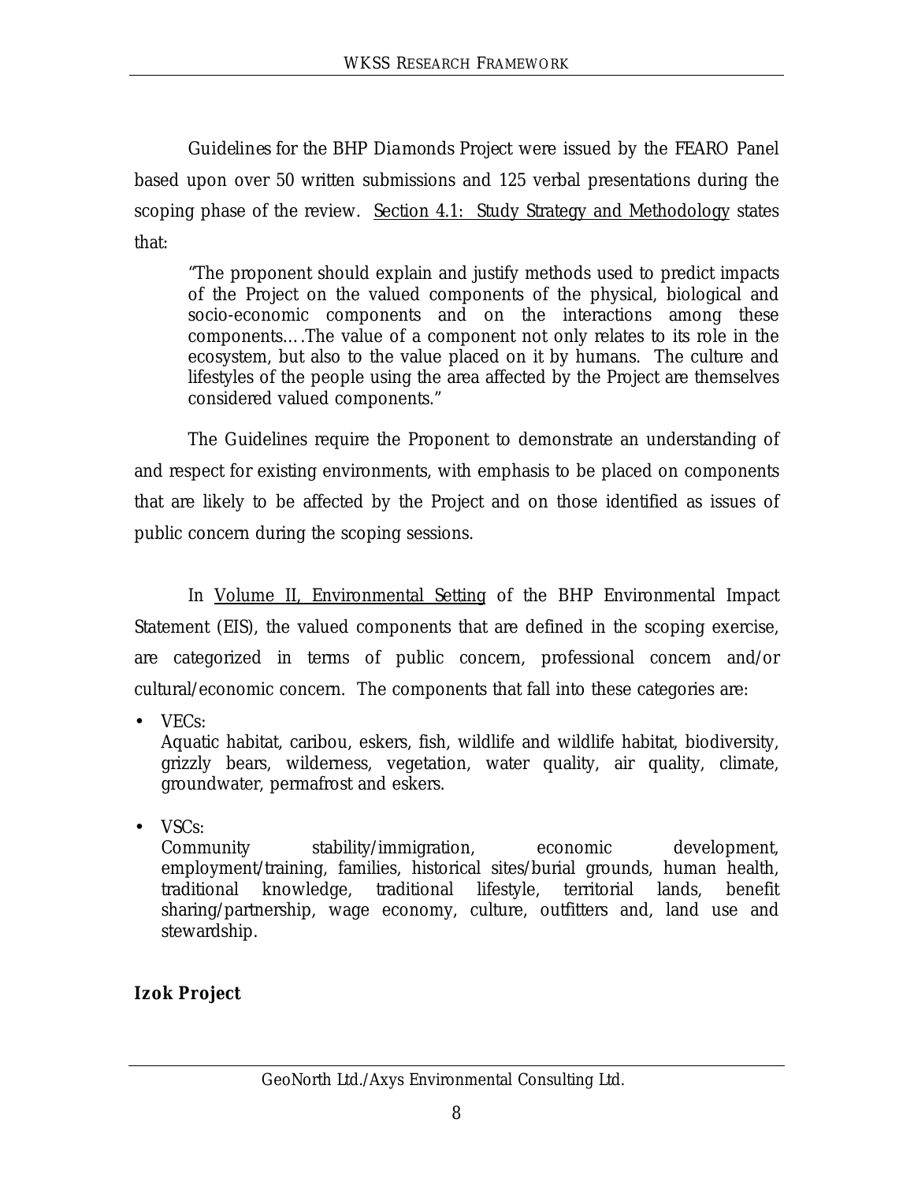Guidelines for the BHP Diamonds Project were issued by the FEARO Panel based upon over 50 written submissions and 125 verbal presentations during the scoping phase of the review. Section 4.1: Study Strategy and Methodology states that:

> "The proponent should explain and justify methods used to predict impacts of the Project on the valued components of the physical, biological and socio-economic components and on the interactions among these components.…The value of a component not only relates to its role in the ecosystem, but also to the value placed on it by humans. The culture and lifestyles of the people using the area affected by the Project are themselves considered valued components."

The Guidelines require the Proponent to demonstrate an understanding of and respect for existing environments, with emphasis to be placed on components that are likely to be affected by the Project and on those identified as issues of public concern during the scoping sessions.

In Volume II, Environmental Setting of the BHP Environmental Impact Statement (EIS), the valued components that are defined in the scoping exercise, are categorized in terms of public concern, professional concern and/or cultural/economic concern. The components that fall into these categories are:

- VECs:
  Aquatic habitat, caribou, eskers, fish, wildlife and wildlife habitat, biodiversity, grizzly bears, wilderness, vegetation, water quality, air quality, climate, groundwater, permafrost and eskers.

- VSCs:
  Community stability/immigration, economic development, employment/training, families, historical sites/burial grounds, human health, traditional knowledge, traditional lifestyle, territorial lands, benefit sharing/partnership, wage economy, culture, outfitters and, land use and stewardship.

**Izok Project**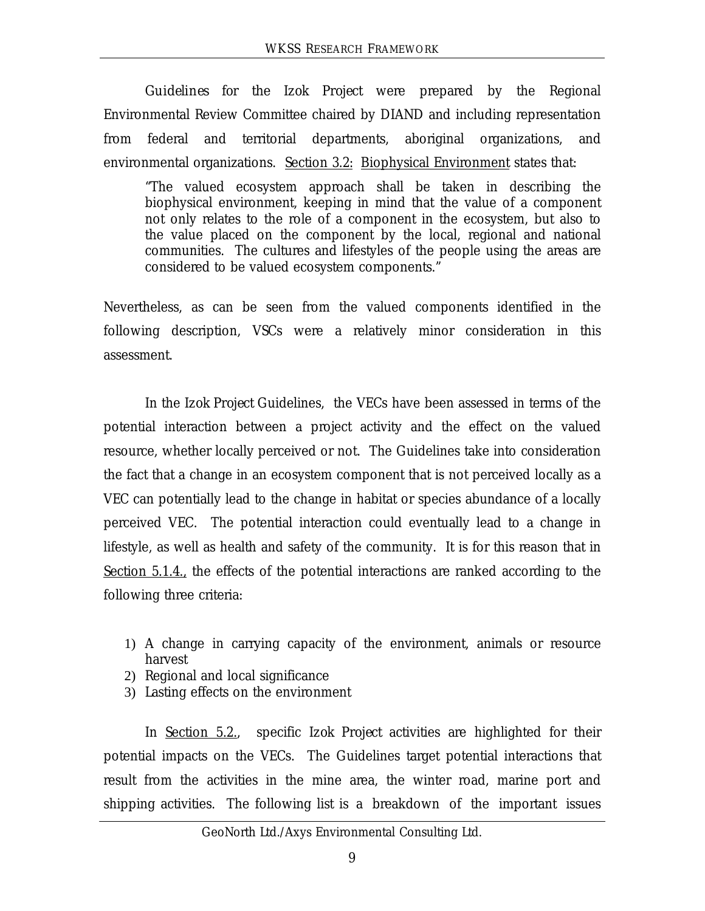Guidelines for the Izok Project were prepared by the Regional Environmental Review Committee chaired by DIAND and including representation from federal and territorial departments, aboriginal organizations, and environmental organizations. Section 3.2: Biophysical Environment states that:

> "The valued ecosystem approach shall be taken in describing the biophysical environment, keeping in mind that the value of a component not only relates to the role of a component in the ecosystem, but also to the value placed on the component by the local, regional and national communities. The cultures and lifestyles of the people using the areas are considered to be valued ecosystem components."

Nevertheless, as can be seen from the valued components identified in the following description, VSCs were a relatively minor consideration in this assessment.

In the Izok Project Guidelines, the VECs have been assessed in terms of the potential interaction between a project activity and the effect on the valued resource, whether locally perceived or not. The Guidelines take into consideration the fact that a change in an ecosystem component that is not perceived locally as a VEC can potentially lead to the change in habitat or species abundance of a locally perceived VEC. The potential interaction could eventually lead to a change in lifestyle, as well as health and safety of the community. It is for this reason that in Section 5.1.4., the effects of the potential interactions are ranked according to the following three criteria:

1) A change in carrying capacity of the environment, animals or resource harvest
2) Regional and local significance
3) Lasting effects on the environment

In Section 5.2., specific Izok Project activities are highlighted for their potential impacts on the VECs. The Guidelines target potential interactions that result from the activities in the mine area, the winter road, marine port and shipping activities. The following list is a breakdown of the important issues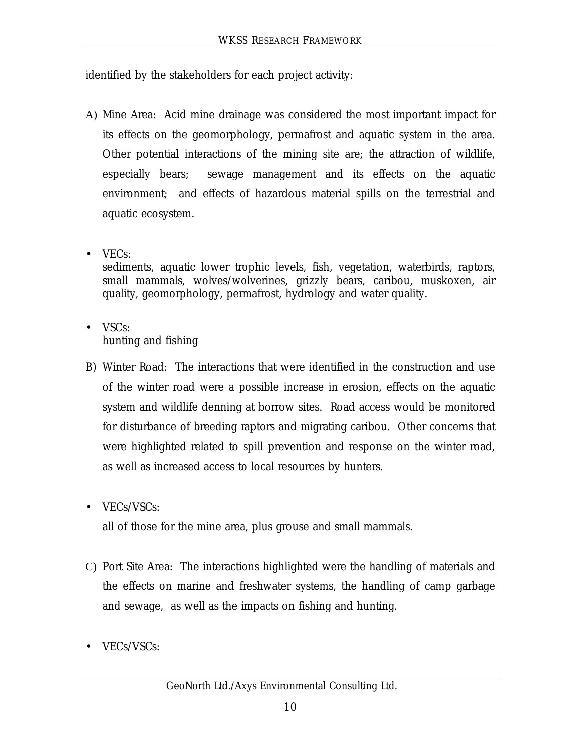identified by the stakeholders for each project activity:

A) Mine Area: Acid mine drainage was considered the most important impact for its effects on the geomorphology, permafrost and aquatic system in the area. Other potential interactions of the mining site are; the attraction of wildlife, especially bears; sewage management and its effects on the aquatic environment; and effects of hazardous material spills on the terrestrial and aquatic ecosystem.

- VECs:
  sediments, aquatic lower trophic levels, fish, vegetation, waterbirds, raptors, small mammals, wolves/wolverines, grizzly bears, caribou, muskoxen, air quality, geomorphology, permafrost, hydrology and water quality.

- VSCs:
  hunting and fishing

B) Winter Road: The interactions that were identified in the construction and use of the winter road were a possible increase in erosion, effects on the aquatic system and wildlife denning at borrow sites. Road access would be monitored for disturbance of breeding raptors and migrating caribou. Other concerns that were highlighted related to spill prevention and response on the winter road, as well as increased access to local resources by hunters.

- VECs/VSCs:

  all of those for the mine area, plus grouse and small mammals.

C) Port Site Area: The interactions highlighted were the handling of materials and the effects on marine and freshwater systems, the handling of camp garbage and sewage, as well as the impacts on fishing and hunting.

- VECs/VSCs: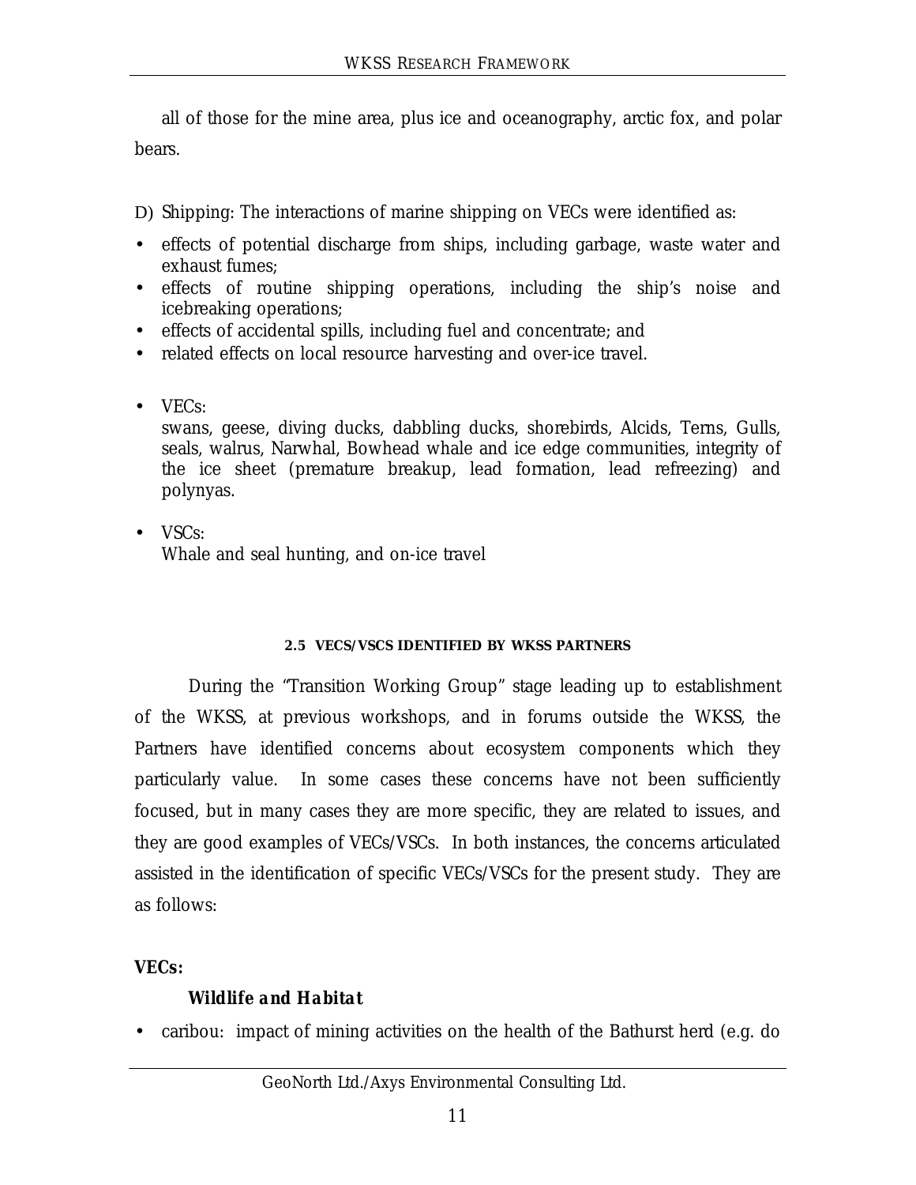all of those for the mine area, plus ice and oceanography, arctic fox, and polar bears.

D) Shipping: The interactions of marine shipping on VECs were identified as:

- effects of potential discharge from ships, including garbage, waste water and exhaust fumes;
- effects of routine shipping operations, including the ship's noise and icebreaking operations;
- effects of accidental spills, including fuel and concentrate; and
- related effects on local resource harvesting and over-ice travel.

- VECs:
  swans, geese, diving ducks, dabbling ducks, shorebirds, Alcids, Terns, Gulls, seals, walrus, Narwhal, Bowhead whale and ice edge communities, integrity of the ice sheet (premature breakup, lead formation, lead refreezing) and polynyas.

- VSCs:
  Whale and seal hunting, and on-ice travel

## 2.5 VECS/VSCS IDENTIFIED BY WKSS PARTNERS

During the "Transition Working Group" stage leading up to establishment of the WKSS, at previous workshops, and in forums outside the WKSS, the Partners have identified concerns about ecosystem components which they particularly value. In some cases these concerns have not been sufficiently focused, but in many cases they are more specific, they are related to issues, and they are good examples of VECs/VSCs. In both instances, the concerns articulated assisted in the identification of specific VECs/VSCs for the present study. They are as follows:

**VECs:**

***Wildlife and Habitat***

- caribou: impact of mining activities on the health of the Bathurst herd (e.g. do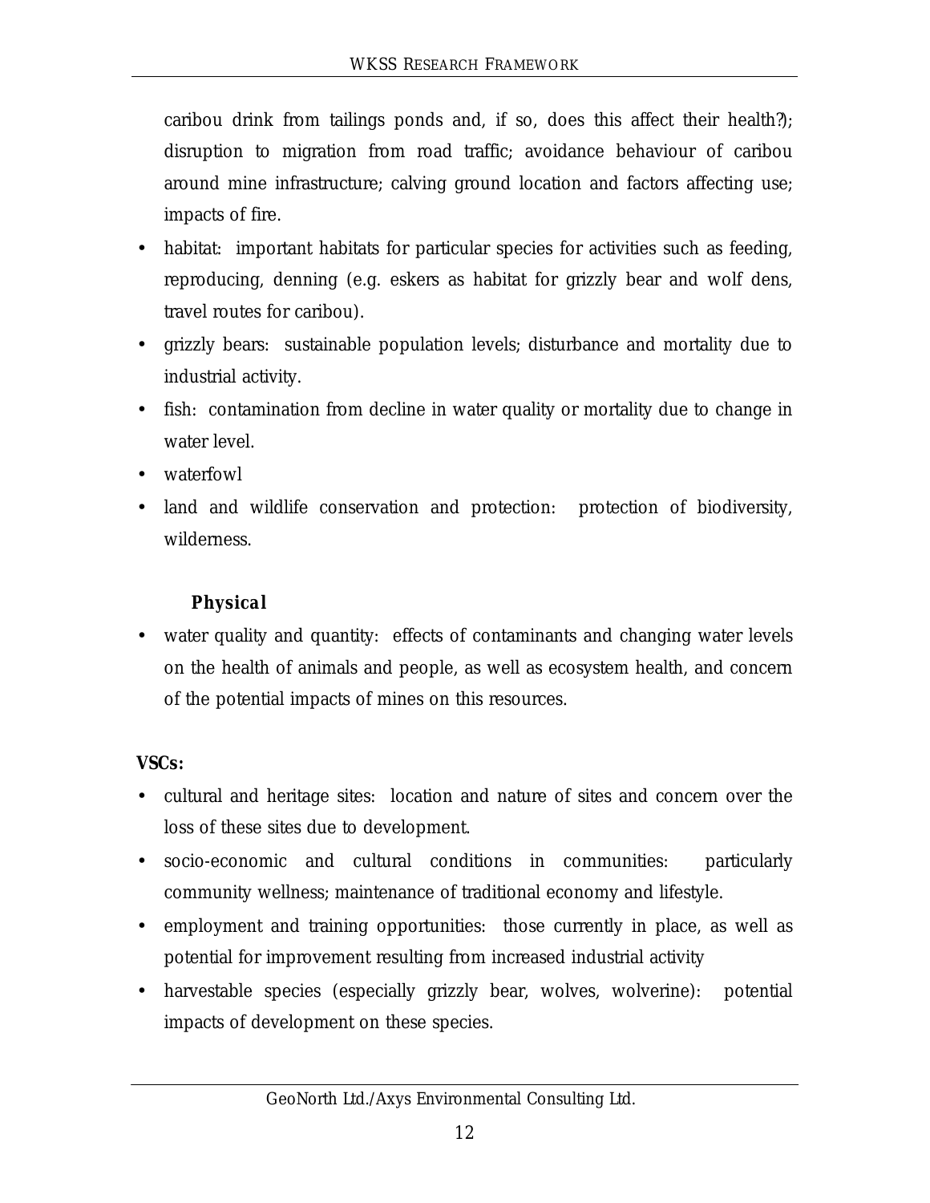caribou drink from tailings ponds and, if so, does this affect their health?); disruption to migration from road traffic; avoidance behaviour of caribou around mine infrastructure; calving ground location and factors affecting use; impacts of fire.

- habitat: important habitats for particular species for activities such as feeding, reproducing, denning (e.g. eskers as habitat for grizzly bear and wolf dens, travel routes for caribou).
- grizzly bears: sustainable population levels; disturbance and mortality due to industrial activity.
- fish: contamination from decline in water quality or mortality due to change in water level.
- waterfowl
- land and wildlife conservation and protection: protection of biodiversity, wilderness.

**Physical**

- water quality and quantity: effects of contaminants and changing water levels on the health of animals and people, as well as ecosystem health, and concern of the potential impacts of mines on this resources.

**VSCs:**

- cultural and heritage sites: location and nature of sites and concern over the loss of these sites due to development.
- socio-economic and cultural conditions in communities: particularly community wellness; maintenance of traditional economy and lifestyle.
- employment and training opportunities: those currently in place, as well as potential for improvement resulting from increased industrial activity
- harvestable species (especially grizzly bear, wolves, wolverine): potential impacts of development on these species.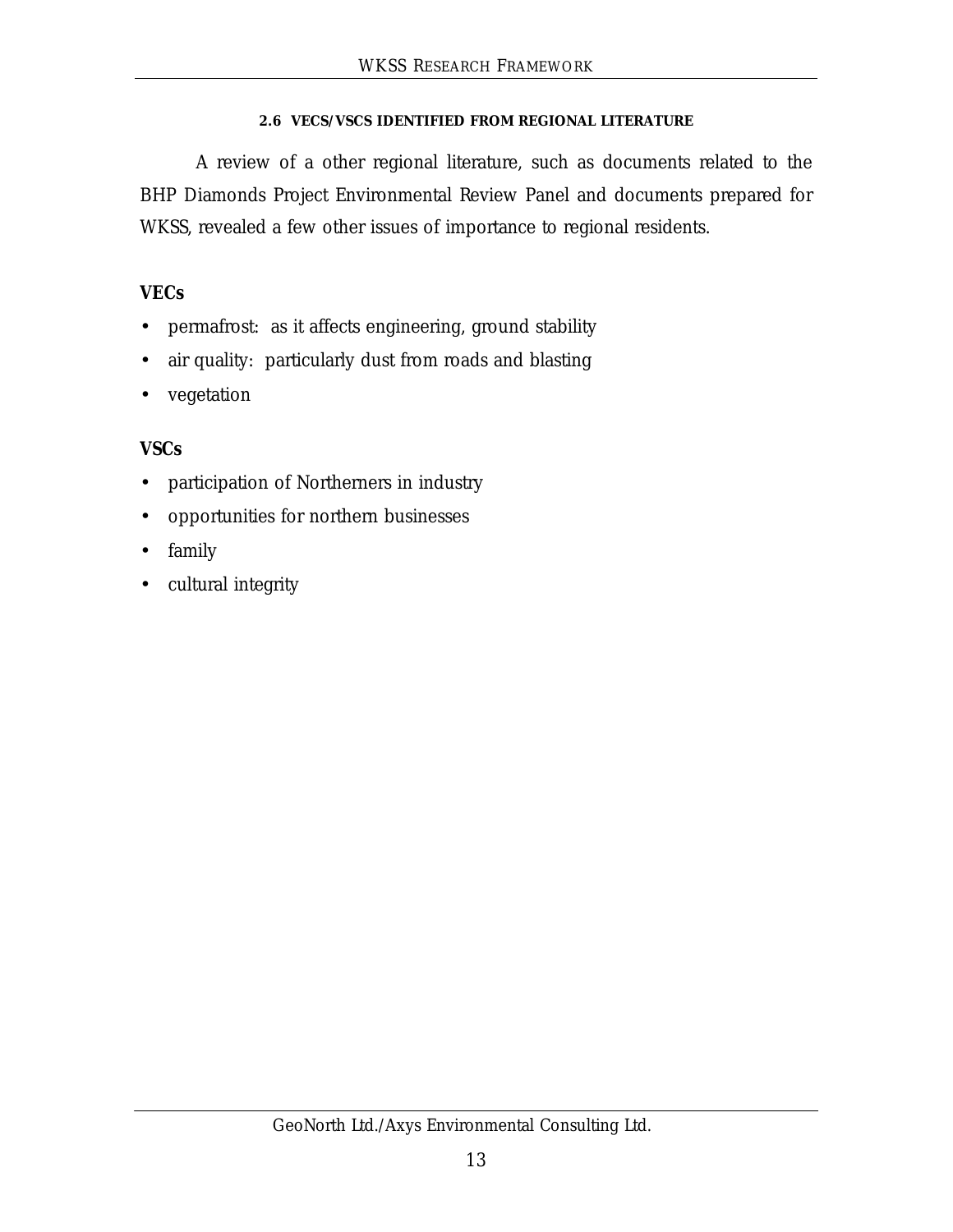## 2.6 VECS/VSCS IDENTIFIED FROM REGIONAL LITERATURE

A review of a other regional literature, such as documents related to the BHP Diamonds Project Environmental Review Panel and documents prepared for WKSS, revealed a few other issues of importance to regional residents.

**VECs**

- permafrost: as it affects engineering, ground stability
- air quality: particularly dust from roads and blasting
- vegetation

**VSCs**

- participation of Northerners in industry
- opportunities for northern businesses
- family
- cultural integrity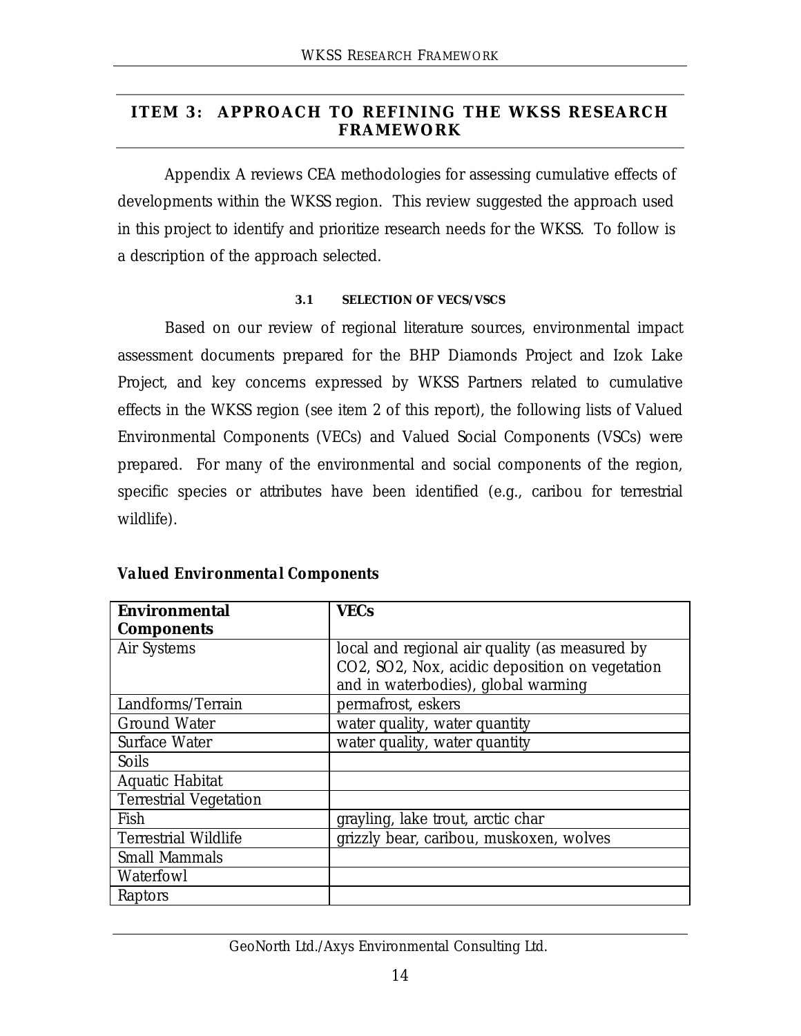## ITEM 3: APPROACH TO REFINING THE WKSS RESEARCH FRAMEWORK

Appendix A reviews CEA methodologies for assessing cumulative effects of developments within the WKSS region. This review suggested the approach used in this project to identify and prioritize research needs for the WKSS. To follow is a description of the approach selected.

### 3.1 SELECTION OF VECS/VSCS

Based on our review of regional literature sources, environmental impact assessment documents prepared for the BHP Diamonds Project and Izok Lake Project, and key concerns expressed by WKSS Partners related to cumulative effects in the WKSS region (see item 2 of this report), the following lists of Valued Environmental Components (VECs) and Valued Social Components (VSCs) were prepared. For many of the environmental and social components of the region, specific species or attributes have been identified (e.g., caribou for terrestrial wildlife).

**Valued Environmental Components**

| Environmental Components | VECs |
|---|---|
| Air Systems | local and regional air quality (as measured by $CO_2$, $SO_2$, Nox, acidic deposition on vegetation and in waterbodies), global warming |
| Landforms/Terrain | permafrost, eskers |
| Ground Water | water quality, water quantity |
| Surface Water | water quality, water quantity |
| Soils | |
| Aquatic Habitat | |
| Terrestrial Vegetation | |
| Fish | grayling, lake trout, arctic char |
| Terrestrial Wildlife | grizzly bear, caribou, muskoxen, wolves |
| Small Mammals | |
| Waterfowl | |
| Raptors | |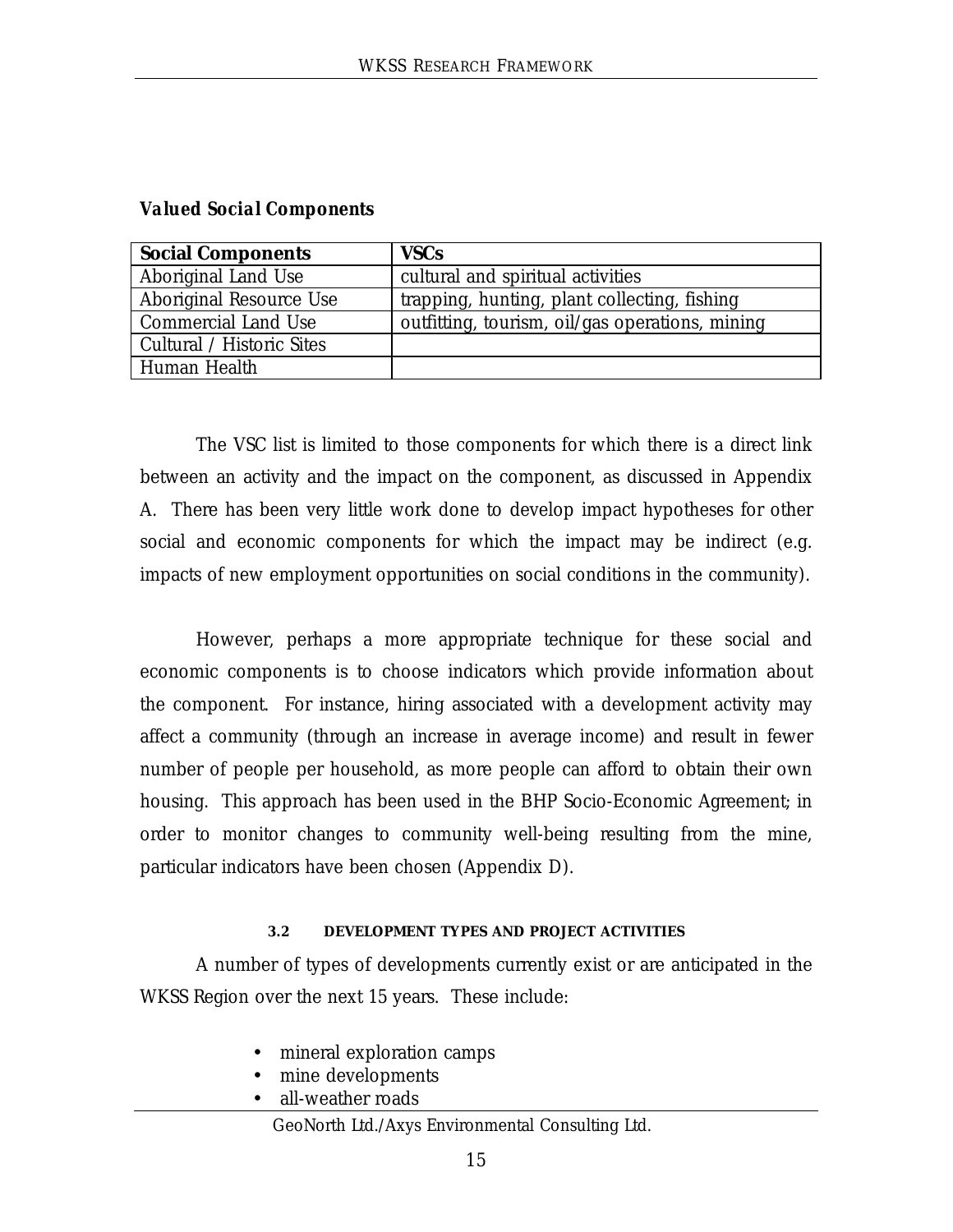**Valued Social Components**

| Social Components | VSCs |
|---|---|
| Aboriginal Land Use | cultural and spiritual activities |
| Aboriginal Resource Use | trapping, hunting, plant collecting, fishing |
| Commercial Land Use | outfitting, tourism, oil/gas operations, mining |
| Cultural / Historic Sites | |
| Human Health | |

The VSC list is limited to those components for which there is a direct link between an activity and the impact on the component, as discussed in Appendix A. There has been very little work done to develop impact hypotheses for other social and economic components for which the impact may be indirect (e.g. impacts of new employment opportunities on social conditions in the community).

However, perhaps a more appropriate technique for these social and economic components is to choose indicators which provide information about the component. For instance, hiring associated with a development activity may affect a community (through an increase in average income) and result in fewer number of people per household, as more people can afford to obtain their own housing. This approach has been used in the BHP Socio-Economic Agreement; in order to monitor changes to community well-being resulting from the mine, particular indicators have been chosen (Appendix D).

### 3.2 DEVELOPMENT TYPES AND PROJECT ACTIVITIES

A number of types of developments currently exist or are anticipated in the WKSS Region over the next 15 years. These include:

- mineral exploration camps
- mine developments
- all-weather roads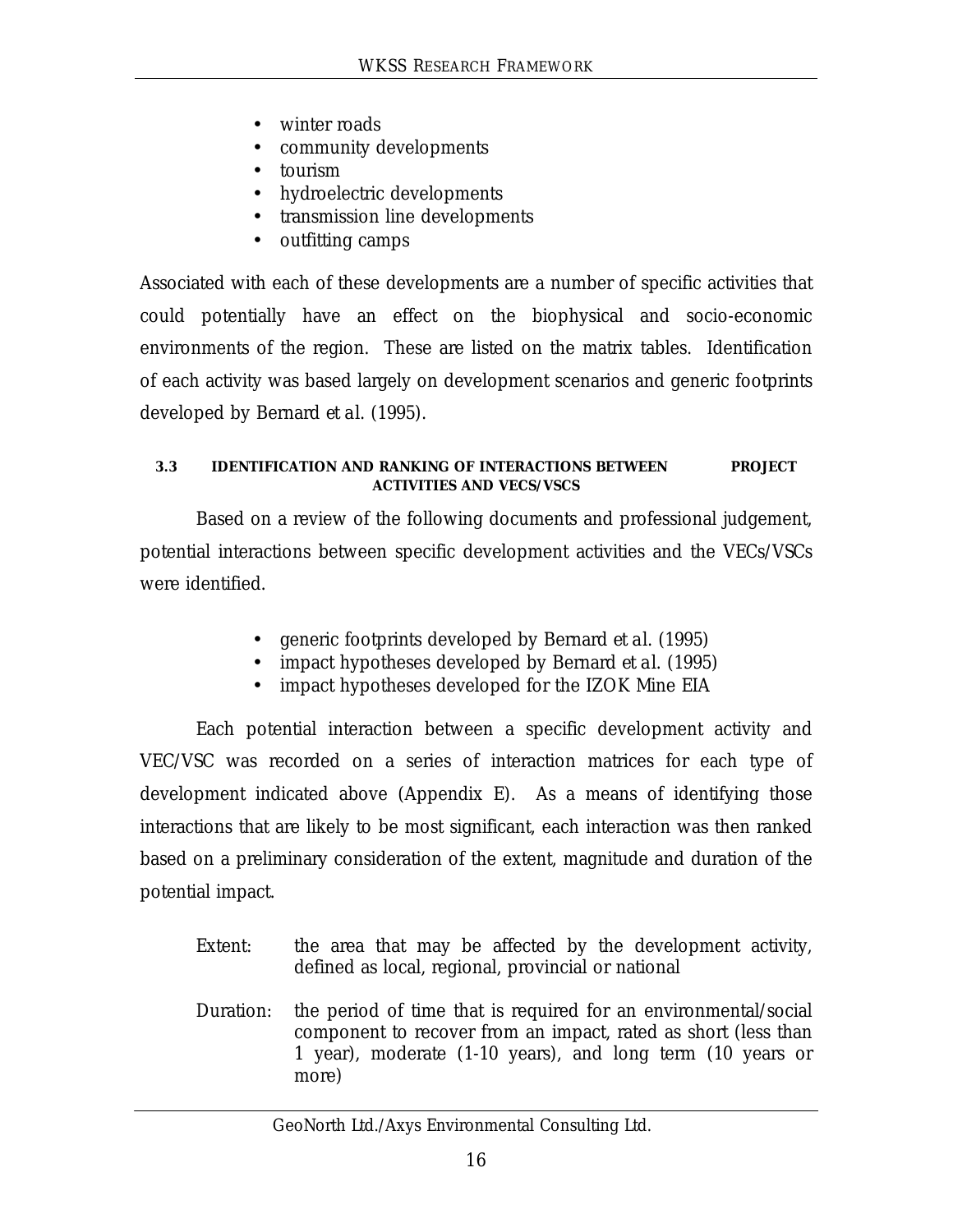- winter roads
- community developments
- tourism
- hydroelectric developments
- transmission line developments
- outfitting camps

Associated with each of these developments are a number of specific activities that could potentially have an effect on the biophysical and socio-economic environments of the region. These are listed on the matrix tables. Identification of each activity was based largely on development scenarios and generic footprints developed by Bernard *et al.* (1995).

### 3.3 IDENTIFICATION AND RANKING OF INTERACTIONS BETWEEN PROJECT ACTIVITIES AND VECS/VSCS

Based on a review of the following documents and professional judgement, potential interactions between specific development activities and the VECs/VSCs were identified.

- generic footprints developed by Bernard *et al.* (1995)
- impact hypotheses developed by Bernard *et al.* (1995)
- impact hypotheses developed for the IZOK Mine EIA

Each potential interaction between a specific development activity and VEC/VSC was recorded on a series of interaction matrices for each type of development indicated above (Appendix E). As a means of identifying those interactions that are likely to be most significant, each interaction was then ranked based on a preliminary consideration of the extent, magnitude and duration of the potential impact.

Extent: the area that may be affected by the development activity, defined as local, regional, provincial or national

Duration: the period of time that is required for an environmental/social component to recover from an impact, rated as short (less than 1 year), moderate (1-10 years), and long term (10 years or more)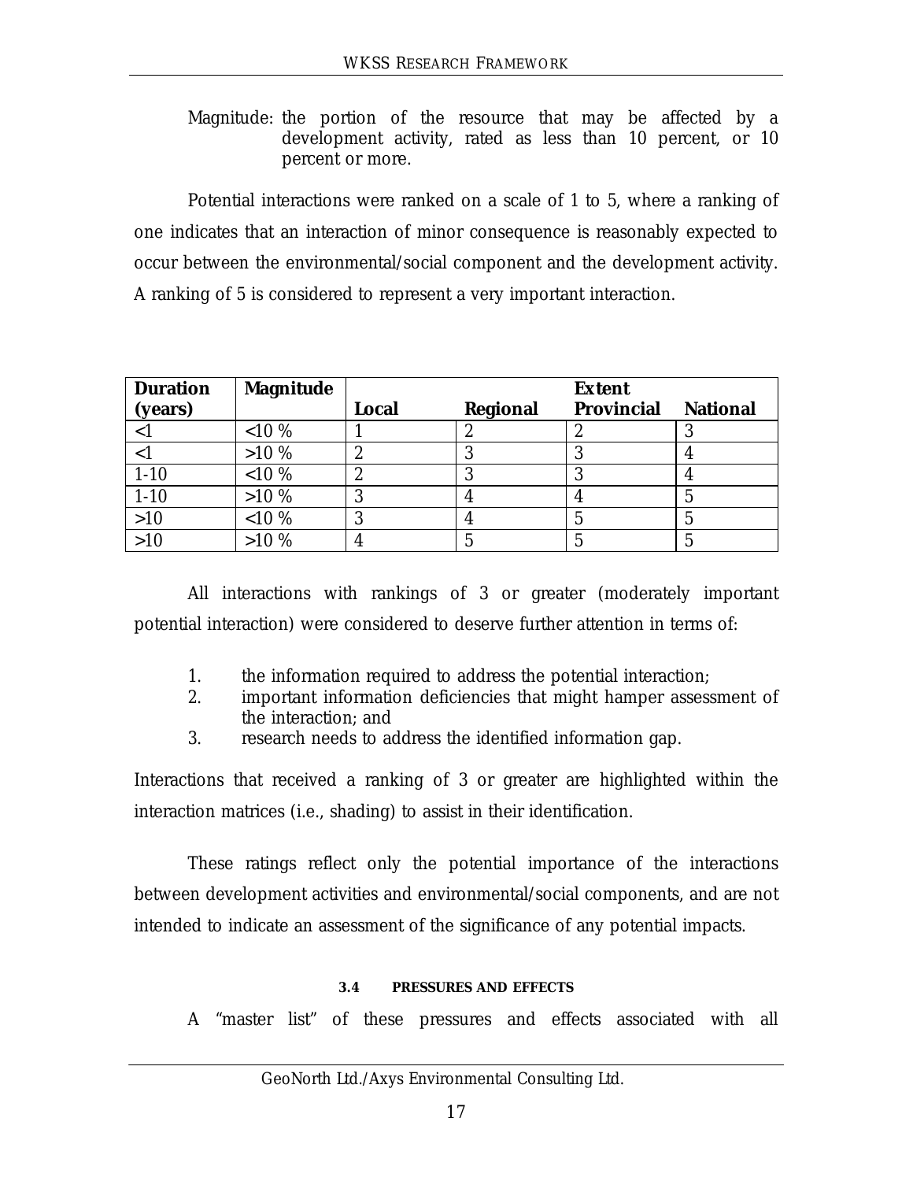Magnitude: the portion of the resource that may be affected by a development activity, rated as less than 10 percent, or 10 percent or more.

Potential interactions were ranked on a scale of 1 to 5, where a ranking of one indicates that an interaction of minor consequence is reasonably expected to occur between the environmental/social component and the development activity. A ranking of 5 is considered to represent a very important interaction.

| Duration (years) | Magnitude | Extent | | | |
|---|---|---|---|---|---|
| | | Local | Regional | Provincial | National |
| <1 | <10 % | 1 | 2 | 2 | 3 |
| <1 | >10 % | 2 | 3 | 3 | 4 |
| 1-10 | <10 % | 2 | 3 | 3 | 4 |
| 1-10 | >10 % | 3 | 4 | 4 | 5 |
| >10 | <10 % | 3 | 4 | 5 | 5 |
| >10 | >10 % | 4 | 5 | 5 | 5 |

All interactions with rankings of 3 or greater (moderately important potential interaction) were considered to deserve further attention in terms of:

1. the information required to address the potential interaction;
2. important information deficiencies that might hamper assessment of the interaction; and
3. research needs to address the identified information gap.

Interactions that received a ranking of 3 or greater are highlighted within the interaction matrices (i.e., shading) to assist in their identification.

These ratings reflect only the potential importance of the interactions between development activities and environmental/social components, and are not intended to indicate an assessment of the significance of any potential impacts.

### 3.4 PRESSURES AND EFFECTS

A "master list" of these pressures and effects associated with all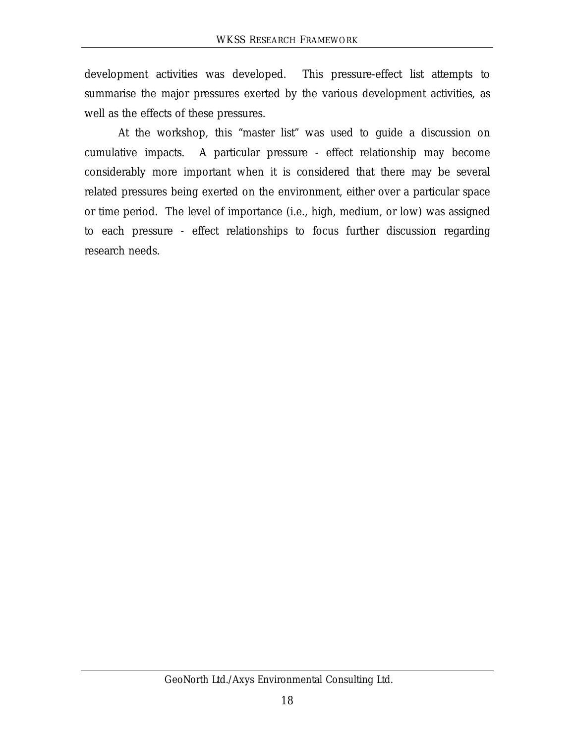development activities was developed. This pressure-effect list attempts to summarise the major pressures exerted by the various development activities, as well as the effects of these pressures.

At the workshop, this "master list" was used to guide a discussion on cumulative impacts. A particular pressure - effect relationship may become considerably more important when it is considered that there may be several related pressures being exerted on the environment, either over a particular space or time period. The level of importance (i.e., high, medium, or low) was assigned to each pressure - effect relationships to focus further discussion regarding research needs.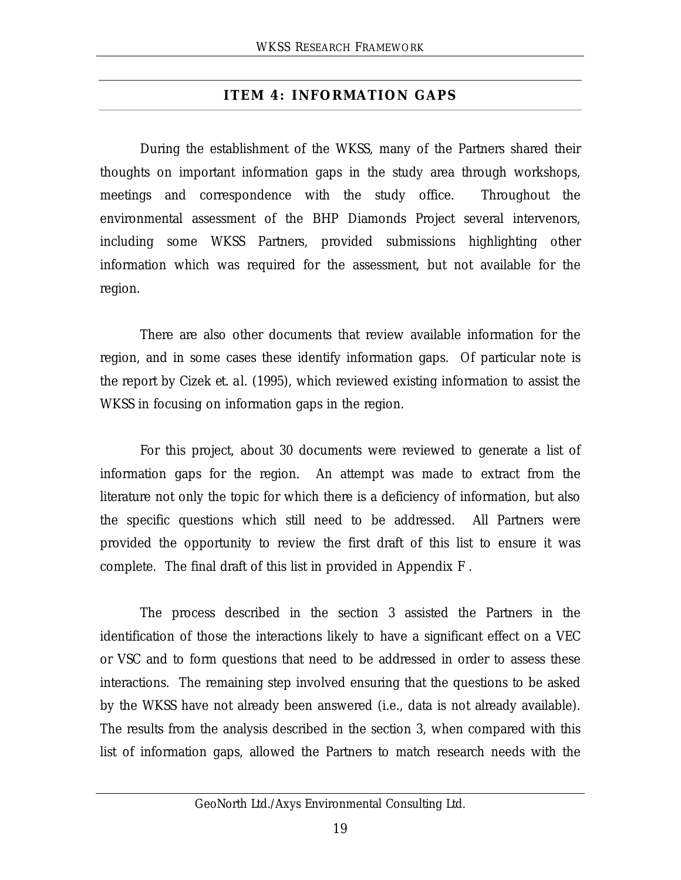## ITEM 4: INFORMATION GAPS

During the establishment of the WKSS, many of the Partners shared their thoughts on important information gaps in the study area through workshops, meetings and correspondence with the study office. Throughout the environmental assessment of the BHP Diamonds Project several intervenors, including some WKSS Partners, provided submissions highlighting other information which was required for the assessment, but not available for the region.

There are also other documents that review available information for the region, and in some cases these identify information gaps. Of particular note is the report by Cizek et. al. (1995), which reviewed existing information to assist the WKSS in focusing on information gaps in the region.

For this project, about 30 documents were reviewed to generate a list of information gaps for the region. An attempt was made to extract from the literature not only the topic for which there is a deficiency of information, but also the specific questions which still need to be addressed. All Partners were provided the opportunity to review the first draft of this list to ensure it was complete. The final draft of this list in provided in Appendix F .

The process described in the section 3 assisted the Partners in the identification of those the interactions likely to have a significant effect on a VEC or VSC and to form questions that need to be addressed in order to assess these interactions. The remaining step involved ensuring that the questions to be asked by the WKSS have not already been answered (i.e., data is not already available). The results from the analysis described in the section 3, when compared with this list of information gaps, allowed the Partners to match research needs with the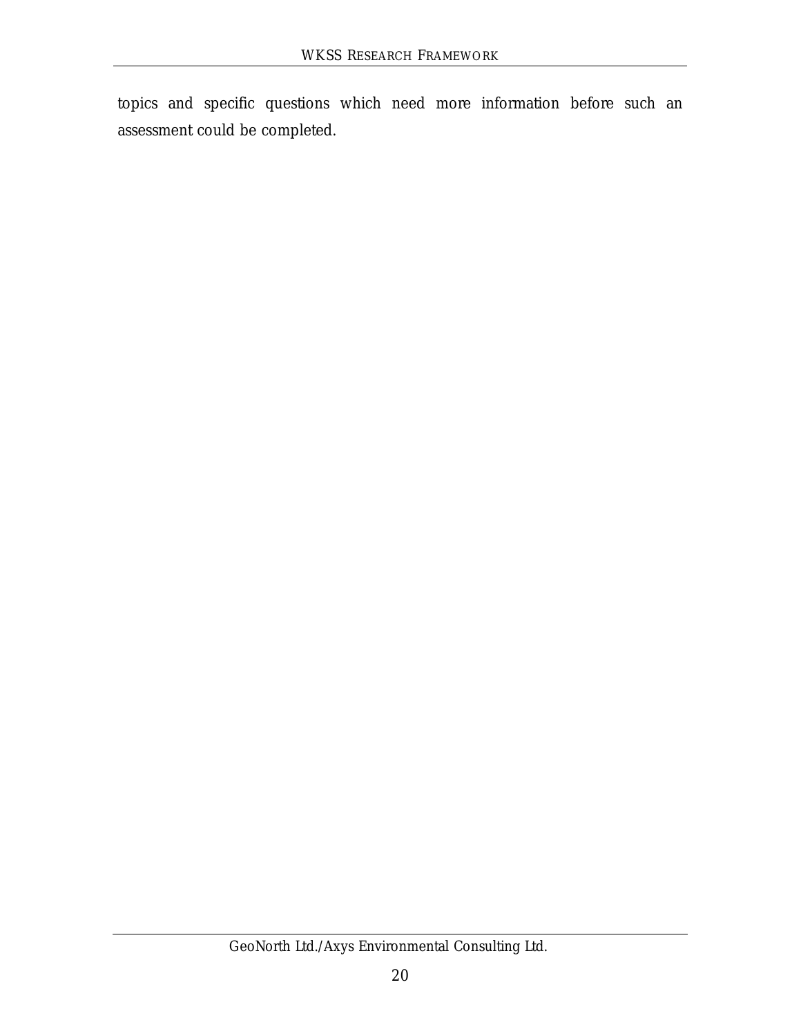topics and specific questions which need more information before such an assessment could be completed.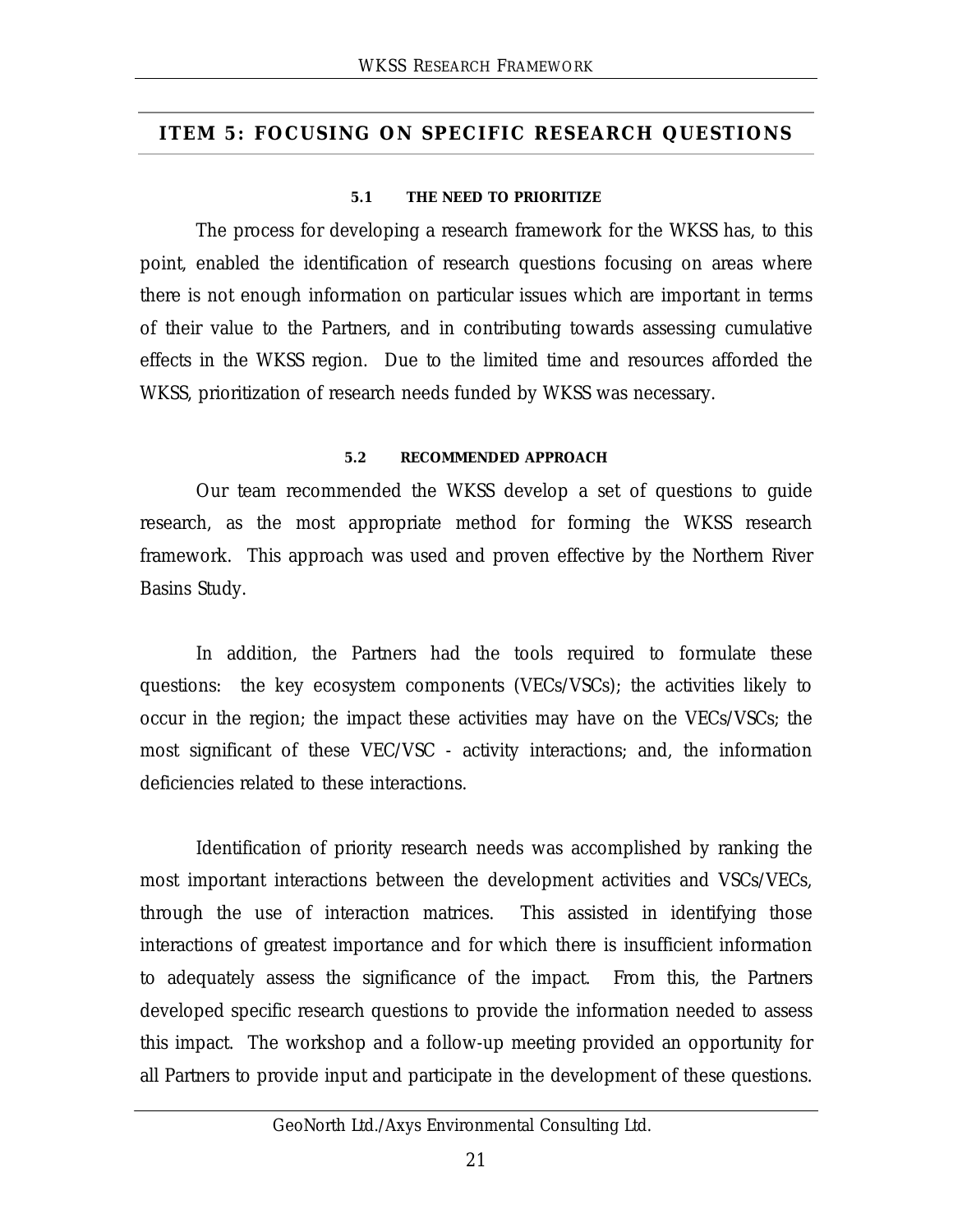## ITEM 5: FOCUSING ON SPECIFIC RESEARCH QUESTIONS

### 5.1 THE NEED TO PRIORITIZE

The process for developing a research framework for the WKSS has, to this point, enabled the identification of research questions focusing on areas where there is not enough information on particular issues which are important in terms of their value to the Partners, and in contributing towards assessing cumulative effects in the WKSS region. Due to the limited time and resources afforded the WKSS, prioritization of research needs funded by WKSS was necessary.

### 5.2 RECOMMENDED APPROACH

Our team recommended the WKSS develop a set of questions to guide research, as the most appropriate method for forming the WKSS research framework. This approach was used and proven effective by the Northern River Basins Study.

In addition, the Partners had the tools required to formulate these questions: the key ecosystem components (VECs/VSCs); the activities likely to occur in the region; the impact these activities may have on the VECs/VSCs; the most significant of these VEC/VSC - activity interactions; and, the information deficiencies related to these interactions.

Identification of priority research needs was accomplished by ranking the most important interactions between the development activities and VSCs/VECs, through the use of interaction matrices. This assisted in identifying those interactions of greatest importance and for which there is insufficient information to adequately assess the significance of the impact. From this, the Partners developed specific research questions to provide the information needed to assess this impact. The workshop and a follow-up meeting provided an opportunity for all Partners to provide input and participate in the development of these questions.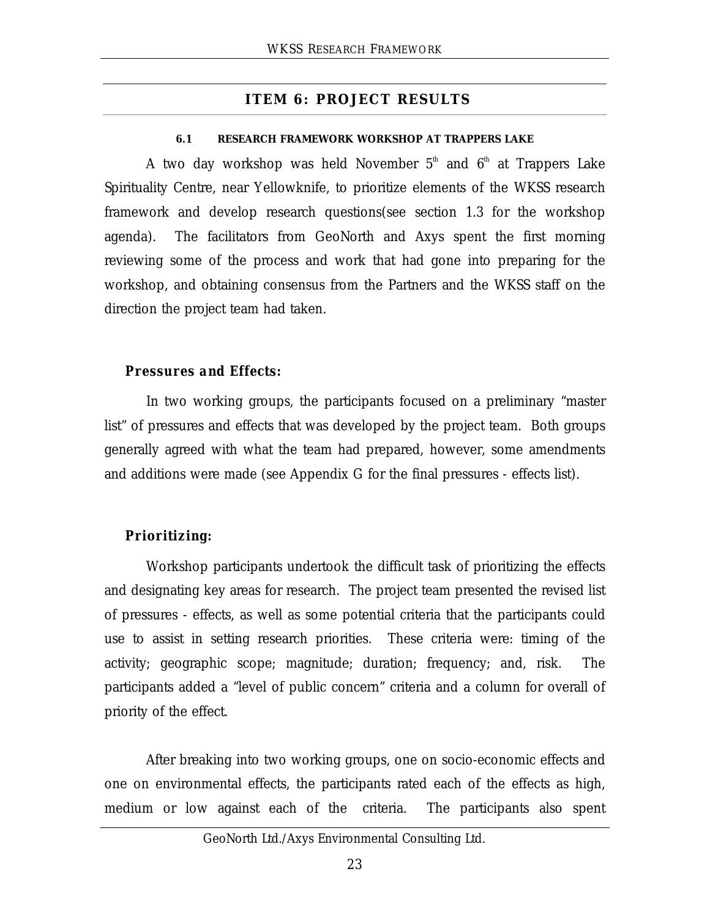## ITEM 6: PROJECT RESULTS

### 6.1 RESEARCH FRAMEWORK WORKSHOP AT TRAPPERS LAKE

A two day workshop was held November 5th and 6th at Trappers Lake Spirituality Centre, near Yellowknife, to prioritize elements of the WKSS research framework and develop research questions(see section 1.3 for the workshop agenda). The facilitators from GeoNorth and Axys spent the first morning reviewing some of the process and work that had gone into preparing for the workshop, and obtaining consensus from the Partners and the WKSS staff on the direction the project team had taken.

**Pressures and Effects:**

In two working groups, the participants focused on a preliminary "master list" of pressures and effects that was developed by the project team. Both groups generally agreed with what the team had prepared, however, some amendments and additions were made (see Appendix G for the final pressures - effects list).

**Prioritizing:**

Workshop participants undertook the difficult task of prioritizing the effects and designating key areas for research. The project team presented the revised list of pressures - effects, as well as some potential criteria that the participants could use to assist in setting research priorities. These criteria were: timing of the activity; geographic scope; magnitude; duration; frequency; and, risk. The participants added a "level of public concern" criteria and a column for overall of priority of the effect.

After breaking into two working groups, one on socio-economic effects and one on environmental effects, the participants rated each of the effects as high, medium or low against each of the criteria. The participants also spent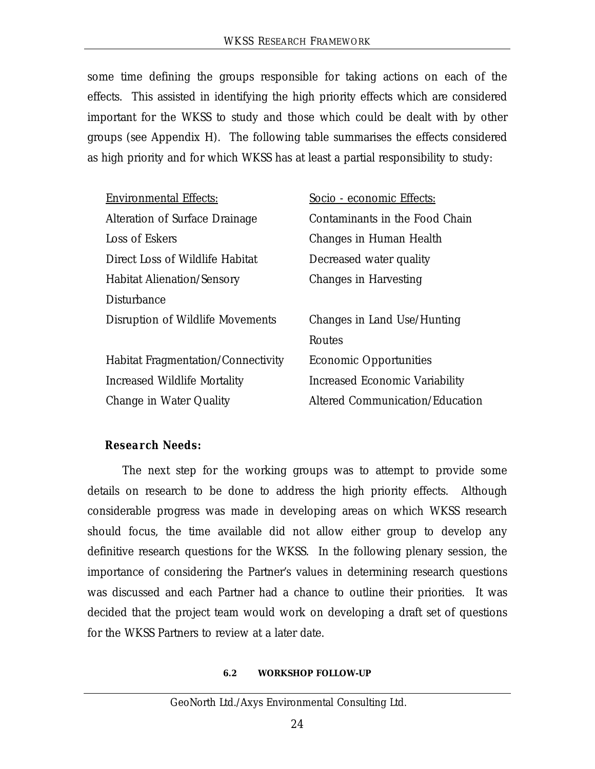some time defining the groups responsible for taking actions on each of the effects. This assisted in identifying the high priority effects which are considered important for the WKSS to study and those which could be dealt with by other groups (see Appendix H). The following table summarises the effects considered as high priority and for which WKSS has at least a partial responsibility to study:

| Environmental Effects: | Socio - economic Effects: |
|---|---|
| Alteration of Surface Drainage | Contaminants in the Food Chain |
| Loss of Eskers | Changes in Human Health |
| Direct Loss of Wildlife Habitat | Decreased water quality |
| Habitat Alienation/Sensory Disturbance | Changes in Harvesting |
| Disruption of Wildlife Movements | Changes in Land Use/Hunting Routes |
| Habitat Fragmentation/Connectivity | Economic Opportunities |
| Increased Wildlife Mortality | Increased Economic Variability |
| Change in Water Quality | Altered Communication/Education |

**Research Needs:**

The next step for the working groups was to attempt to provide some details on research to be done to address the high priority effects. Although considerable progress was made in developing areas on which WKSS research should focus, the time available did not allow either group to develop any definitive research questions for the WKSS. In the following plenary session, the importance of considering the Partner's values in determining research questions was discussed and each Partner had a chance to outline their priorities. It was decided that the project team would work on developing a draft set of questions for the WKSS Partners to review at a later date.

## 6.2 WORKSHOP FOLLOW-UP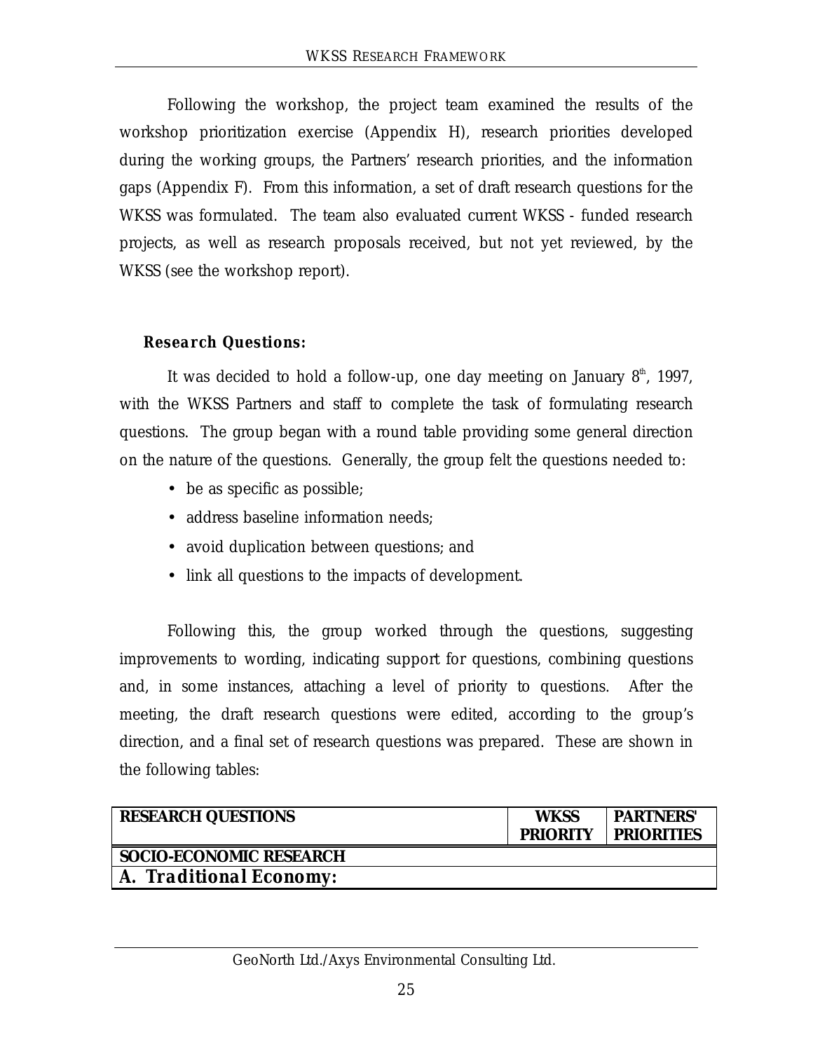Following the workshop, the project team examined the results of the workshop prioritization exercise (Appendix H), research priorities developed during the working groups, the Partners' research priorities, and the information gaps (Appendix F). From this information, a set of draft research questions for the WKSS was formulated. The team also evaluated current WKSS - funded research projects, as well as research proposals received, but not yet reviewed, by the WKSS (see the workshop report).

**Research Questions:**

It was decided to hold a follow-up, one day meeting on January 8th, 1997, with the WKSS Partners and staff to complete the task of formulating research questions. The group began with a round table providing some general direction on the nature of the questions. Generally, the group felt the questions needed to:

- be as specific as possible;
- address baseline information needs;
- avoid duplication between questions; and
- link all questions to the impacts of development.

Following this, the group worked through the questions, suggesting improvements to wording, indicating support for questions, combining questions and, in some instances, attaching a level of priority to questions. After the meeting, the draft research questions were edited, according to the group's direction, and a final set of research questions was prepared. These are shown in the following tables:

| RESEARCH QUESTIONS | WKSS PRIORITY | PARTNERS' PRIORITIES |
|---|---|---|
| **SOCIO-ECONOMIC RESEARCH** | | |
| **A. Traditional Economy:** | | |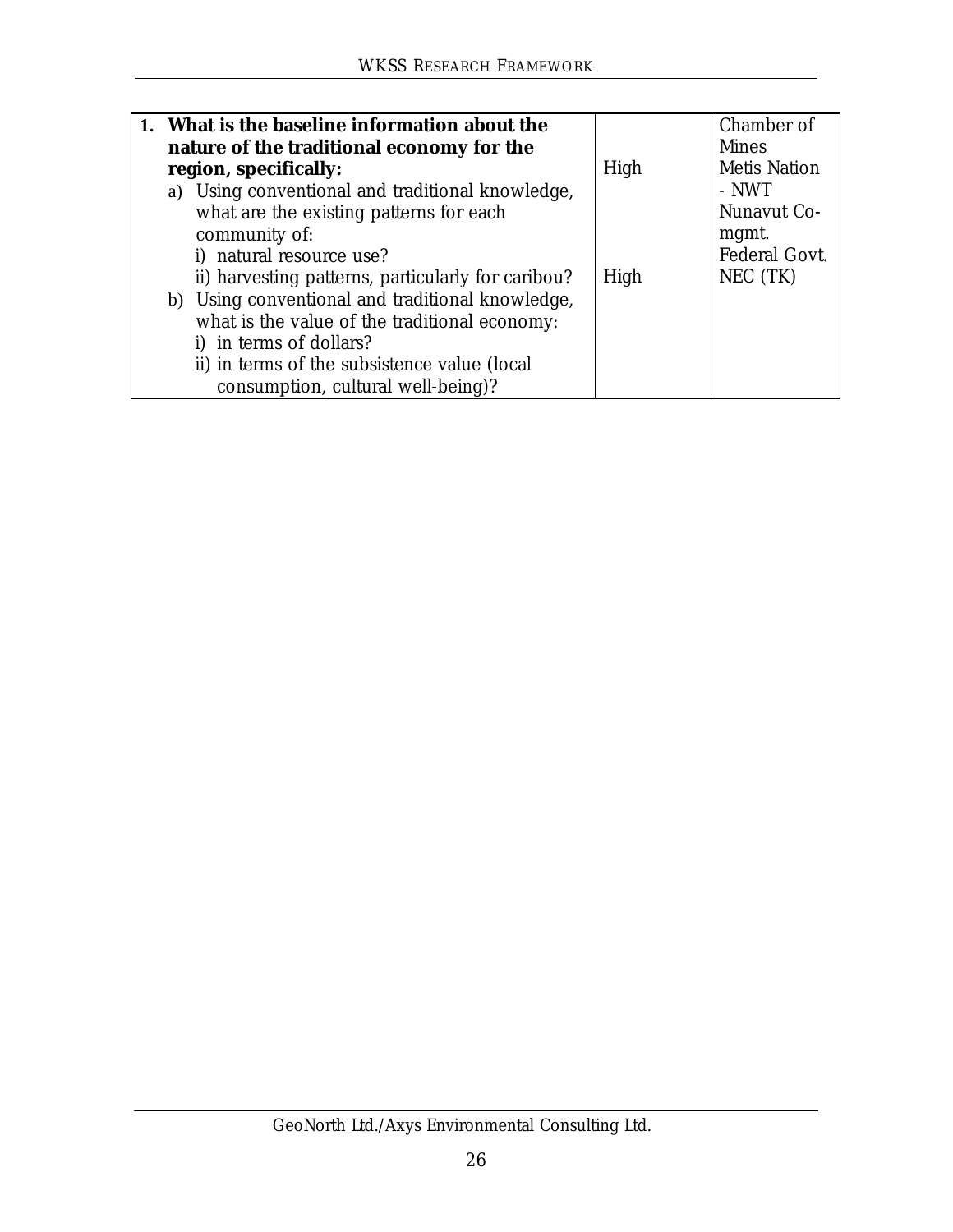| **1. What is the baseline information about the nature of the traditional economy for the region, specifically:**<br>a) Using conventional and traditional knowledge, what are the existing patterns for each community of:<br>i) natural resource use?<br>ii) harvesting patterns, particularly for caribou?<br>b) Using conventional and traditional knowledge, what is the value of the traditional economy:<br>i) in terms of dollars?<br>ii) in terms of the subsistence value (local consumption, cultural well-being)? | High<br><br>High | Chamber of Mines<br>Metis Nation - NWT<br>Nunavut Co-mgmt.<br>Federal Govt.<br>NEC (TK) |
|---|---|---|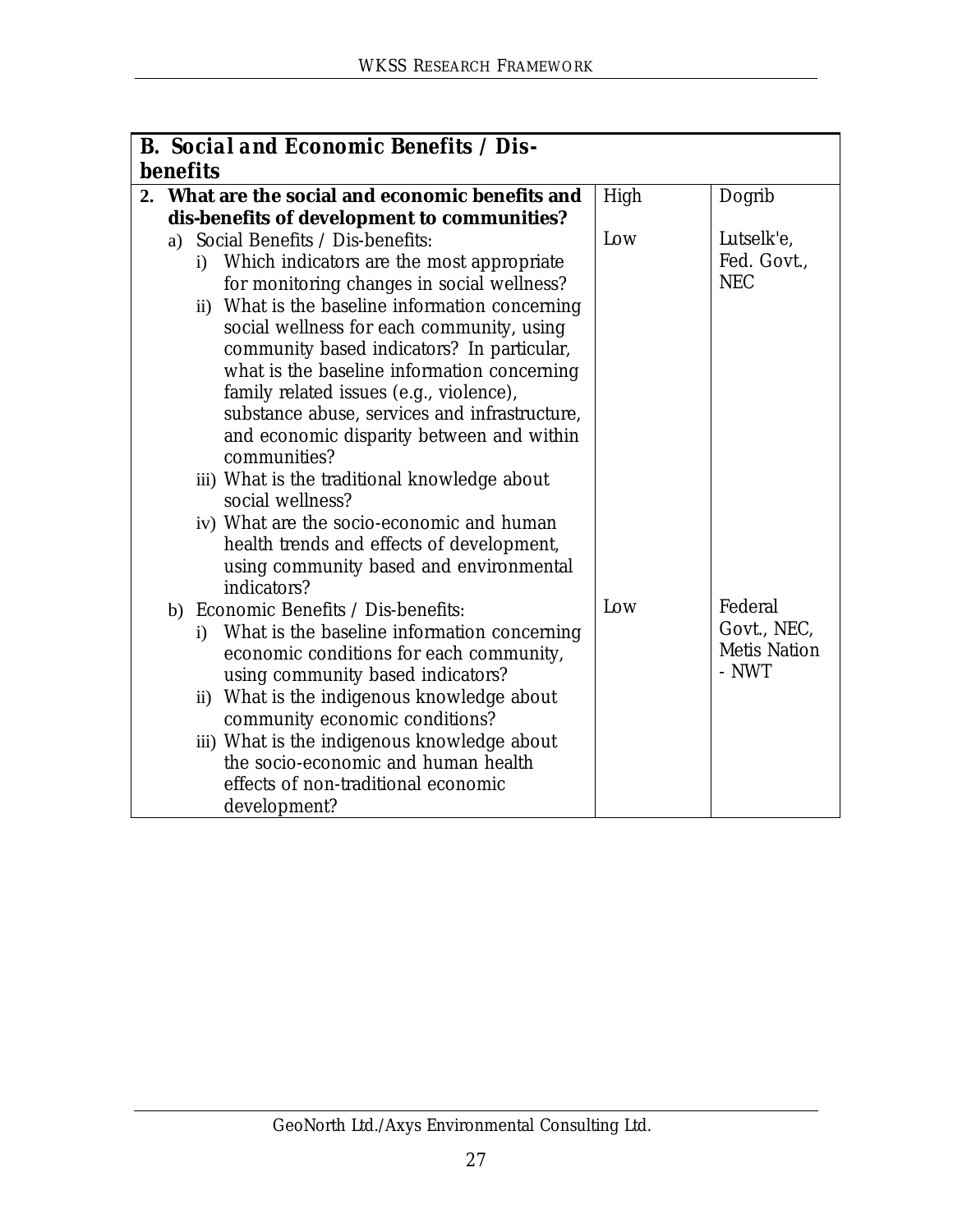| B. Social and Economic Benefits / Dis-benefits | | |
|---|---|---|
| **2. What are the social and economic benefits and dis-benefits of development to communities?** | High | Dogrib |
| a) Social Benefits / Dis-benefits:<br>i) Which indicators are the most appropriate for monitoring changes in social wellness?<br>ii) What is the baseline information concerning social wellness for each community, using community based indicators? In particular, what is the baseline information concerning family related issues (e.g., violence), substance abuse, services and infrastructure, and economic disparity between and within communities?<br>iii) What is the traditional knowledge about social wellness?<br>iv) What are the socio-economic and human health trends and effects of development, using community based and environmental indicators? | Low | Lutselk'e, Fed. Govt., NEC |
| b) Economic Benefits / Dis-benefits:<br>i) What is the baseline information concerning economic conditions for each community, using community based indicators?<br>ii) What is the indigenous knowledge about community economic conditions?<br>iii) What is the indigenous knowledge about the socio-economic and human health effects of non-traditional economic development? | Low | Federal Govt., NEC, Metis Nation - NWT |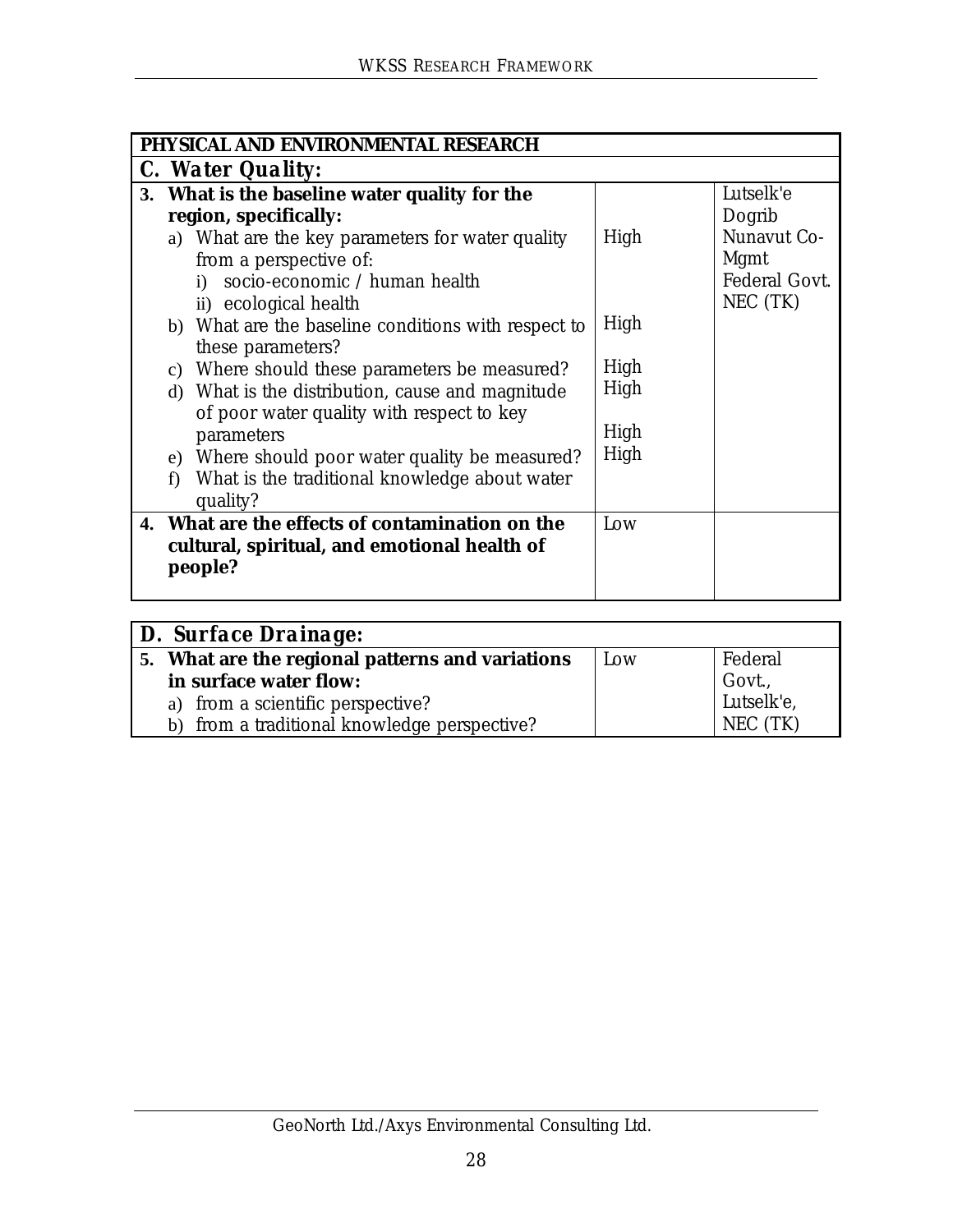| PHYSICAL AND ENVIRONMENTAL RESEARCH | | |
|---|---|---|
| **C. Water Quality:** | | |
| **3. What is the baseline water quality for the region, specifically:**<br>a) What are the key parameters for water quality from a perspective of:<br>i) socio-economic / human health<br>ii) ecological health<br>b) What are the baseline conditions with respect to these parameters?<br>c) Where should these parameters be measured?<br>d) What is the distribution, cause and magnitude of poor water quality with respect to key parameters<br>e) Where should poor water quality be measured?<br>f) What is the traditional knowledge about water quality? | High<br><br><br><br>High<br><br>High<br>High<br><br>High<br>High | Lutselk'e Dogrib<br>Nunavut Co-Mgmt<br>Federal Govt.<br>NEC (TK) |
| **4. What are the effects of contamination on the cultural, spiritual, and emotional health of people?** | Low | |

| **D. Surface Drainage:** | | |
|---|---|---|
| **5. What are the regional patterns and variations in surface water flow:**<br>a) from a scientific perspective?<br>b) from a traditional knowledge perspective? | Low | Federal Govt.,<br>Lutselk'e,<br>NEC (TK) |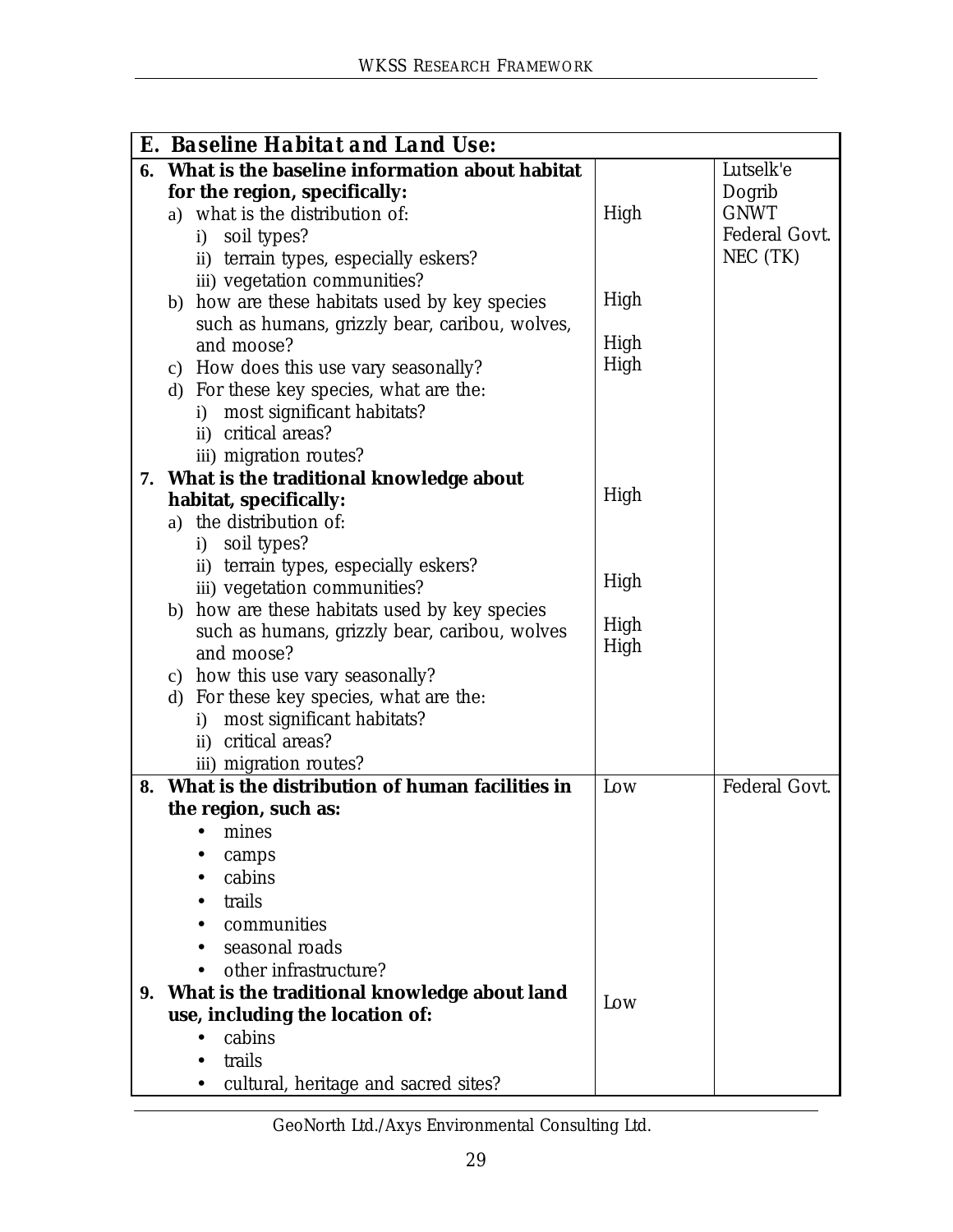| **E. Baseline Habitat and Land Use:** | | |
|---|---|---|
| **6. What is the baseline information about habitat for the region, specifically:**<br>a) what is the distribution of:<br>i) soil types?<br>ii) terrain types, especially eskers?<br>iii) vegetation communities?<br>b) how are these habitats used by key species such as humans, grizzly bear, caribou, wolves, and moose?<br>c) How does this use vary seasonally?<br>d) For these key species, what are the:<br>i) most significant habitats?<br>ii) critical areas?<br>iii) migration routes? | High<br><br>High<br><br>High<br>High | Lutselk'e<br>Dogrib<br>GNWT<br>Federal Govt.<br>NEC (TK) |
| **7. What is the traditional knowledge about habitat, specifically:**<br>a) the distribution of:<br>i) soil types?<br>ii) terrain types, especially eskers?<br>iii) vegetation communities?<br>b) how are these habitats used by key species such as humans, grizzly bear, caribou, wolves and moose?<br>c) how this use vary seasonally?<br>d) For these key species, what are the:<br>i) most significant habitats?<br>ii) critical areas?<br>iii) migration routes? | High<br><br>High<br><br>High<br>High | |
| **8. What is the distribution of human facilities in the region, such as:**<br>• mines<br>• camps<br>• cabins<br>• trails<br>• communities<br>• seasonal roads<br>• other infrastructure? | Low | Federal Govt. |
| **9. What is the traditional knowledge about land use, including the location of:**<br>• cabins<br>• trails<br>• cultural, heritage and sacred sites? | Low | |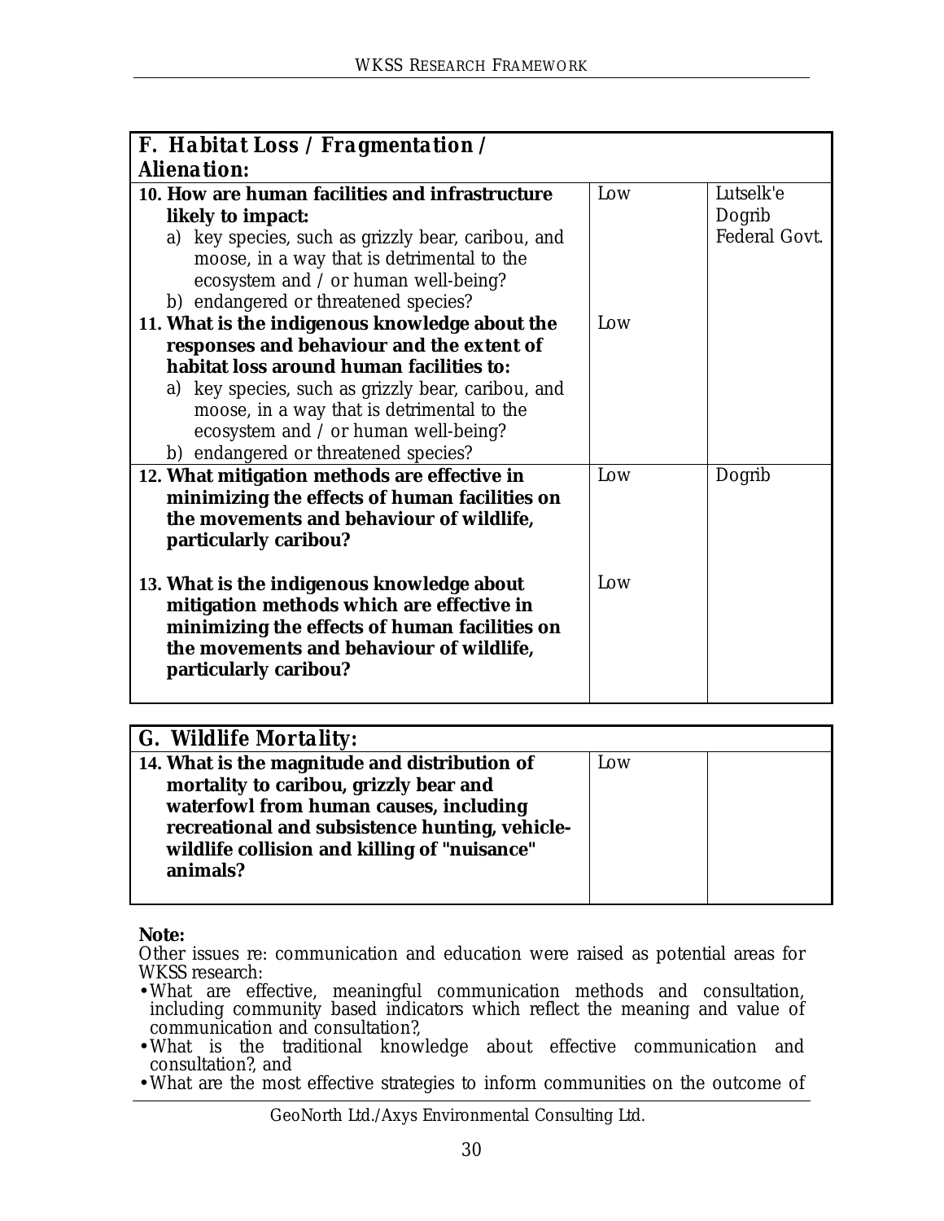| F. Habitat Loss / Fragmentation / Alienation: | | |
|---|---|---|
| **10. How are human facilities and infrastructure likely to impact:**<br>a) key species, such as grizzly bear, caribou, and moose, in a way that is detrimental to the ecosystem and / or human well-being?<br>b) endangered or threatened species? | Low | Lutselk'e<br>Dogrib<br>Federal Govt. |
| **11. What is the indigenous knowledge about the responses and behaviour and the extent of habitat loss around human facilities to:**<br>a) key species, such as grizzly bear, caribou, and moose, in a way that is detrimental to the ecosystem and / or human well-being?<br>b) endangered or threatened species? | Low | |
| **12. What mitigation methods are effective in minimizing the effects of human facilities on the movements and behaviour of wildlife, particularly caribou?** | Low | Dogrib |
| **13. What is the indigenous knowledge about mitigation methods which are effective in minimizing the effects of human facilities on the movements and behaviour of wildlife, particularly caribou?** | Low | |

| G. Wildlife Mortality: | | |
|---|---|---|
| **14. What is the magnitude and distribution of mortality to caribou, grizzly bear and waterfowl from human causes, including recreational and subsistence hunting, vehicle-wildlife collision and killing of "nuisance" animals?** | Low | |

**Note:**
Other issues re: communication and education were raised as potential areas for WKSS research:

- What are effective, meaningful communication methods and consultation, including community based indicators which reflect the meaning and value of communication and consultation?,
- What is the traditional knowledge about effective communication and consultation?, and
- What are the most effective strategies to inform communities on the outcome of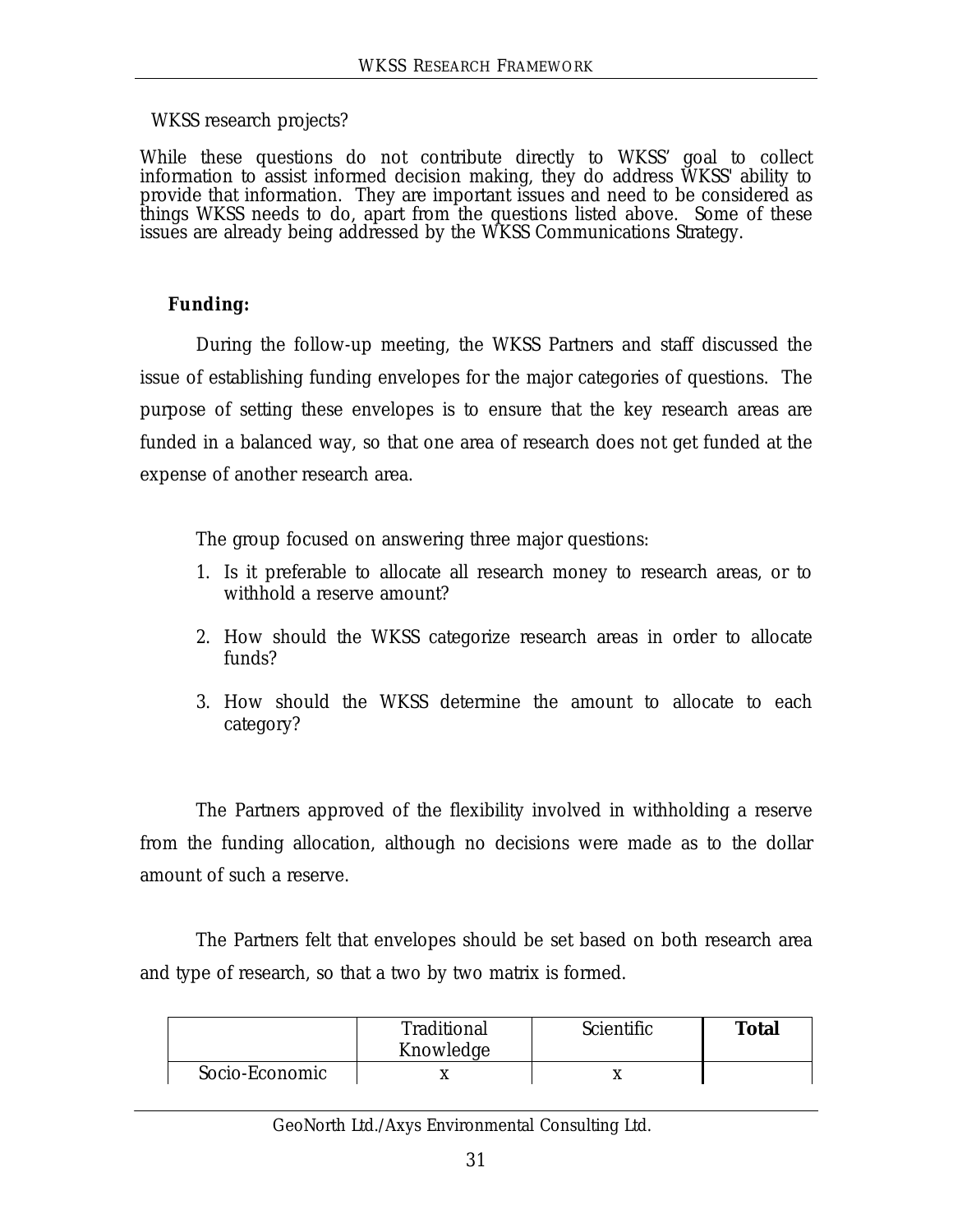WKSS research projects?

While these questions do not contribute directly to WKSS' goal to collect information to assist informed decision making, they do address WKSS' ability to provide that information. They are important issues and need to be considered as things WKSS needs to do, apart from the questions listed above. Some of these issues are already being addressed by the WKSS Communications Strategy.

**Funding:**

During the follow-up meeting, the WKSS Partners and staff discussed the issue of establishing funding envelopes for the major categories of questions. The purpose of setting these envelopes is to ensure that the key research areas are funded in a balanced way, so that one area of research does not get funded at the expense of another research area.

The group focused on answering three major questions:

1. Is it preferable to allocate all research money to research areas, or to withhold a reserve amount?
2. How should the WKSS categorize research areas in order to allocate funds?
3. How should the WKSS determine the amount to allocate to each category?

The Partners approved of the flexibility involved in withholding a reserve from the funding allocation, although no decisions were made as to the dollar amount of such a reserve.

The Partners felt that envelopes should be set based on both research area and type of research, so that a two by two matrix is formed.

| | Traditional Knowledge | Scientific | **Total** |
|---|---|---|---|
| Socio-Economic | x | x | |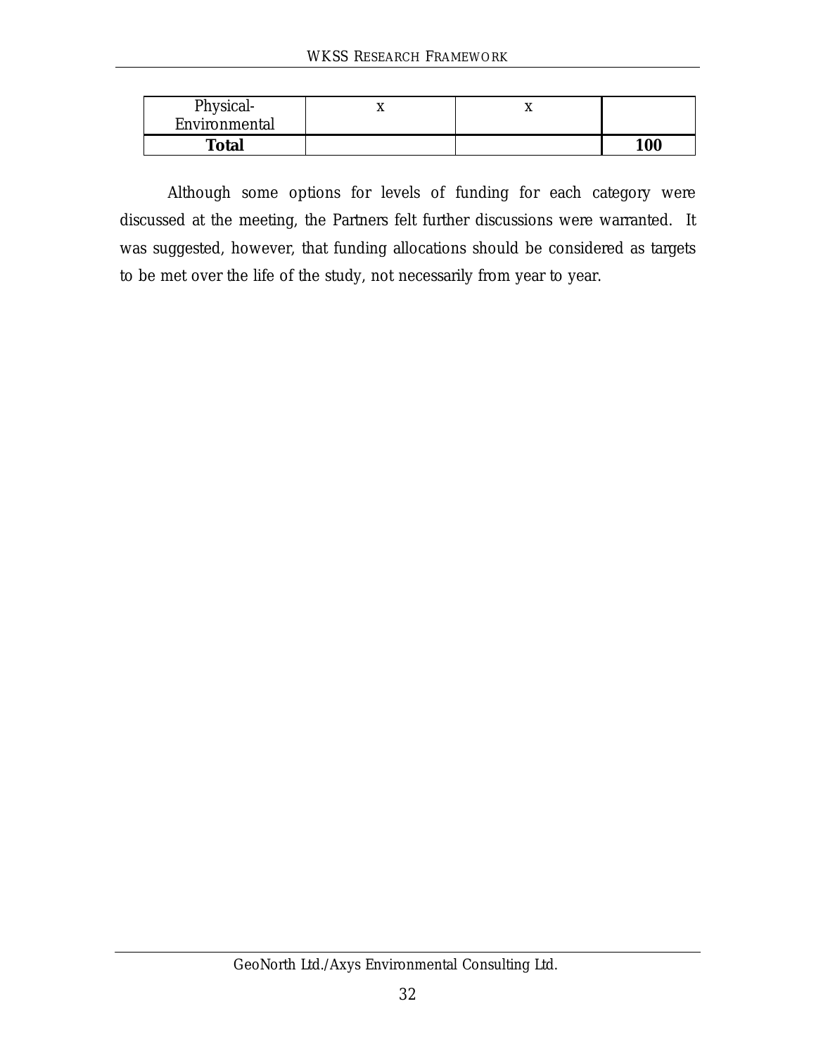| | | | |
|---|---|---|---|
| Physical-Environmental | x | x | |
| **Total** | | | **100** |

Although some options for levels of funding for each category were discussed at the meeting, the Partners felt further discussions were warranted. It was suggested, however, that funding allocations should be considered as targets to be met over the life of the study, not necessarily from year to year.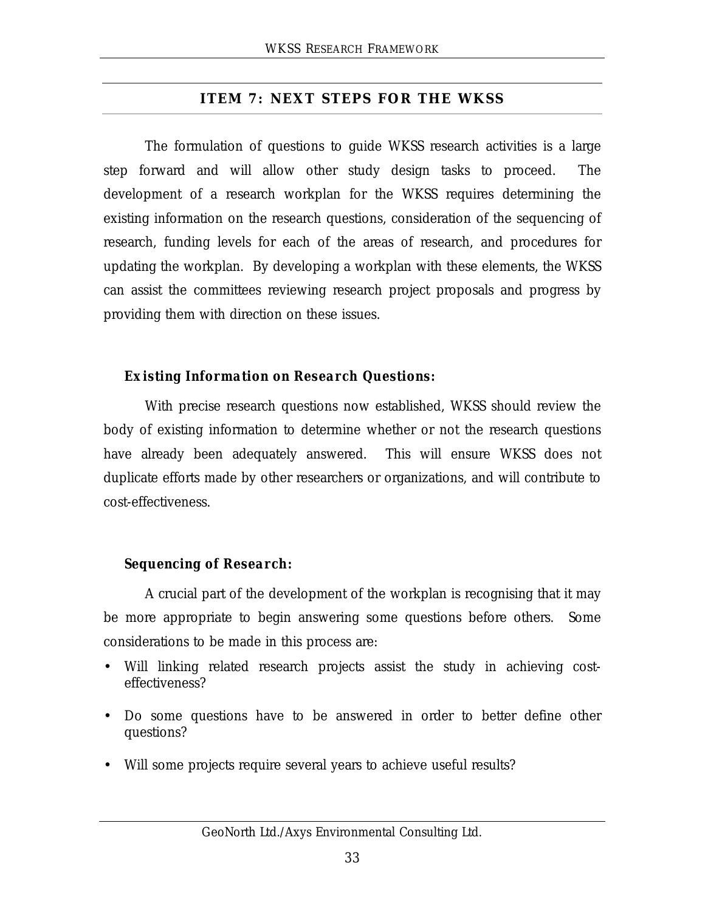## ITEM 7: NEXT STEPS FOR THE WKSS

The formulation of questions to guide WKSS research activities is a large step forward and will allow other study design tasks to proceed. The development of a research workplan for the WKSS requires determining the existing information on the research questions, consideration of the sequencing of research, funding levels for each of the areas of research, and procedures for updating the workplan. By developing a workplan with these elements, the WKSS can assist the committees reviewing research project proposals and progress by providing them with direction on these issues.

### Existing Information on Research Questions:

With precise research questions now established, WKSS should review the body of existing information to determine whether or not the research questions have already been adequately answered. This will ensure WKSS does not duplicate efforts made by other researchers or organizations, and will contribute to cost-effectiveness.

### Sequencing of Research:

A crucial part of the development of the workplan is recognising that it may be more appropriate to begin answering some questions before others. Some considerations to be made in this process are:

- Will linking related research projects assist the study in achieving cost-effectiveness?
- Do some questions have to be answered in order to better define other questions?
- Will some projects require several years to achieve useful results?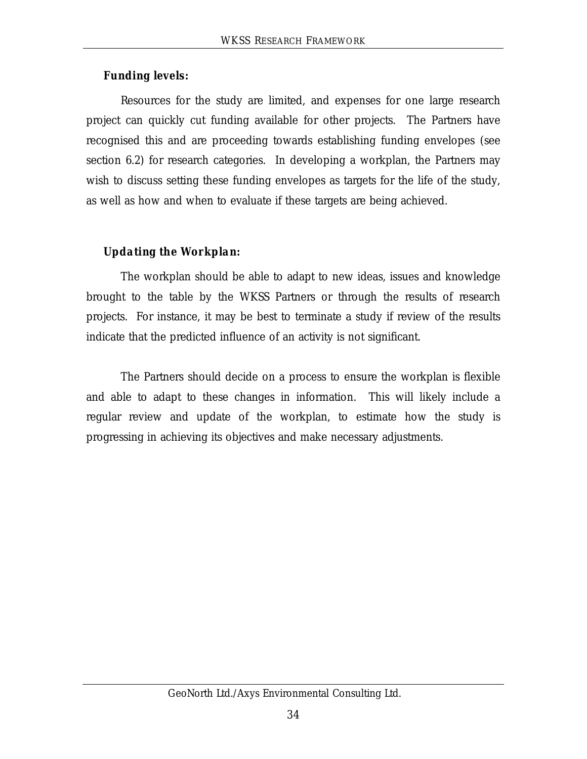**Funding levels:**

Resources for the study are limited, and expenses for one large research project can quickly cut funding available for other projects. The Partners have recognised this and are proceeding towards establishing funding envelopes (see section 6.2) for research categories. In developing a workplan, the Partners may wish to discuss setting these funding envelopes as targets for the life of the study, as well as how and when to evaluate if these targets are being achieved.

**Updating the Workplan:**

The workplan should be able to adapt to new ideas, issues and knowledge brought to the table by the WKSS Partners or through the results of research projects. For instance, it may be best to terminate a study if review of the results indicate that the predicted influence of an activity is not significant.

The Partners should decide on a process to ensure the workplan is flexible and able to adapt to these changes in information. This will likely include a regular review and update of the workplan, to estimate how the study is progressing in achieving its objectives and make necessary adjustments.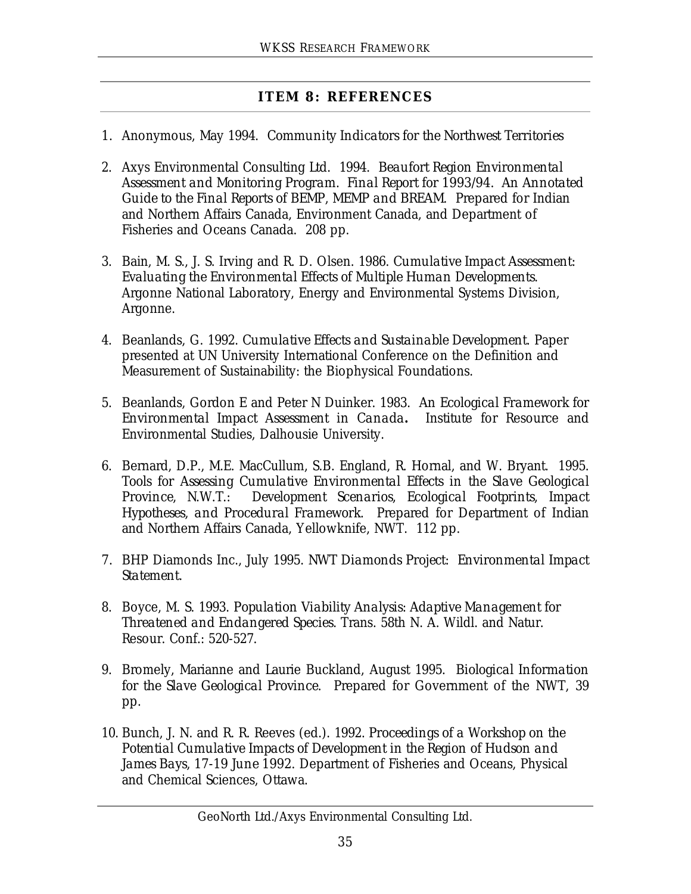## ITEM 8: REFERENCES

1. Anonymous, May 1994. *Community Indicators for the Northwest Territories*

2. Axys Environmental Consulting Ltd. 1994. *Beaufort Region Environmental Assessment and Monitoring Program. Final Report for 1993/94. An Annotated Guide to the Final Reports of BEMP, MEMP and BREAM.* Prepared for Indian and Northern Affairs Canada, Environment Canada, and Department of Fisheries and Oceans Canada. 208 pp.

3. Bain, M. S., J. S. Irving and R. D. Olsen. 1986. *Cumulative Impact Assessment: Evaluating the Environmental Effects of Multiple Human Developments.* Argonne National Laboratory, Energy and Environmental Systems Division, Argonne.

4. Beanlands, G. 1992. *Cumulative Effects and Sustainable Development.* Paper presented at UN University International Conference on the Definition and Measurement of Sustainability: the Biophysical Foundations.

5. Beanlands, Gordon E and Peter N Duinker. 1983. *An Ecological Framework for Environmental Impact Assessment in Canada*. Institute for Resource and Environmental Studies, Dalhousie University.

6. Bernard, D.P., M.E. MacCullum, S.B. England, R. Hornal, and W. Bryant. 1995. *Tools for Assessing Cumulative Environmental Effects in the Slave Geological Province, N.W.T.: Development Scenarios, Ecological Footprints, Impact Hypotheses, and Procedural Framework.* Prepared for Department of Indian and Northern Affairs Canada, Yellowknife, NWT. 112 pp.

7. BHP Diamonds Inc., July 1995. *NWT Diamonds Project: Environmental Impact Statement.*

8. Boyce, M. S. 1993. *Population Viability Analysis: Adaptive Management for Threatened and Endangered Species.* Trans. 58th N. A. Wildl. and Natur. Resour. Conf.: 520-527.

9. Bromely, Marianne and Laurie Buckland, August 1995. *Biological Information for the Slave Geological Province.* Prepared for Government of the NWT, 39 pp.

10. Bunch, J. N. and R. R. Reeves (ed.). 1992. *Proceedings of a Workshop on the Potential Cumulative Impacts of Development in the Region of Hudson and James Bays, 17-19 June 1992.* Department of Fisheries and Oceans, Physical and Chemical Sciences, Ottawa.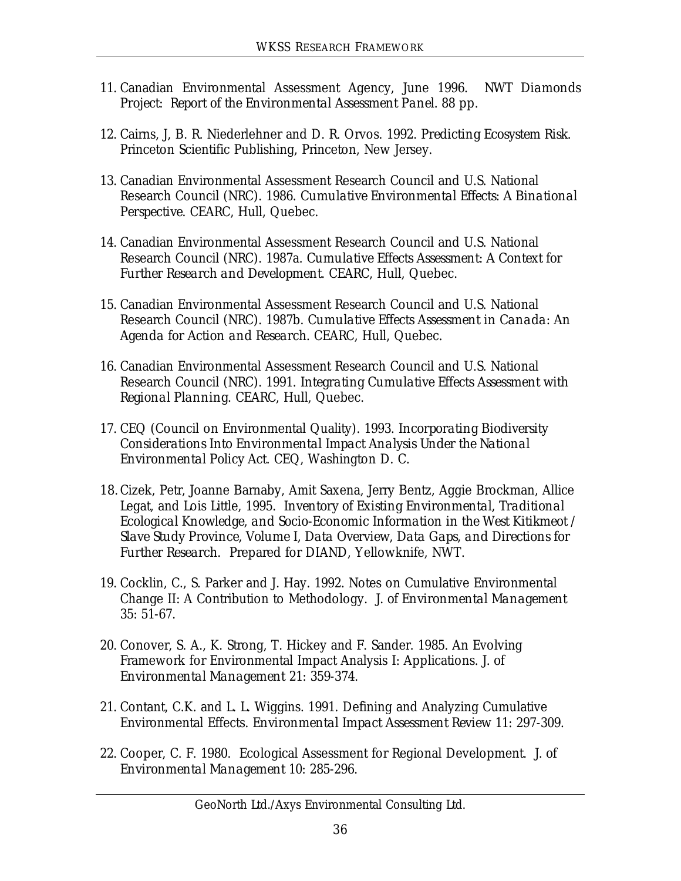11. Canadian Environmental Assessment Agency, June 1996. *NWT Diamonds Project: Report of the Environmental Assessment Panel*. 88 pp.

12. Cairns, J, B. R. Niederlehner and D. R. Orvos. 1992. Predicting Ecosystem Risk. Princeton Scientific Publishing, Princeton, New Jersey.

13. Canadian Environmental Assessment Research Council and U.S. National Research Council (NRC). 1986. *Cumulative Environmental Effects: A Binational Perspective*. CEARC, Hull, Quebec.

14. Canadian Environmental Assessment Research Council and U.S. National Research Council (NRC). 1987a. *Cumulative Effects Assessment: A Context for Further Research and Development*. CEARC, Hull, Quebec.

15. Canadian Environmental Assessment Research Council and U.S. National Research Council (NRC). 1987b. *Cumulative Effects Assessment in Canada: An Agenda for Action and Research*. CEARC, Hull, Quebec.

16. Canadian Environmental Assessment Research Council and U.S. National Research Council (NRC). 1991. *Integrating Cumulative Effects Assessment with Regional Planning*. CEARC, Hull, Quebec.

17. CEQ (Council on Environmental Quality). 1993. *Incorporating Biodiversity Considerations Into Environmental Impact Analysis Under the National Environmental Policy Act*. CEQ, Washington D. C.

18. Cizek, Petr, Joanne Barnaby, Amit Saxena, Jerry Bentz, Aggie Brockman, Allice Legat, and Lois Little, 1995. *Inventory of Existing Environmental, Traditional Ecological Knowledge, and Socio-Economic Information in the West Kitikmeot / Slave Study Province, Volume I, Data Overview, Data Gaps, and Directions for Further Research*. Prepared for DIAND, Yellowknife, NWT.

19. Cocklin, C., S. Parker and J. Hay. 1992. Notes on Cumulative Environmental Change II: A Contribution to Methodology. *J. of Environmental Management* 35: 51-67.

20. Conover, S. A., K. Strong, T. Hickey and F. Sander. 1985. An Evolving Framework for Environmental Impact Analysis I: Applications. *J. of Environmental Management* 21: 359-374.

21. Contant, C.K. and L. L. Wiggins. 1991. Defining and Analyzing Cumulative Environmental Effects. *Environmental Impact Assessment Review* 11: 297-309.

22. Cooper, C. F. 1980. Ecological Assessment for Regional Development. *J. of Environmental Management* 10: 285-296.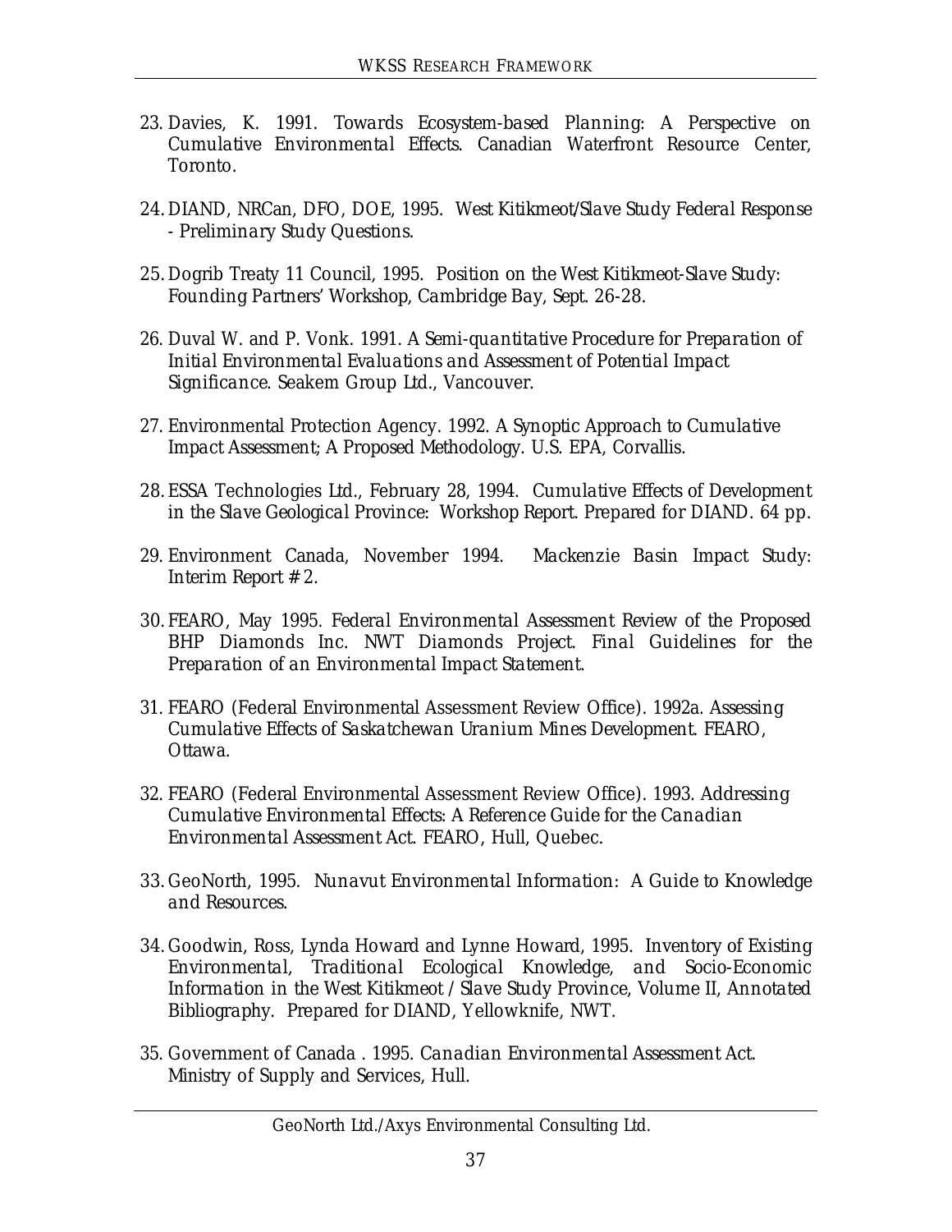23. Davies, K. 1991. *Towards Ecosystem-based Planning: A Perspective on Cumulative Environmental Effects.* Canadian Waterfront Resource Center, Toronto.

24. DIAND, NRCan, DFO, DOE, 1995. *West Kitikmeot/Slave Study Federal Response - Preliminary Study Questions.*

25. Dogrib Treaty 11 Council, 1995. *Position on the West Kitikmeot-Slave Study: Founding Partners' Workshop, Cambridge Bay, Sept. 26-28.*

26. Duval W. and P. Vonk. 1991. *A Semi-quantitative Procedure for Preparation of Initial Environmental Evaluations and Assessment of Potential Impact Significance.* Seakem Group Ltd., Vancouver.

27. Environmental Protection Agency. 1992. *A Synoptic Approach to Cumulative Impact Assessment; A Proposed Methodology.* U.S. EPA, Corvallis.

28. ESSA Technologies Ltd., February 28, 1994. *Cumulative Effects of Development in the Slave Geological Province: Workshop Report.* Prepared for DIAND. 64 pp.

29. Environment Canada, November 1994. *Mackenzie Basin Impact Study: Interim Report # 2.*

30. FEARO, May 1995. *Federal Environmental Assessment Review of the Proposed BHP Diamonds Inc. NWT Diamonds Project. Final Guidelines for the Preparation of an Environmental Impact Statement.*

31. FEARO (Federal Environmental Assessment Review Office). 1992a. *Assessing Cumulative Effects of Saskatchewan Uranium Mines Development.* FEARO, Ottawa.

32. FEARO (Federal Environmental Assessment Review Office). 1993. *Addressing Cumulative Environmental Effects: A Reference Guide for the Canadian Environmental Assessment Act.* FEARO, Hull, Quebec.

33. GeoNorth, 1995. *Nunavut Environmental Information: A Guide to Knowledge and Resources.*

34. Goodwin, Ross, Lynda Howard and Lynne Howard, 1995. *Inventory of Existing Environmental, Traditional Ecological Knowledge, and Socio-Economic Information in the West Kitikmeot / Slave Study Province, Volume II, Annotated Bibliography.* Prepared for DIAND, Yellowknife, NWT.

35. Government of Canada . 1995. *Canadian Environmental Assessment Act.* Ministry of Supply and Services, Hull.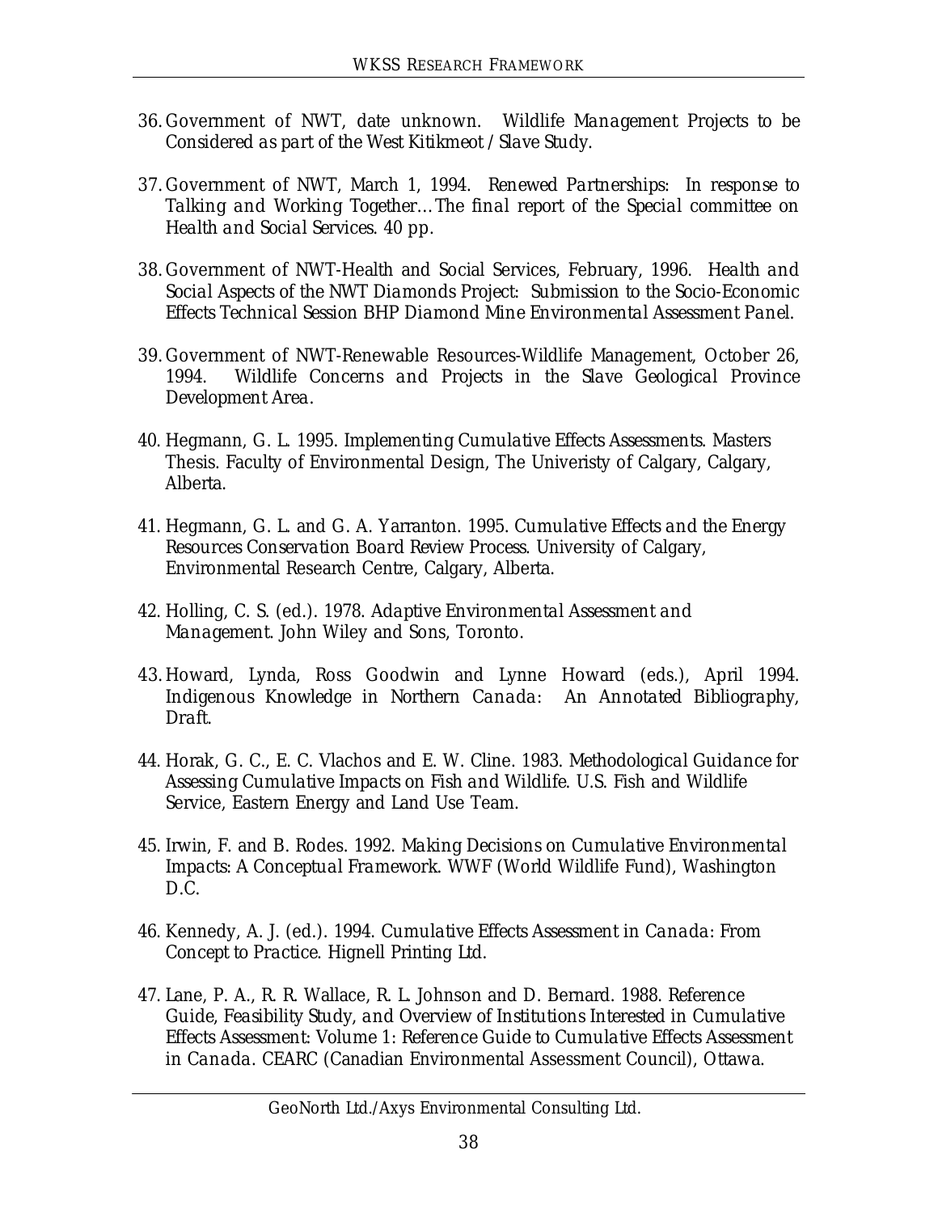36. Government of NWT, date unknown. *Wildlife Management Projects to be Considered as part of the West Kitikmeot / Slave Study.*

37. Government of NWT, March 1, 1994. *Renewed Partnerships: In response to Talking and Working Together…The final report of the Special committee on Health and Social Services.* 40 pp.

38. Government of NWT-Health and Social Services, February, 1996. *Health and Social Aspects of the NWT Diamonds Project: Submission to the Socio-Economic Effects Technical Session BHP Diamond Mine Environmental Assessment Panel.*

39. Government of NWT-Renewable Resources-Wildlife Management, October 26, 1994. *Wildlife Concerns and Projects in the Slave Geological Province Development Area.*

40. Hegmann, G. L. 1995. *Implementing Cumulative Effects Assessments.* Masters Thesis. Faculty of Environmental Design, The Univeristy of Calgary, Calgary, Alberta.

41. Hegmann, G. L. and G. A. Yarranton. 1995. *Cumulative Effects and the Energy Resources Conservation Board Review Process.* University of Calgary, Environmental Research Centre, Calgary, Alberta.

42. Holling, C. S. (ed.). 1978. *Adaptive Environmental Assessment and Management.* John Wiley and Sons, Toronto.

43. Howard, Lynda, Ross Goodwin and Lynne Howard (eds.), April 1994. *Indigenous Knowledge in Northern Canada: An Annotated Bibliography, Draft.*

44. Horak, G. C., E. C. Vlachos and E. W. Cline. 1983. *Methodological Guidance for Assessing Cumulative Impacts on Fish and Wildlife.* U.S. Fish and Wildlife Service, Eastern Energy and Land Use Team.

45. Irwin, F. and B. Rodes. 1992. *Making Decisions on Cumulative Environmental Impacts: A Conceptual Framework.* WWF (World Wildlife Fund), Washington D.C.

46. Kennedy, A. J. (ed.). 1994. *Cumulative Effects Assessment in Canada: From Concept to Practice.* Hignell Printing Ltd.

47. Lane, P. A., R. R. Wallace, R. L. Johnson and D. Bernard. 1988. *Reference Guide, Feasibility Study, and Overview of Institutions Interested in Cumulative Effects Assessment: Volume 1: Reference Guide to Cumulative Effects Assessment in Canada.* CEARC (Canadian Environmental Assessment Council), Ottawa.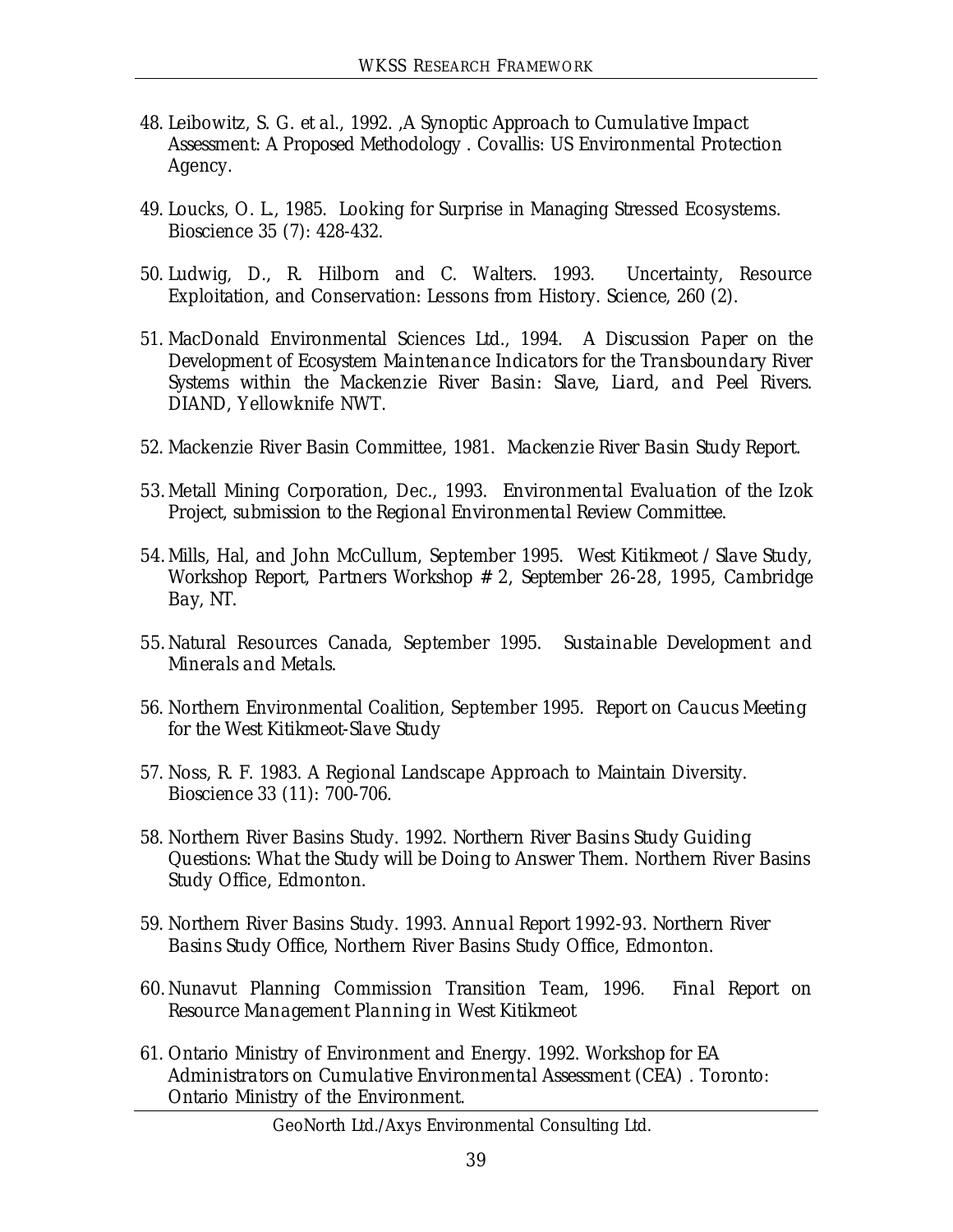48. Leibowitz, S. G. et al., 1992. ,A Synoptic Approach to Cumulative Impact Assessment: A Proposed Methodology . Covallis: US Environmental Protection Agency.

49. Loucks, O. L., 1985. Looking for Surprise in Managing Stressed Ecosystems. Bioscience 35 (7): 428-432.

50. Ludwig, D., R. Hilborn and C. Walters. 1993. Uncertainty, Resource Exploitation, and Conservation: Lessons from History. Science, 260 (2).

51. MacDonald Environmental Sciences Ltd., 1994. A Discussion Paper on the Development of Ecosystem Maintenance Indicators for the Transboundary River Systems within the Mackenzie River Basin: Slave, Liard, and Peel Rivers. DIAND, Yellowknife NWT.

52. Mackenzie River Basin Committee, 1981. Mackenzie River Basin Study Report.

53. Metall Mining Corporation, Dec., 1993. Environmental Evaluation of the Izok Project, submission to the Regional Environmental Review Committee.

54. Mills, Hal, and John McCullum, September 1995. West Kitikmeot / Slave Study, Workshop Report, Partners Workshop # 2, September 26-28, 1995, Cambridge Bay, NT.

55. Natural Resources Canada, September 1995. Sustainable Development and Minerals and Metals.

56. Northern Environmental Coalition, September 1995. Report on Caucus Meeting for the West Kitikmeot-Slave Study

57. Noss, R. F. 1983. A Regional Landscape Approach to Maintain Diversity. Bioscience 33 (11): 700-706.

58. Northern River Basins Study. 1992. Northern River Basins Study Guiding Questions: What the Study will be Doing to Answer Them. Northern River Basins Study Office, Edmonton.

59. Northern River Basins Study. 1993. Annual Report 1992-93. Northern River Basins Study Office, Northern River Basins Study Office, Edmonton.

60. Nunavut Planning Commission Transition Team, 1996. Final Report on Resource Management Planning in West Kitikmeot

61. Ontario Ministry of Environment and Energy. 1992. Workshop for EA Administrators on Cumulative Environmental Assessment (CEA) . Toronto: Ontario Ministry of the Environment.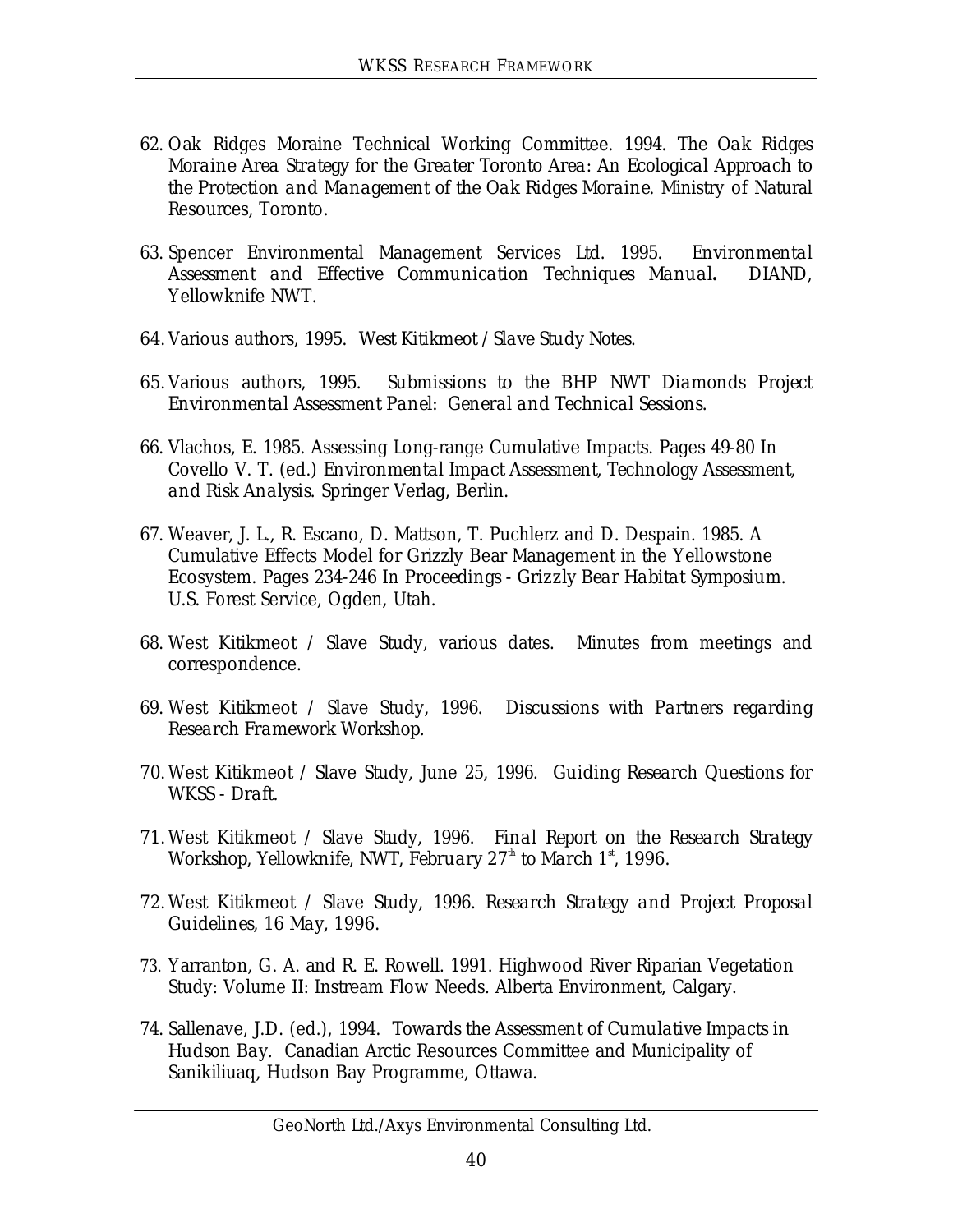62. Oak Ridges Moraine Technical Working Committee. 1994. *The Oak Ridges Moraine Area Strategy for the Greater Toronto Area: An Ecological Approach to the Protection and Management of the Oak Ridges Moraine*. Ministry of Natural Resources, Toronto.

63. Spencer Environmental Management Services Ltd. 1995. *Environmental Assessment and Effective Communication Techniques Manual***.** DIAND, Yellowknife NWT.

64. Various authors, 1995. *West Kitikmeot / Slave Study Notes.*

65. Various authors, 1995. *Submissions to the BHP NWT Diamonds Project Environmental Assessment Panel: General and Technical Sessions.*

66. Vlachos, E. 1985. Assessing Long-range Cumulative Impacts. Pages 49-80 In Covello V. T. (ed.) *Environmental Impact Assessment, Technology Assessment, and Risk Analysis*. Springer Verlag, Berlin.

67. Weaver, J. L., R. Escano, D. Mattson, T. Puchlerz and D. Despain. 1985. A Cumulative Effects Model for Grizzly Bear Management in the Yellowstone Ecosystem. Pages 234-246 In *Proceedings - Grizzly Bear Habitat Symposium*. U.S. Forest Service, Ogden, Utah.

68. West Kitikmeot / Slave Study, various dates. Minutes from meetings and correspondence.

69. West Kitikmeot / Slave Study, 1996. *Discussions with Partners regarding Research Framework Workshop.*

70. West Kitikmeot / Slave Study, June 25, 1996. *Guiding Research Questions for WKSS - Draft.*

71. West Kitikmeot / Slave Study, 1996. *Final Report on the Research Strategy Workshop, Yellowknife, NWT, February 27th to March 1st, 1996.*

72. West Kitikmeot / Slave Study, 1996. *Research Strategy and Project Proposal Guidelines*, 16 May, 1996.

73. Yarranton, G. A. and R. E. Rowell. 1991. Highwood River Riparian Vegetation Study: Volume II: Instream Flow Needs. Alberta Environment, Calgary.

74. Sallenave, J.D. (ed.), 1994. *Towards the Assessment of Cumulative Impacts in Hudson Bay*. Canadian Arctic Resources Committee and Municipality of Sanikiliuaq, Hudson Bay Programme, Ottawa.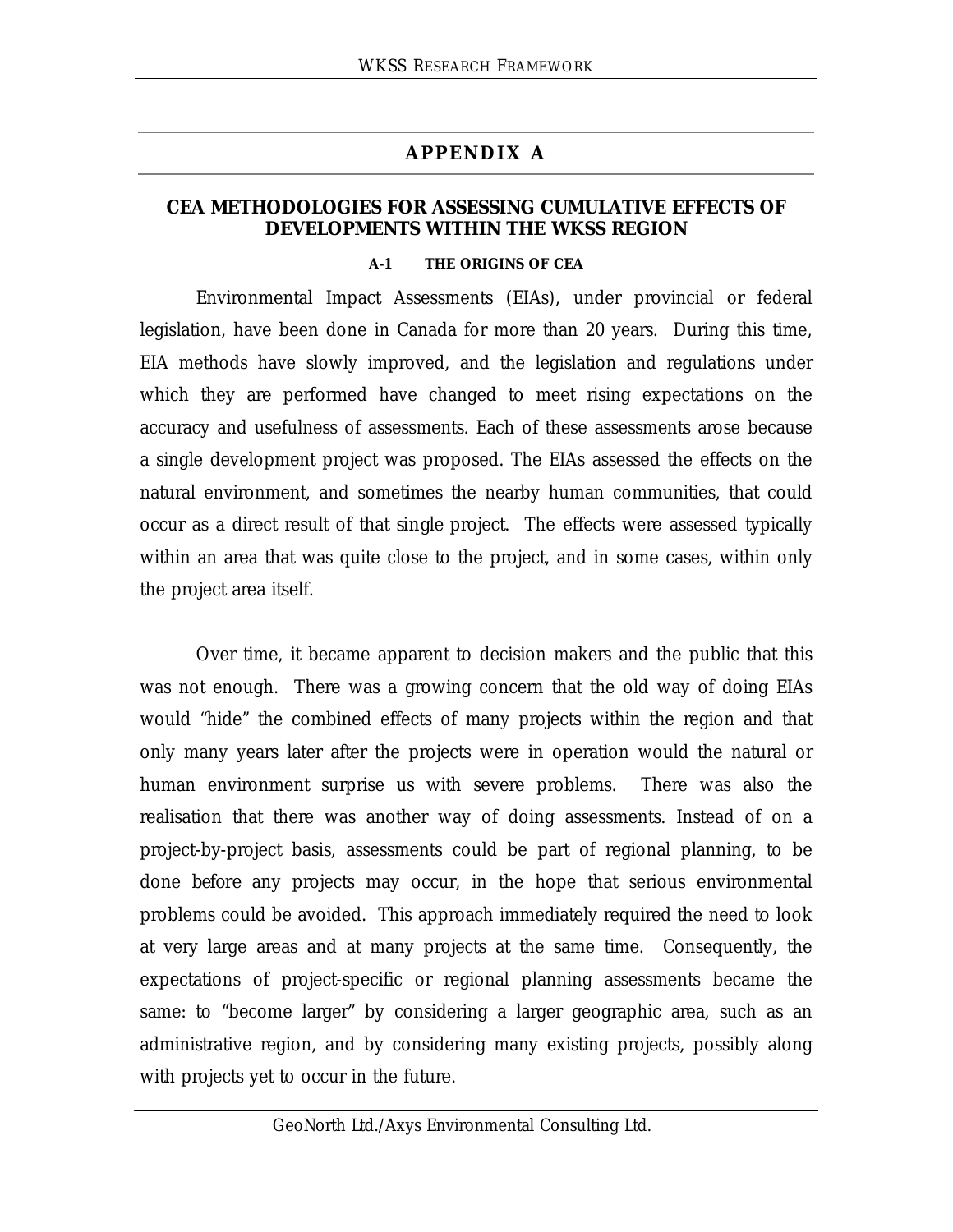# APPENDIX A

## CEA METHODOLOGIES FOR ASSESSING CUMULATIVE EFFECTS OF DEVELOPMENTS WITHIN THE WKSS REGION

### A-1 THE ORIGINS OF CEA

Environmental Impact Assessments (EIAs), under provincial or federal legislation, have been done in Canada for more than 20 years. During this time, EIA methods have slowly improved, and the legislation and regulations under which they are performed have changed to meet rising expectations on the accuracy and usefulness of assessments. Each of these assessments arose because a single development project was proposed. The EIAs assessed the effects on the natural environment, and sometimes the nearby human communities, that could occur as a direct result of that single project. The effects were assessed typically within an area that was quite close to the project, and in some cases, within only the project area itself.

Over time, it became apparent to decision makers and the public that this was not enough. There was a growing concern that the old way of doing EIAs would "hide" the combined effects of many projects within the region and that only many years later after the projects were in operation would the natural or human environment surprise us with severe problems. There was also the realisation that there was another way of doing assessments. Instead of on a project-by-project basis, assessments could be part of regional planning, to be done before any projects may occur, in the hope that serious environmental problems could be avoided. This approach immediately required the need to look at very large areas and at many projects at the same time. Consequently, the expectations of project-specific or regional planning assessments became the same: to "become larger" by considering a larger geographic area, such as an administrative region, and by considering many existing projects, possibly along with projects yet to occur in the future.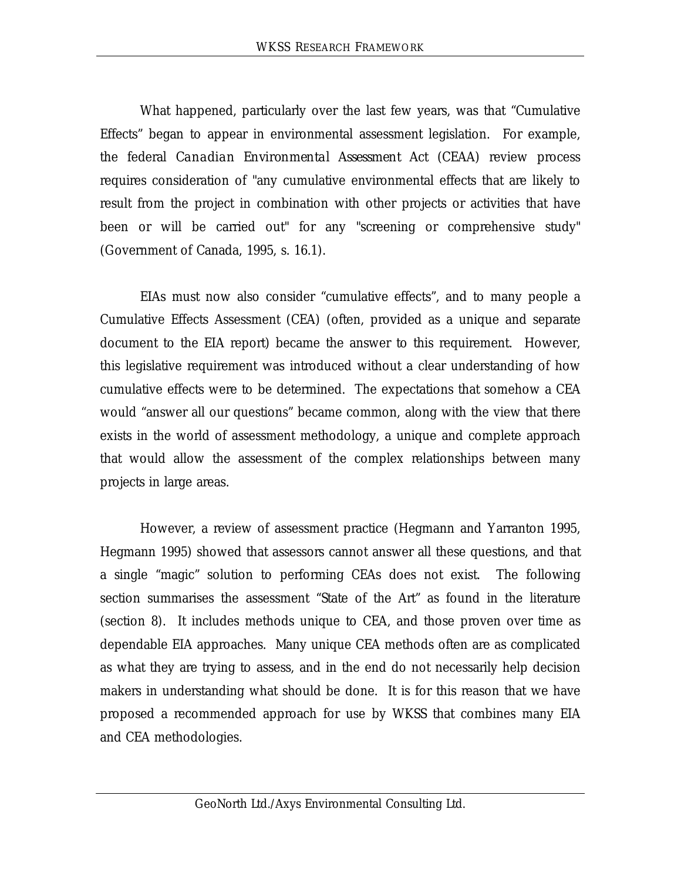What happened, particularly over the last few years, was that "Cumulative Effects" began to appear in environmental assessment legislation. For example, the federal *Canadian Environmental Assessment Act* (CEAA) review process requires consideration of "any cumulative environmental effects that are likely to result from the project in combination with other projects or activities that have been or will be carried out" for any "screening or comprehensive study" (Government of Canada, 1995, s. 16.1).

EIAs must now also consider "cumulative effects", and to many people a Cumulative Effects Assessment (CEA) (often, provided as a unique and separate document to the EIA report) became the answer to this requirement. However, this legislative requirement was introduced without a clear understanding of how cumulative effects were to be determined. The expectations that somehow a CEA would "answer all our questions" became common, along with the view that there exists in the world of assessment methodology, a unique and complete approach that would allow the assessment of the complex relationships between many projects in large areas.

However, a review of assessment practice (Hegmann and Yarranton 1995, Hegmann 1995) showed that assessors cannot answer all these questions, and that a single "magic" solution to performing CEAs does not exist. The following section summarises the assessment "State of the Art" as found in the literature (section 8). It includes methods unique to CEA, and those proven over time as dependable EIA approaches. Many unique CEA methods often are as complicated as what they are trying to assess, and in the end do not necessarily help decision makers in understanding what should be done. It is for this reason that we have proposed a recommended approach for use by WKSS that combines many EIA and CEA methodologies.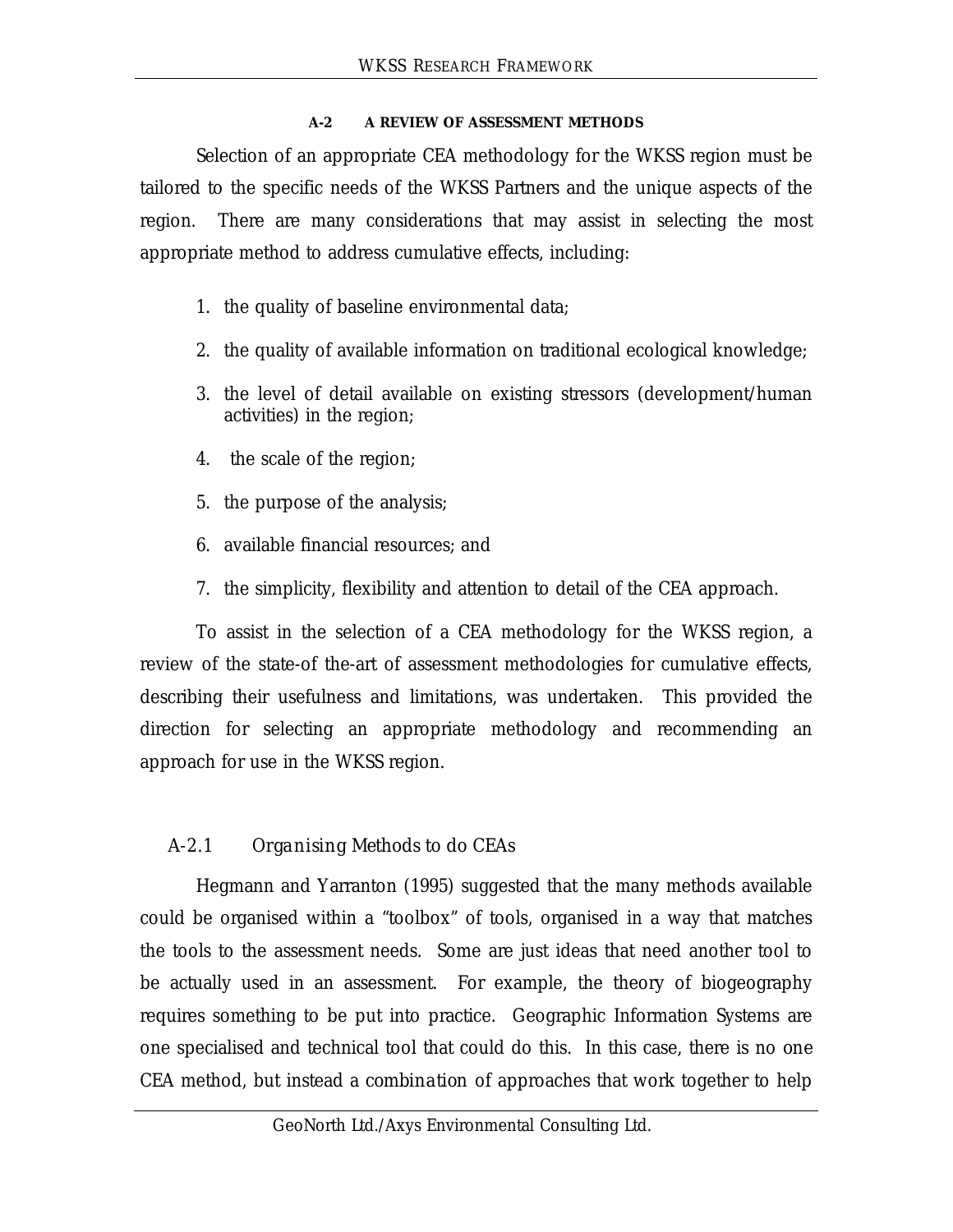## A-2 A REVIEW OF ASSESSMENT METHODS

Selection of an appropriate CEA methodology for the WKSS region must be tailored to the specific needs of the WKSS Partners and the unique aspects of the region. There are many considerations that may assist in selecting the most appropriate method to address cumulative effects, including:

1. the quality of baseline environmental data;
2. the quality of available information on traditional ecological knowledge;
3. the level of detail available on existing stressors (development/human activities) in the region;
4. the scale of the region;
5. the purpose of the analysis;
6. available financial resources; and
7. the simplicity, flexibility and attention to detail of the CEA approach.

To assist in the selection of a CEA methodology for the WKSS region, a review of the state-of the-art of assessment methodologies for cumulative effects, describing their usefulness and limitations, was undertaken. This provided the direction for selecting an appropriate methodology and recommending an approach for use in the WKSS region.

### A-2.1 Organising Methods to do CEAs

Hegmann and Yarranton (1995) suggested that the many methods available could be organised within a "toolbox" of tools, organised in a way that matches the tools to the assessment needs. Some are just ideas that need another tool to be actually used in an assessment. For example, the theory of biogeography requires something to be put into practice. Geographic Information Systems are one specialised and technical tool that could do this. In this case, there is no one CEA method, but instead a combination of approaches that work together to help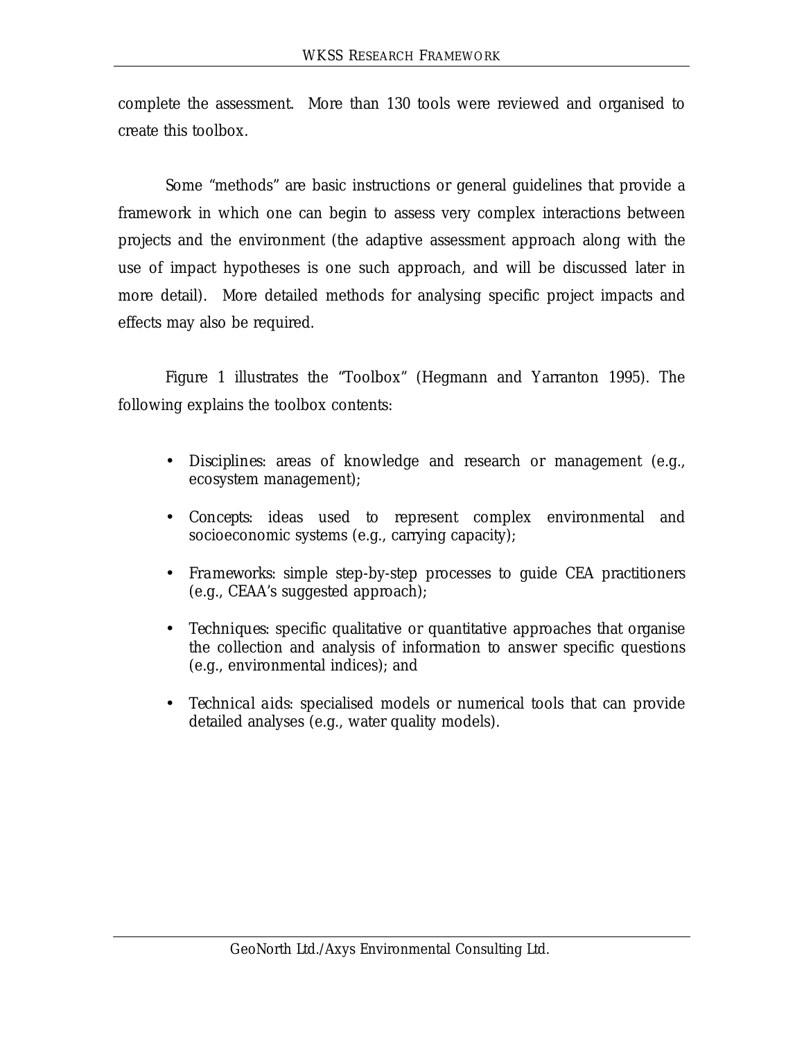complete the assessment. More than 130 tools were reviewed and organised to create this toolbox.

Some "methods" are basic instructions or general guidelines that provide a framework in which one can begin to assess very complex interactions between projects and the environment (the adaptive assessment approach along with the use of impact hypotheses is one such approach, and will be discussed later in more detail). More detailed methods for analysing specific project impacts and effects may also be required.

Figure 1 illustrates the "Toolbox" (Hegmann and Yarranton 1995). The following explains the toolbox contents:

- *Disciplines*: areas of knowledge and research or management (e.g., ecosystem management);
- *Concepts*: ideas used to represent complex environmental and socioeconomic systems (e.g., carrying capacity);
- *Frameworks*: simple step-by-step processes to guide CEA practitioners (e.g., CEAA's suggested approach);
- *Techniques*: specific qualitative or quantitative approaches that organise the collection and analysis of information to answer specific questions (e.g., environmental indices); and
- *Technical aids*: specialised models or numerical tools that can provide detailed analyses (e.g., water quality models).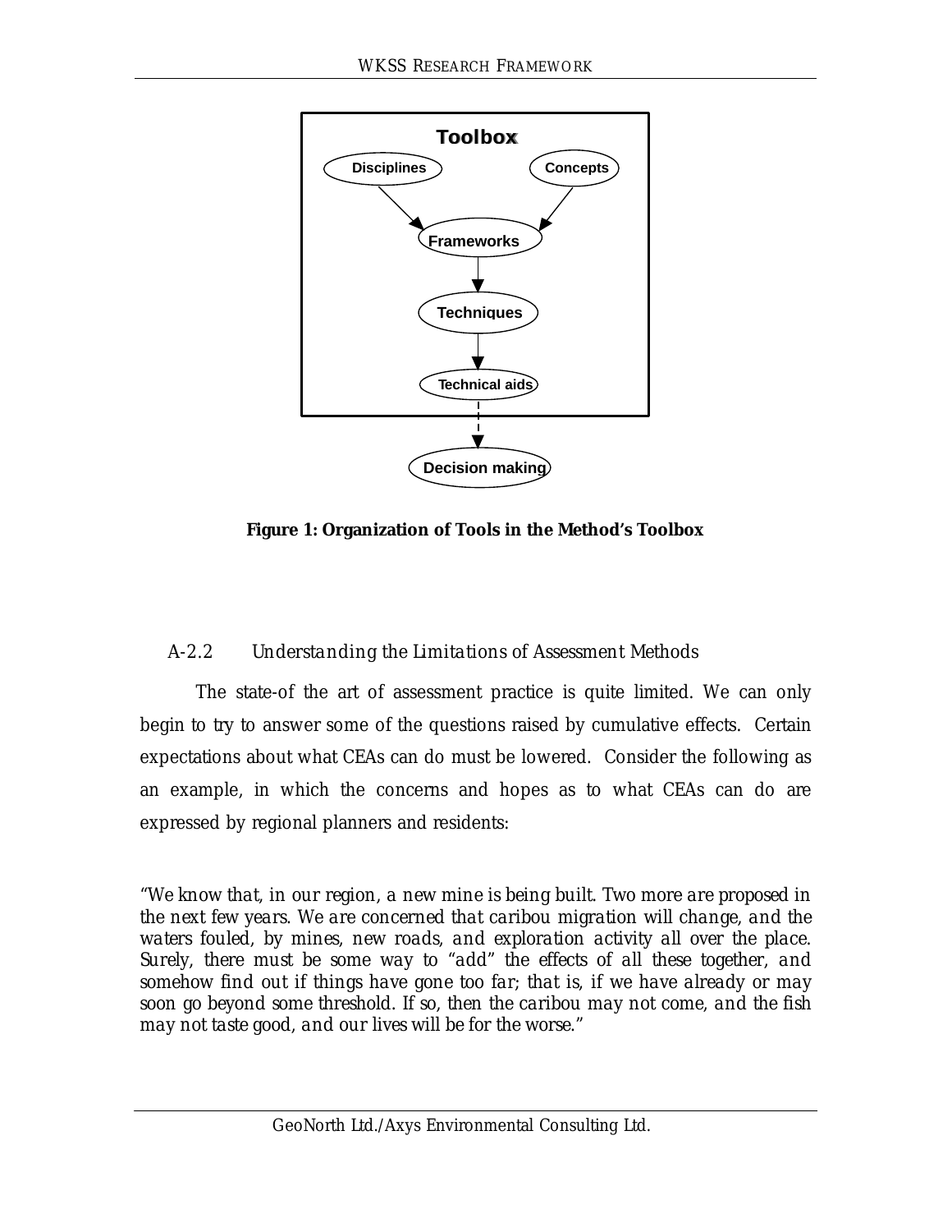**Toolbox**

Disciplines → Frameworks ← Concepts

Frameworks → Techniques → Technical aids → Decision making

**Figure 1: Organization of Tools in the Method's Toolbox**

### A-2.2 Understanding the Limitations of Assessment Methods

The state-of the art of assessment practice is quite limited. We can only begin to try to answer some of the questions raised by cumulative effects. Certain expectations about what CEAs can do must be lowered. Consider the following as an example, in which the concerns and hopes as to what CEAs can do are expressed by regional planners and residents:

*"We know that, in our region, a new mine is being built. Two more are proposed in the next few years. We are concerned that caribou migration will change, and the waters fouled, by mines, new roads, and exploration activity all over the place. Surely, there must be some way to "add" the effects of all these together, and somehow find out if things have gone too far; that is, if we have already or may soon go beyond some threshold. If so, then the caribou may not come, and the fish may not taste good, and our lives will be for the worse."*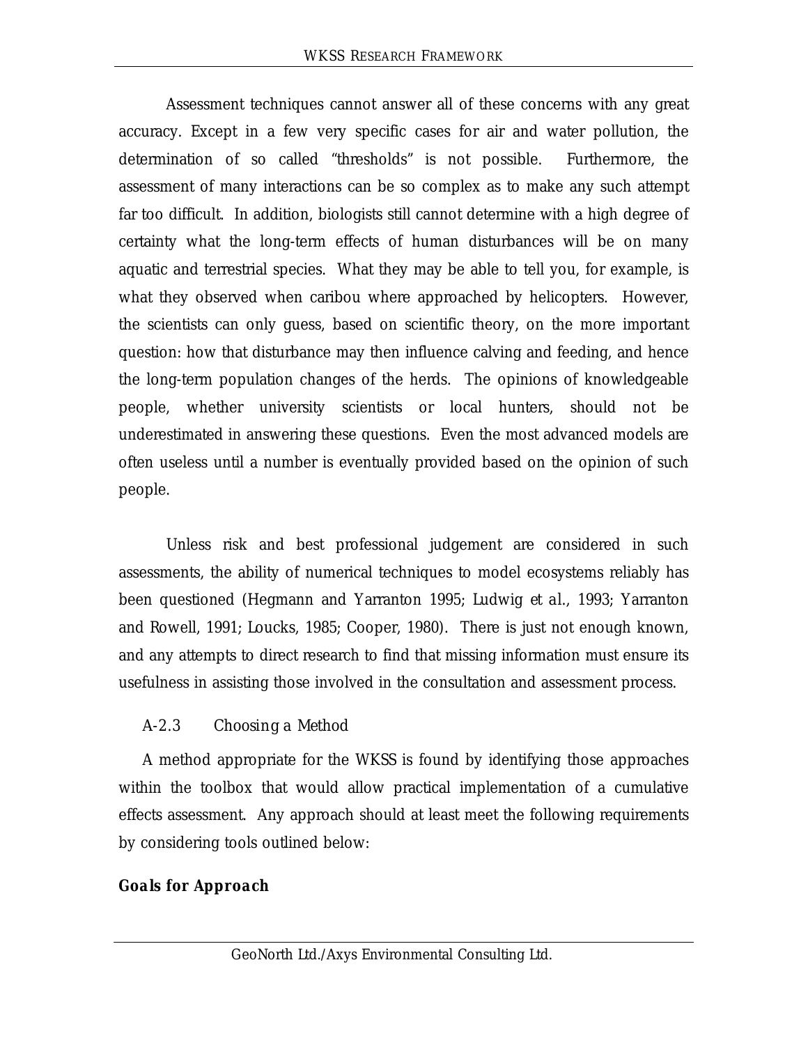Assessment techniques cannot answer all of these concerns with any great accuracy. Except in a few very specific cases for air and water pollution, the determination of so called "thresholds" is not possible. Furthermore, the assessment of many interactions can be so complex as to make any such attempt far too difficult. In addition, biologists still cannot determine with a high degree of certainty what the long-term effects of human disturbances will be on many aquatic and terrestrial species. What they may be able to tell you, for example, is what they observed when caribou where approached by helicopters. However, the scientists can only guess, based on scientific theory, on the more important question: how that disturbance may then influence calving and feeding, and hence the long-term population changes of the herds. The opinions of knowledgeable people, whether university scientists or local hunters, should not be underestimated in answering these questions. Even the most advanced models are often useless until a number is eventually provided based on the opinion of such people.

Unless risk and best professional judgement are considered in such assessments, the ability of numerical techniques to model ecosystems reliably has been questioned (Hegmann and Yarranton 1995; Ludwig et al., 1993; Yarranton and Rowell, 1991; Loucks, 1985; Cooper, 1980). There is just not enough known, and any attempts to direct research to find that missing information must ensure its usefulness in assisting those involved in the consultation and assessment process.

### A-2.3 Choosing a Method

A method appropriate for the WKSS is found by identifying those approaches within the toolbox that would allow practical implementation of a cumulative effects assessment. Any approach should at least meet the following requirements by considering tools outlined below:

**Goals for Approach**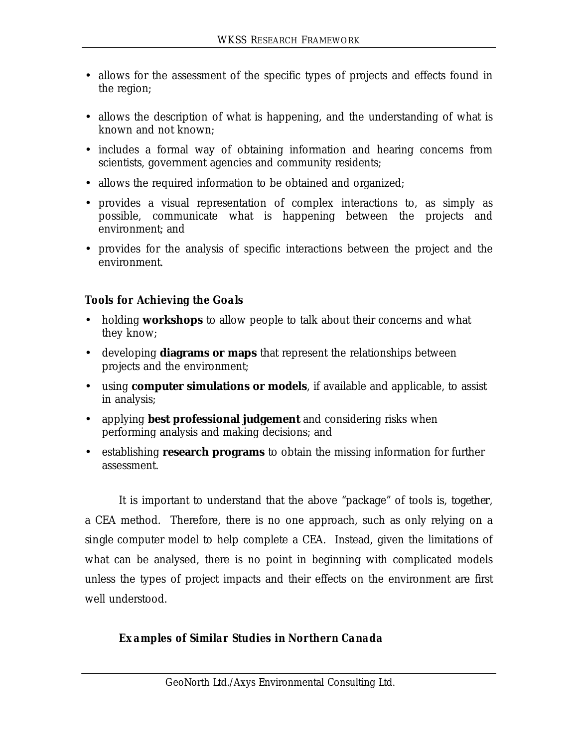- allows for the assessment of the specific types of projects and effects found in the region;
- allows the description of what is happening, and the understanding of what is known and not known;
- includes a formal way of obtaining information and hearing concerns from scientists, government agencies and community residents;
- allows the required information to be obtained and organized;
- provides a visual representation of complex interactions to, as simply as possible, communicate what is happening between the projects and environment; and
- provides for the analysis of specific interactions between the project and the environment.

**Tools for Achieving the Goals**

- holding **workshops** to allow people to talk about their concerns and what they know;
- developing **diagrams or maps** that represent the relationships between projects and the environment;
- using **computer simulations or models**, if available and applicable, to assist in analysis;
- applying **best professional judgement** and considering risks when performing analysis and making decisions; and
- establishing **research programs** to obtain the missing information for further assessment.

It is important to understand that the above "package" of tools is, together, a CEA method. Therefore, there is no one approach, such as only relying on a single computer model to help complete a CEA. Instead, given the limitations of what can be analysed, there is no point in beginning with complicated models unless the types of project impacts and their effects on the environment are first well understood.

**Examples of Similar Studies in Northern Canada**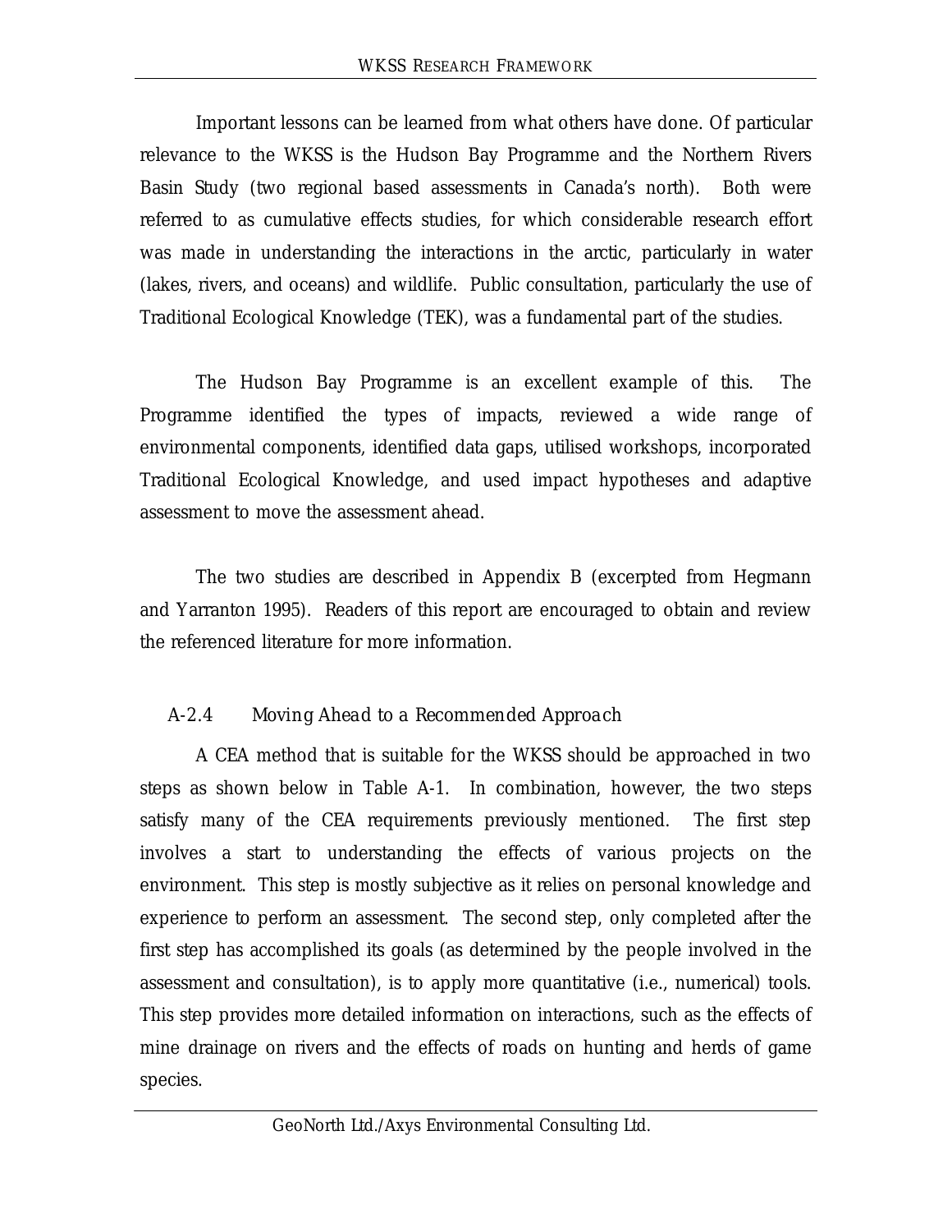Important lessons can be learned from what others have done. Of particular relevance to the WKSS is the Hudson Bay Programme and the Northern Rivers Basin Study (two regional based assessments in Canada's north). Both were referred to as cumulative effects studies, for which considerable research effort was made in understanding the interactions in the arctic, particularly in water (lakes, rivers, and oceans) and wildlife. Public consultation, particularly the use of Traditional Ecological Knowledge (TEK), was a fundamental part of the studies.

The Hudson Bay Programme is an excellent example of this. The Programme identified the types of impacts, reviewed a wide range of environmental components, identified data gaps, utilised workshops, incorporated Traditional Ecological Knowledge, and used impact hypotheses and adaptive assessment to move the assessment ahead.

The two studies are described in Appendix B (excerpted from Hegmann and Yarranton 1995). Readers of this report are encouraged to obtain and review the referenced literature for more information.

### A-2.4 Moving Ahead to a Recommended Approach

A CEA method that is suitable for the WKSS should be approached in two steps as shown below in Table A-1. In combination, however, the two steps satisfy many of the CEA requirements previously mentioned. The first step involves a start to understanding the effects of various projects on the environment. This step is mostly subjective as it relies on personal knowledge and experience to perform an assessment. The second step, only completed after the first step has accomplished its goals (as determined by the people involved in the assessment and consultation), is to apply more quantitative (i.e., numerical) tools. This step provides more detailed information on interactions, such as the effects of mine drainage on rivers and the effects of roads on hunting and herds of game species.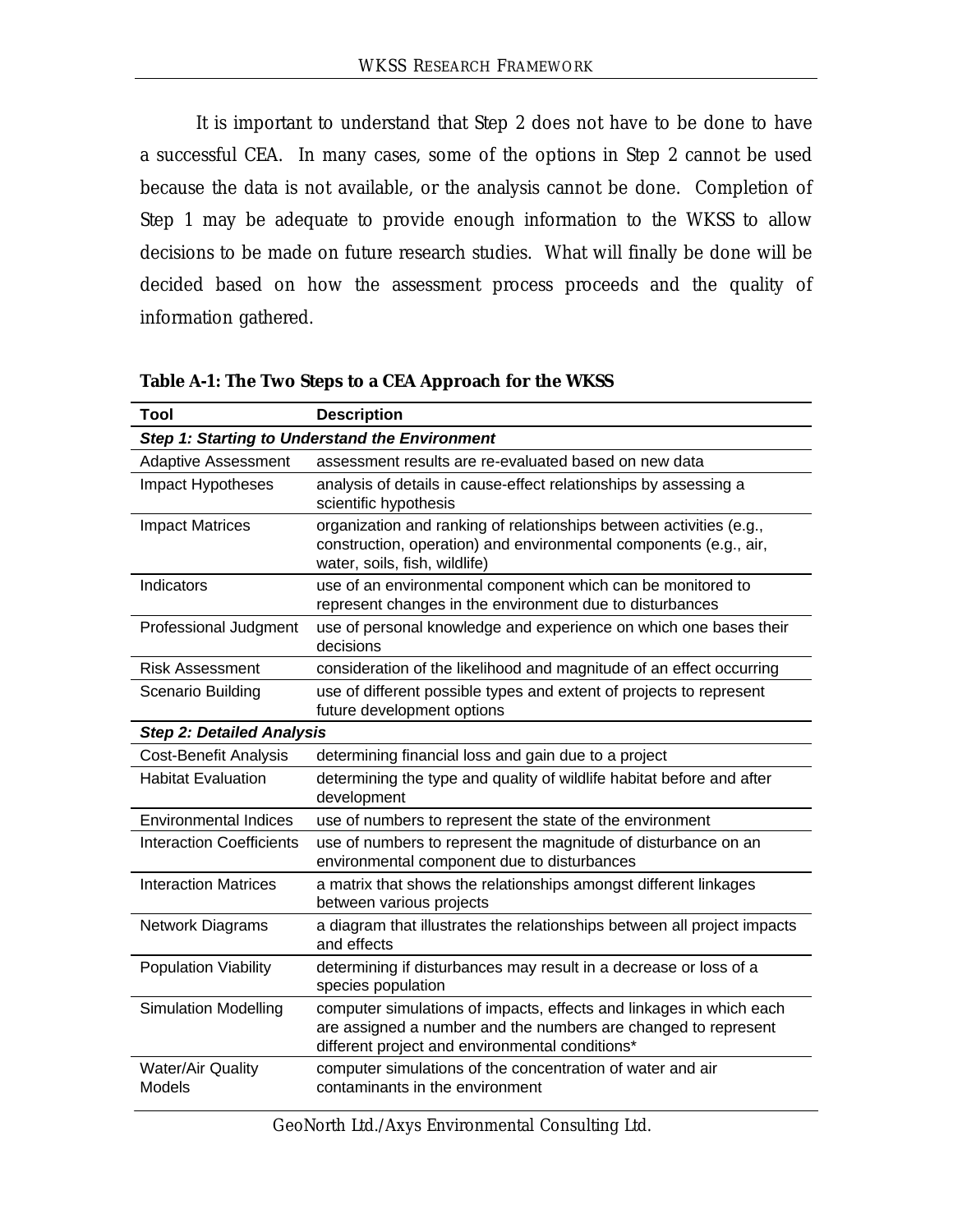It is important to understand that Step 2 does not have to be done to have a successful CEA. In many cases, some of the options in Step 2 cannot be used because the data is not available, or the analysis cannot be done. Completion of Step 1 may be adequate to provide enough information to the WKSS to allow decisions to be made on future research studies. What will finally be done will be decided based on how the assessment process proceeds and the quality of information gathered.

**Table A-1: The Two Steps to a CEA Approach for the WKSS**

| Tool | Description |
| --- | --- |
| ***Step 1: Starting to Understand the Environment*** | |
| Adaptive Assessment | assessment results are re-evaluated based on new data |
| Impact Hypotheses | analysis of details in cause-effect relationships by assessing a scientific hypothesis |
| Impact Matrices | organization and ranking of relationships between activities (e.g., construction, operation) and environmental components (e.g., air, water, soils, fish, wildlife) |
| Indicators | use of an environmental component which can be monitored to represent changes in the environment due to disturbances |
| Professional Judgment | use of personal knowledge and experience on which one bases their decisions |
| Risk Assessment | consideration of the likelihood and magnitude of an effect occurring |
| Scenario Building | use of different possible types and extent of projects to represent future development options |
| ***Step 2: Detailed Analysis*** | |
| Cost-Benefit Analysis | determining financial loss and gain due to a project |
| Habitat Evaluation | determining the type and quality of wildlife habitat before and after development |
| Environmental Indices | use of numbers to represent the state of the environment |
| Interaction Coefficients | use of numbers to represent the magnitude of disturbance on an environmental component due to disturbances |
| Interaction Matrices | a matrix that shows the relationships amongst different linkages between various projects |
| Network Diagrams | a diagram that illustrates the relationships between all project impacts and effects |
| Population Viability | determining if disturbances may result in a decrease or loss of a species population |
| Simulation Modelling | computer simulations of impacts, effects and linkages in which each are assigned a number and the numbers are changed to represent different project and environmental conditions* |
| Water/Air Quality Models | computer simulations of the concentration of water and air contaminants in the environment |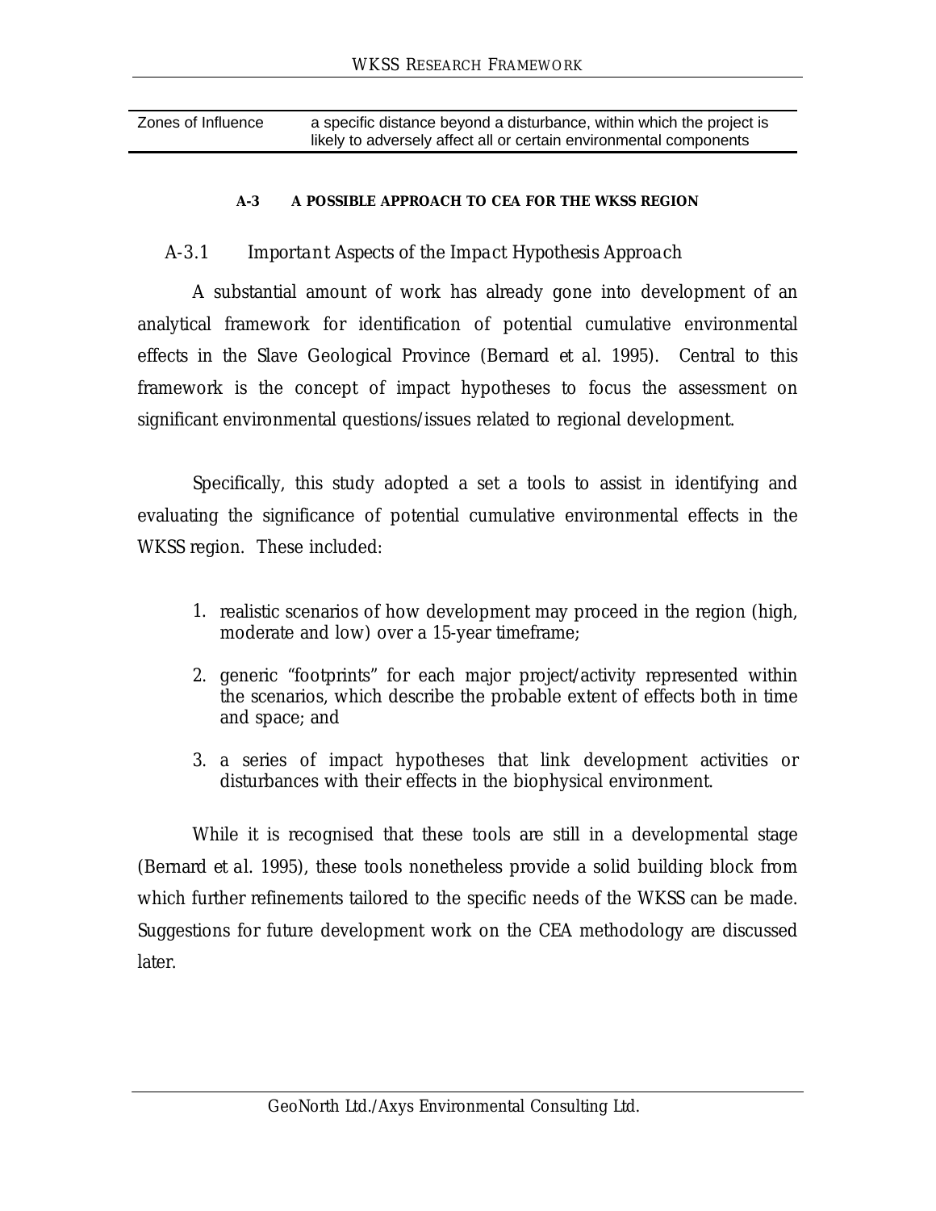| Zones of Influence | a specific distance beyond a disturbance, within which the project is likely to adversely affect all or certain environmental components |
|---|---|

## A-3 A POSSIBLE APPROACH TO CEA FOR THE WKSS REGION

### A-3.1 Important Aspects of the Impact Hypothesis Approach

A substantial amount of work has already gone into development of an analytical framework for identification of potential cumulative environmental effects in the Slave Geological Province (Bernard et al. 1995). Central to this framework is the concept of impact hypotheses to focus the assessment on significant environmental questions/issues related to regional development.

Specifically, this study adopted a set a tools to assist in identifying and evaluating the significance of potential cumulative environmental effects in the WKSS region. These included:

1. realistic scenarios of how development may proceed in the region (high, moderate and low) over a 15-year timeframe;
2. generic "footprints" for each major project/activity represented within the scenarios, which describe the probable extent of effects both in time and space; and
3. a series of impact hypotheses that link development activities or disturbances with their effects in the biophysical environment.

While it is recognised that these tools are still in a developmental stage (Bernard et al. 1995), these tools nonetheless provide a solid building block from which further refinements tailored to the specific needs of the WKSS can be made. Suggestions for future development work on the CEA methodology are discussed later.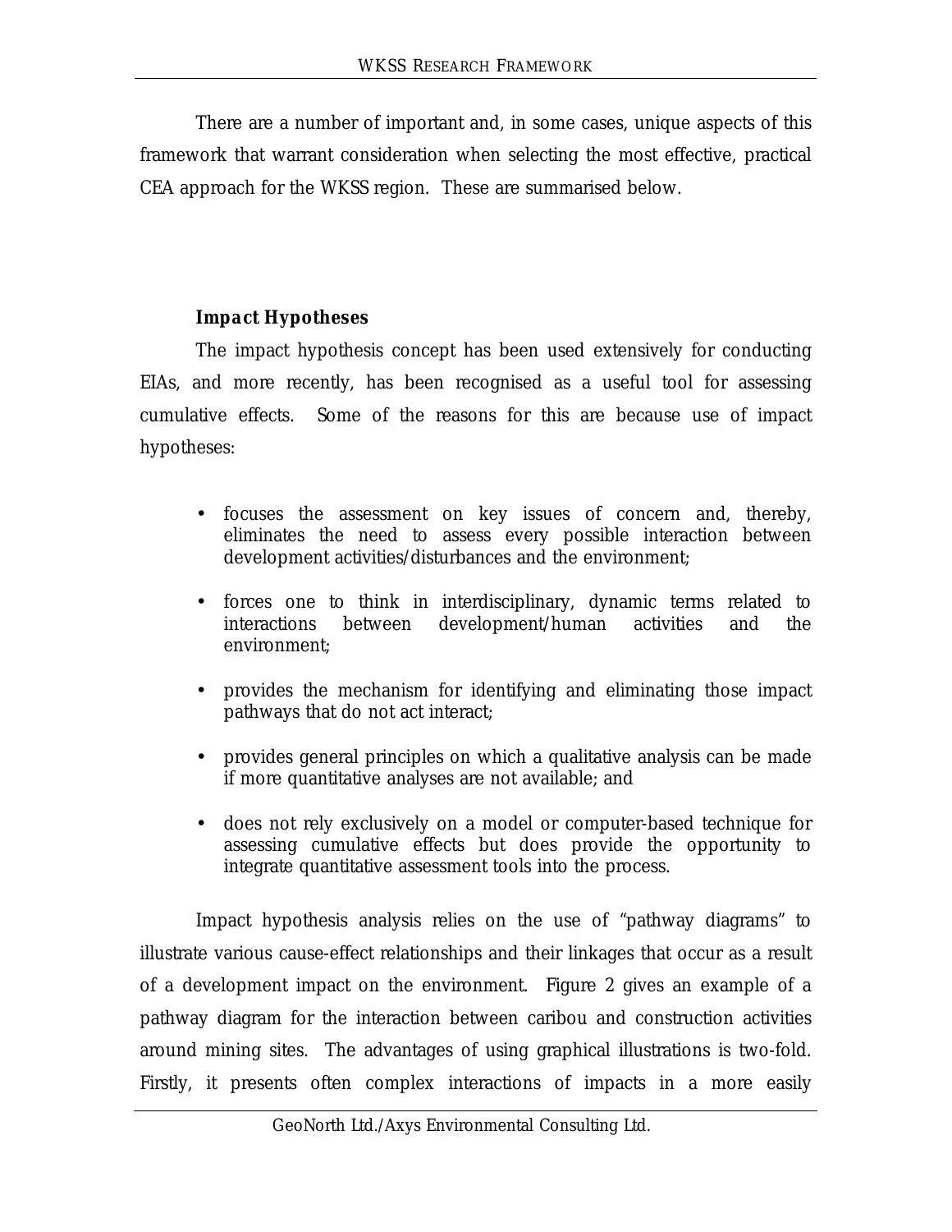There are a number of important and, in some cases, unique aspects of this framework that warrant consideration when selecting the most effective, practical CEA approach for the WKSS region. These are summarised below.

**Impact Hypotheses**

The impact hypothesis concept has been used extensively for conducting EIAs, and more recently, has been recognised as a useful tool for assessing cumulative effects. Some of the reasons for this are because use of impact hypotheses:

- focuses the assessment on key issues of concern and, thereby, eliminates the need to assess every possible interaction between development activities/disturbances and the environment;
- forces one to think in interdisciplinary, dynamic terms related to interactions between development/human activities and the environment;
- provides the mechanism for identifying and eliminating those impact pathways that do not act interact;
- provides general principles on which a qualitative analysis can be made if more quantitative analyses are not available; and
- does not rely exclusively on a model or computer-based technique for assessing cumulative effects but does provide the opportunity to integrate quantitative assessment tools into the process.

Impact hypothesis analysis relies on the use of "pathway diagrams" to illustrate various cause-effect relationships and their linkages that occur as a result of a development impact on the environment. Figure 2 gives an example of a pathway diagram for the interaction between caribou and construction activities around mining sites. The advantages of using graphical illustrations is two-fold. Firstly, it presents often complex interactions of impacts in a more easily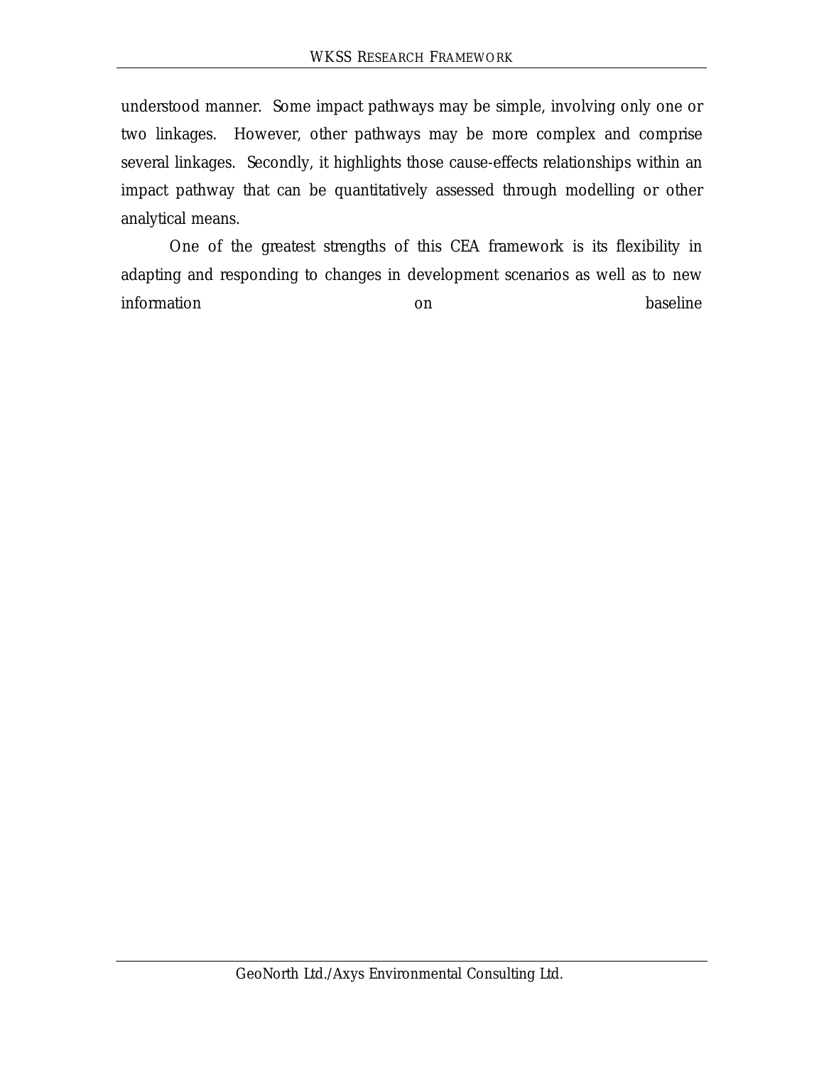understood manner. Some impact pathways may be simple, involving only one or two linkages. However, other pathways may be more complex and comprise several linkages. Secondly, it highlights those cause-effects relationships within an impact pathway that can be quantitatively assessed through modelling or other analytical means.

One of the greatest strengths of this CEA framework is its flexibility in adapting and responding to changes in development scenarios as well as to new information on baseline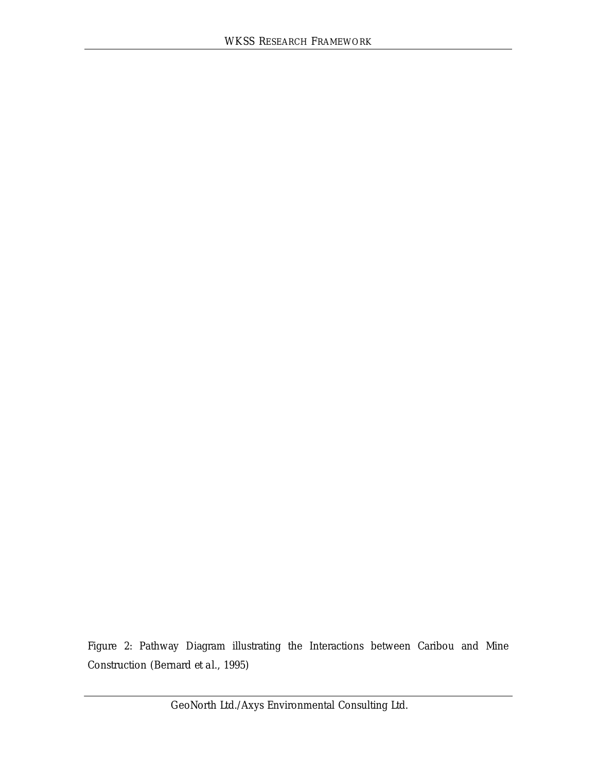Figure 2: Pathway Diagram illustrating the Interactions between Caribou and Mine Construction (Bernard et al., 1995)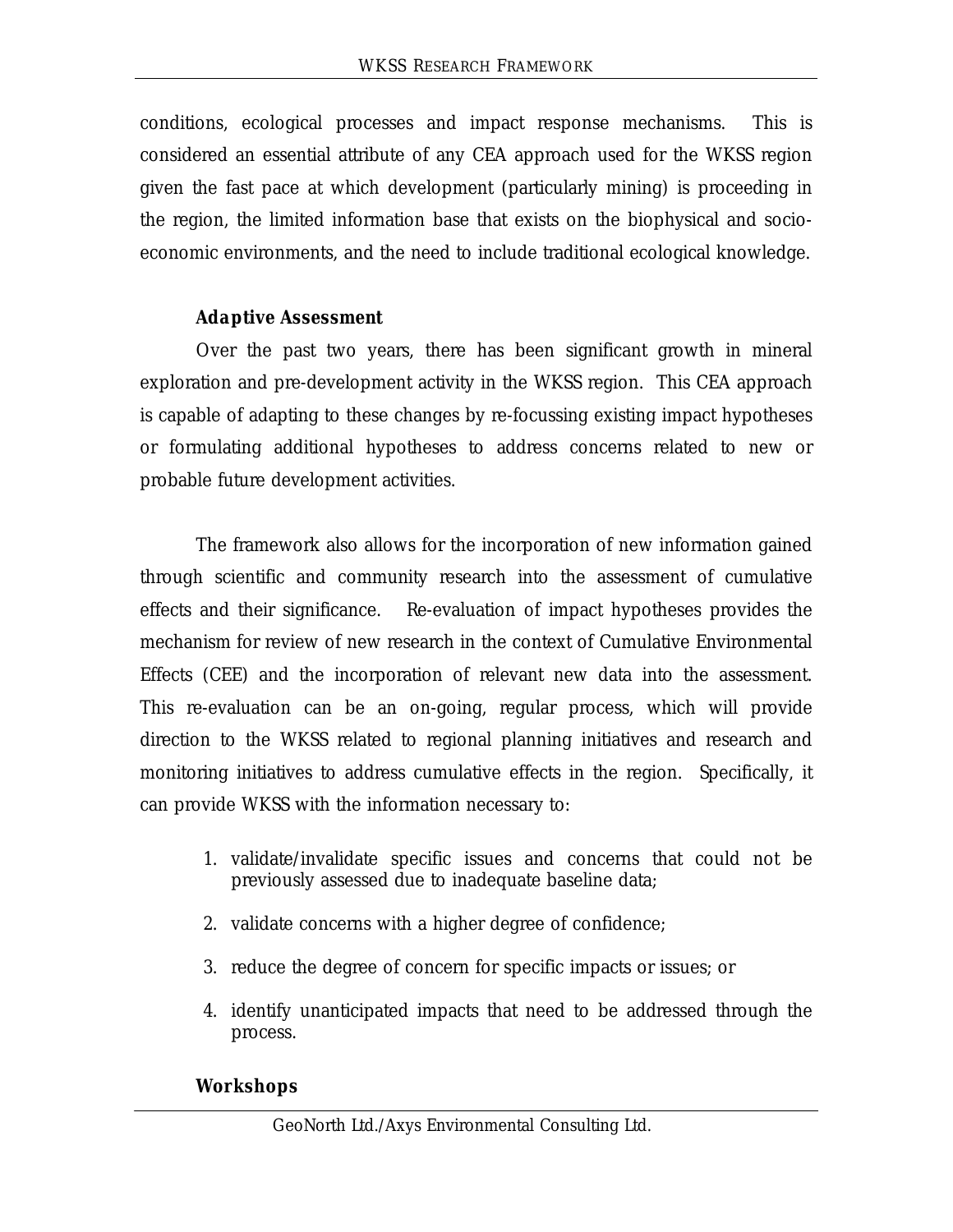conditions, ecological processes and impact response mechanisms. This is considered an essential attribute of any CEA approach used for the WKSS region given the fast pace at which development (particularly mining) is proceeding in the region, the limited information base that exists on the biophysical and socio-economic environments, and the need to include traditional ecological knowledge.

**Adaptive Assessment**

Over the past two years, there has been significant growth in mineral exploration and pre-development activity in the WKSS region. This CEA approach is capable of adapting to these changes by re-focussing existing impact hypotheses or formulating additional hypotheses to address concerns related to new or probable future development activities.

The framework also allows for the incorporation of new information gained through scientific and community research into the assessment of cumulative effects and their significance. Re-evaluation of impact hypotheses provides the mechanism for review of new research in the context of Cumulative Environmental Effects (CEE) and the incorporation of relevant new data into the assessment. This re-evaluation can be an on-going, regular process, which will provide direction to the WKSS related to regional planning initiatives and research and monitoring initiatives to address cumulative effects in the region. Specifically, it can provide WKSS with the information necessary to:

1. validate/invalidate specific issues and concerns that could not be previously assessed due to inadequate baseline data;
2. validate concerns with a higher degree of confidence;
3. reduce the degree of concern for specific impacts or issues; or
4. identify unanticipated impacts that need to be addressed through the process.

**Workshops**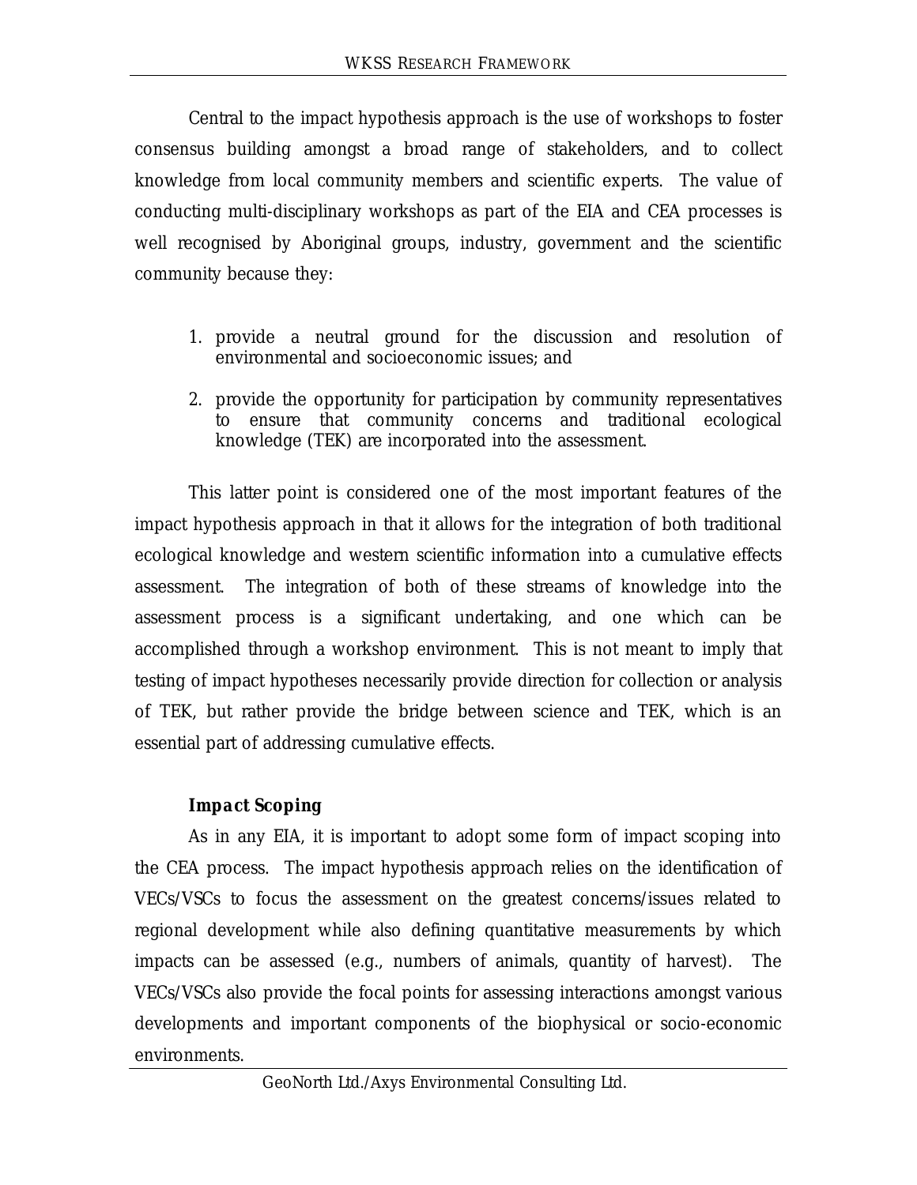Central to the impact hypothesis approach is the use of workshops to foster consensus building amongst a broad range of stakeholders, and to collect knowledge from local community members and scientific experts. The value of conducting multi-disciplinary workshops as part of the EIA and CEA processes is well recognised by Aboriginal groups, industry, government and the scientific community because they:

1. provide a neutral ground for the discussion and resolution of environmental and socioeconomic issues; and
2. provide the opportunity for participation by community representatives to ensure that community concerns and traditional ecological knowledge (TEK) are incorporated into the assessment.

This latter point is considered one of the most important features of the impact hypothesis approach in that it allows for the integration of both traditional ecological knowledge and western scientific information into a cumulative effects assessment. The integration of both of these streams of knowledge into the assessment process is a significant undertaking, and one which can be accomplished through a workshop environment. This is not meant to imply that testing of impact hypotheses necessarily provide direction for collection or analysis of TEK, but rather provide the bridge between science and TEK, which is an essential part of addressing cumulative effects.

**Impact Scoping**

As in any EIA, it is important to adopt some form of impact scoping into the CEA process. The impact hypothesis approach relies on the identification of VECs/VSCs to focus the assessment on the greatest concerns/issues related to regional development while also defining quantitative measurements by which impacts can be assessed (e.g., numbers of animals, quantity of harvest). The VECs/VSCs also provide the focal points for assessing interactions amongst various developments and important components of the biophysical or socio-economic environments.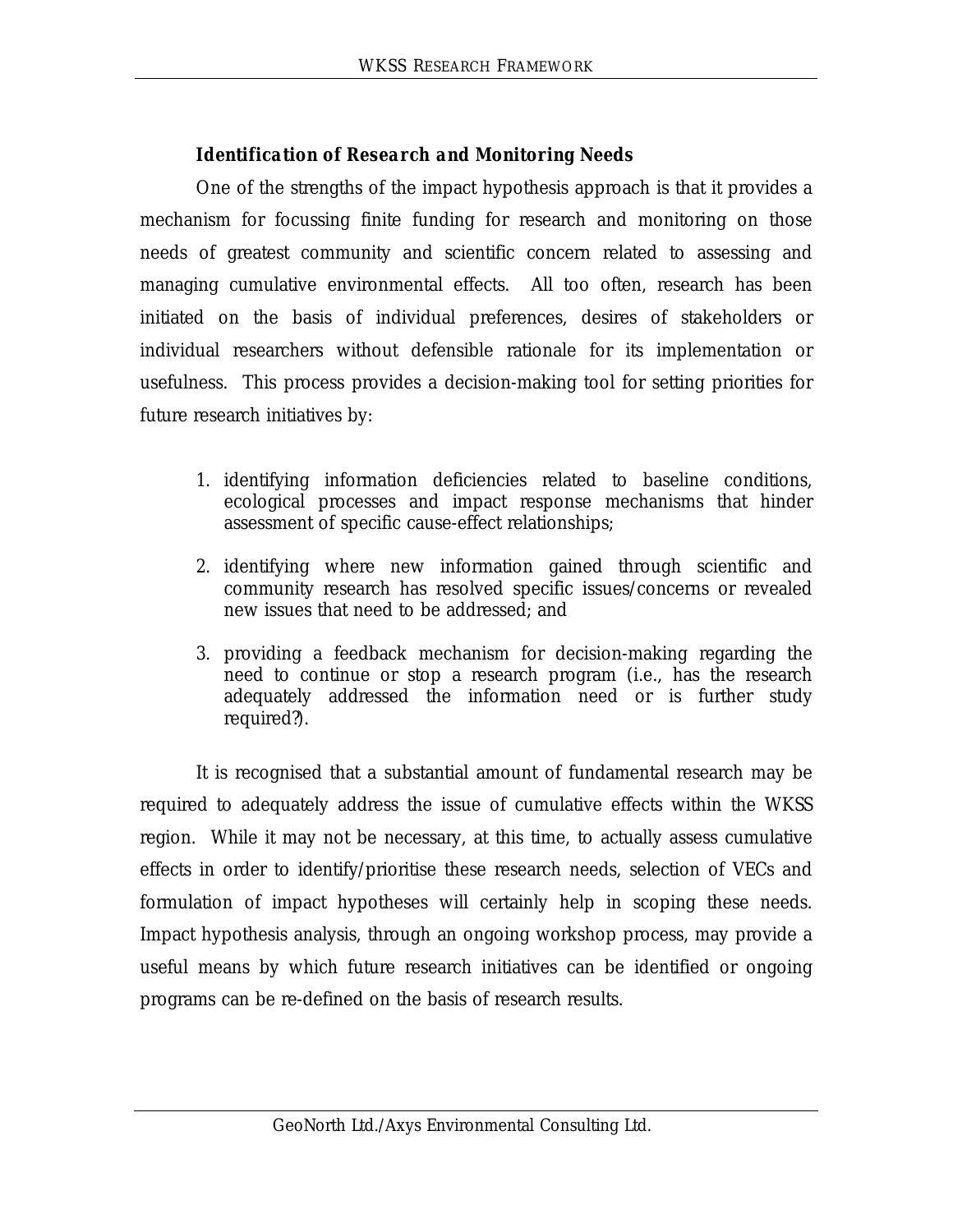### *Identification of Research and Monitoring Needs*

One of the strengths of the impact hypothesis approach is that it provides a mechanism for focussing finite funding for research and monitoring on those needs of greatest community and scientific concern related to assessing and managing cumulative environmental effects. All too often, research has been initiated on the basis of individual preferences, desires of stakeholders or individual researchers without defensible rationale for its implementation or usefulness. This process provides a decision-making tool for setting priorities for future research initiatives by:

1. identifying information deficiencies related to baseline conditions, ecological processes and impact response mechanisms that hinder assessment of specific cause-effect relationships;
2. identifying where new information gained through scientific and community research has resolved specific issues/concerns or revealed new issues that need to be addressed; and
3. providing a feedback mechanism for decision-making regarding the need to continue or stop a research program (i.e., has the research adequately addressed the information need or is further study required?).

It is recognised that a substantial amount of fundamental research may be required to adequately address the issue of cumulative effects within the WKSS region. While it may not be necessary, at this time, to actually assess cumulative effects in order to identify/prioritise these research needs, selection of VECs and formulation of impact hypotheses will certainly help in scoping these needs. Impact hypothesis analysis, through an ongoing workshop process, may provide a useful means by which future research initiatives can be identified or ongoing programs can be re-defined on the basis of research results.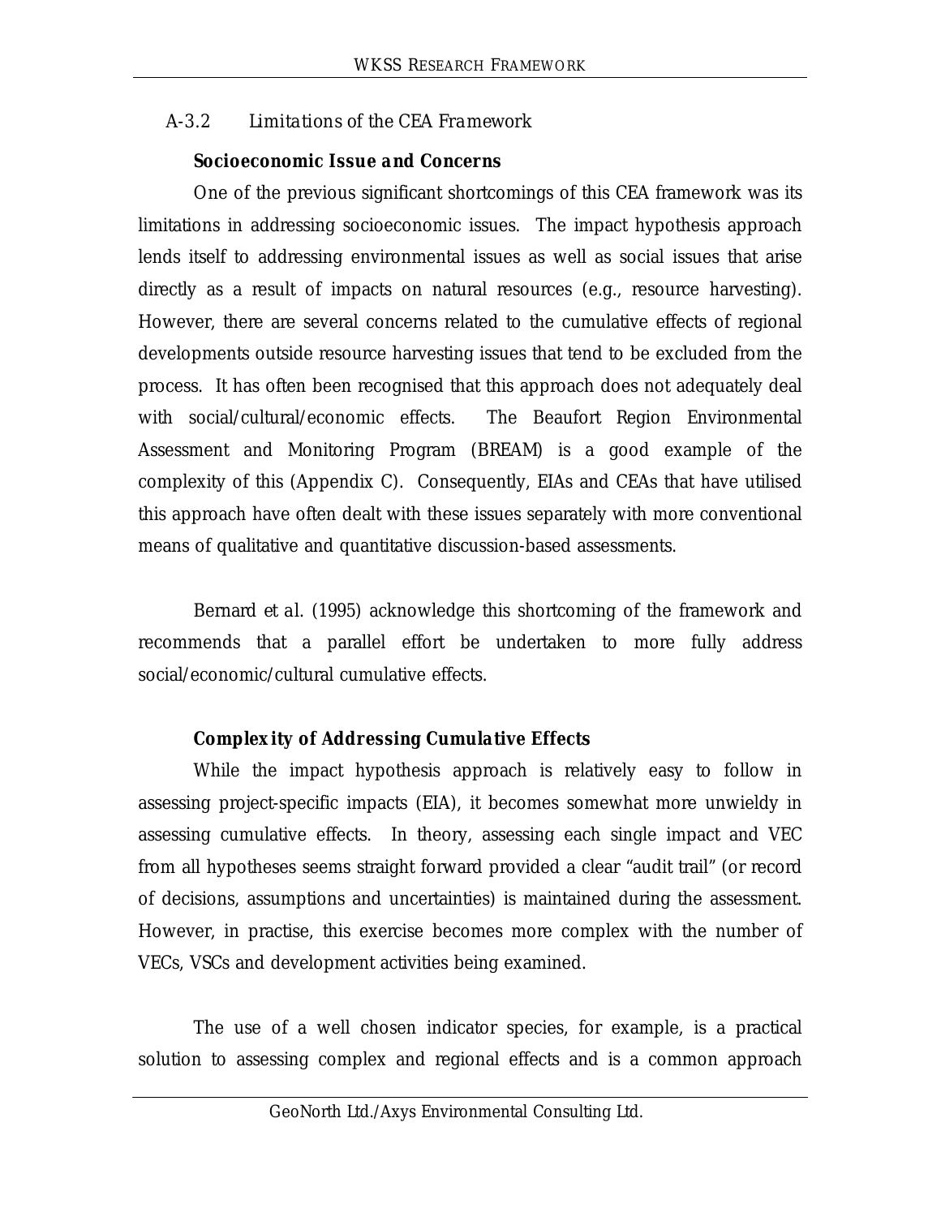### A-3.2 *Limitations of the CEA Framework*

**Socioeconomic Issue and Concerns**

One of the previous significant shortcomings of this CEA framework was its limitations in addressing socioeconomic issues. The impact hypothesis approach lends itself to addressing environmental issues as well as social issues that arise directly as a result of impacts on natural resources (e.g., resource harvesting). However, there are several concerns related to the cumulative effects of regional developments outside resource harvesting issues that tend to be excluded from the process. It has often been recognised that this approach does not adequately deal with social/cultural/economic effects. The Beaufort Region Environmental Assessment and Monitoring Program (BREAM) is a good example of the complexity of this (Appendix C). Consequently, EIAs and CEAs that have utilised this approach have often dealt with these issues separately with more conventional means of qualitative and quantitative discussion-based assessments.

Bernard et al. (1995) acknowledge this shortcoming of the framework and recommends that a parallel effort be undertaken to more fully address social/economic/cultural cumulative effects.

**Complexity of Addressing Cumulative Effects**

While the impact hypothesis approach is relatively easy to follow in assessing project-specific impacts (EIA), it becomes somewhat more unwieldy in assessing cumulative effects. In theory, assessing each single impact and VEC from all hypotheses seems straight forward provided a clear "audit trail" (or record of decisions, assumptions and uncertainties) is maintained during the assessment. However, in practise, this exercise becomes more complex with the number of VECs, VSCs and development activities being examined.

The use of a well chosen indicator species, for example, is a practical solution to assessing complex and regional effects and is a common approach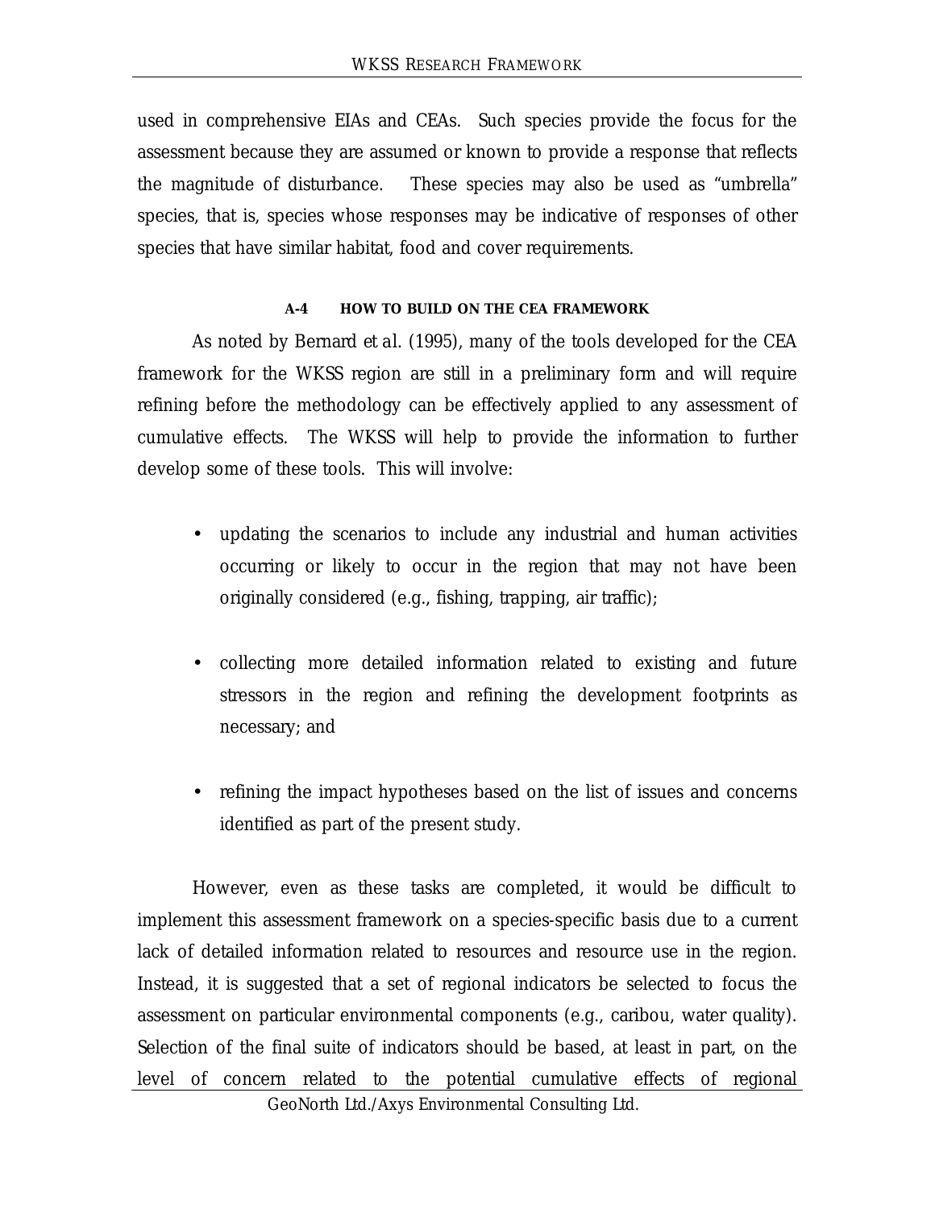used in comprehensive EIAs and CEAs. Such species provide the focus for the assessment because they are assumed or known to provide a response that reflects the magnitude of disturbance. These species may also be used as "umbrella" species, that is, species whose responses may be indicative of responses of other species that have similar habitat, food and cover requirements.

### A-4 HOW TO BUILD ON THE CEA FRAMEWORK

As noted by Bernard *et al.* (1995), many of the tools developed for the CEA framework for the WKSS region are still in a preliminary form and will require refining before the methodology can be effectively applied to any assessment of cumulative effects. The WKSS will help to provide the information to further develop some of these tools. This will involve:

- updating the scenarios to include any industrial and human activities occurring or likely to occur in the region that may not have been originally considered (e.g., fishing, trapping, air traffic);
- collecting more detailed information related to existing and future stressors in the region and refining the development footprints as necessary; and
- refining the impact hypotheses based on the list of issues and concerns identified as part of the present study.

However, even as these tasks are completed, it would be difficult to implement this assessment framework on a species-specific basis due to a current lack of detailed information related to resources and resource use in the region. Instead, it is suggested that a set of regional indicators be selected to focus the assessment on particular environmental components (e.g., caribou, water quality). Selection of the final suite of indicators should be based, at least in part, on the level of concern related to the potential cumulative effects of regional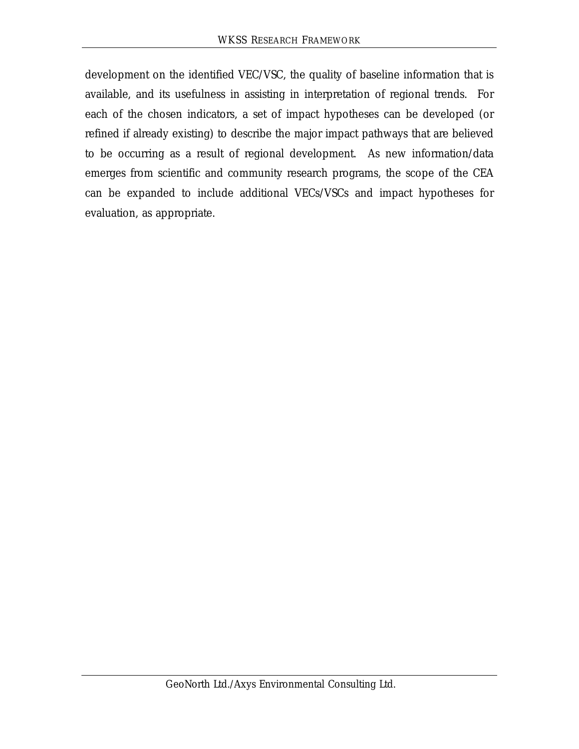development on the identified VEC/VSC, the quality of baseline information that is available, and its usefulness in assisting in interpretation of regional trends. For each of the chosen indicators, a set of impact hypotheses can be developed (or refined if already existing) to describe the major impact pathways that are believed to be occurring as a result of regional development. As new information/data emerges from scientific and community research programs, the scope of the CEA can be expanded to include additional VECs/VSCs and impact hypotheses for evaluation, as appropriate.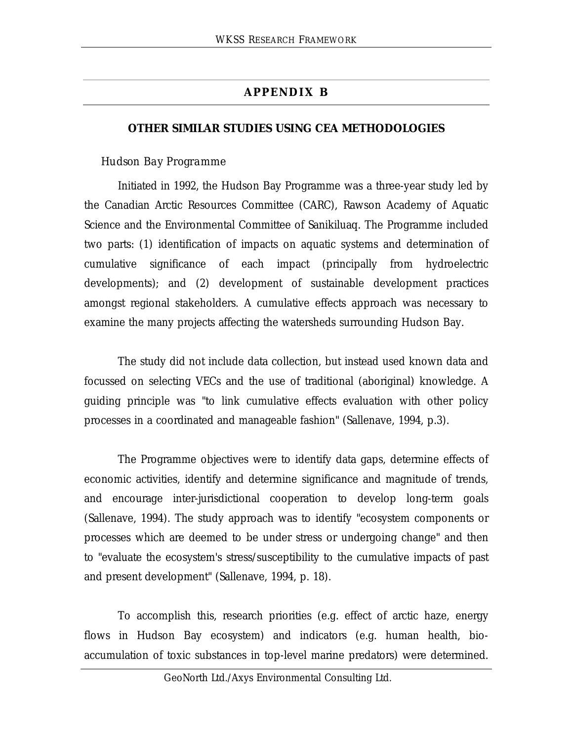# APPENDIX B

## OTHER SIMILAR STUDIES USING CEA METHODOLOGIES

### *Hudson Bay Programme*

Initiated in 1992, the Hudson Bay Programme was a three-year study led by the Canadian Arctic Resources Committee (CARC), Rawson Academy of Aquatic Science and the Environmental Committee of Sanikiluaq. The Programme included two parts: (1) identification of impacts on aquatic systems and determination of cumulative significance of each impact (principally from hydroelectric developments); and (2) development of sustainable development practices amongst regional stakeholders. A cumulative effects approach was necessary to examine the many projects affecting the watersheds surrounding Hudson Bay.

The study did not include data collection, but instead used known data and focussed on selecting VECs and the use of traditional (aboriginal) knowledge. A guiding principle was "to link cumulative effects evaluation with other policy processes in a coordinated and manageable fashion" (Sallenave, 1994, p.3).

The Programme objectives were to identify data gaps, determine effects of economic activities, identify and determine significance and magnitude of trends, and encourage inter-jurisdictional cooperation to develop long-term goals (Sallenave, 1994). The study approach was to identify "ecosystem components or processes which are deemed to be under stress or undergoing change" and then to "evaluate the ecosystem's stress/susceptibility to the cumulative impacts of past and present development" (Sallenave, 1994, p. 18).

To accomplish this, research priorities (e.g. effect of arctic haze, energy flows in Hudson Bay ecosystem) and indicators (e.g. human health, bio-accumulation of toxic substances in top-level marine predators) were determined.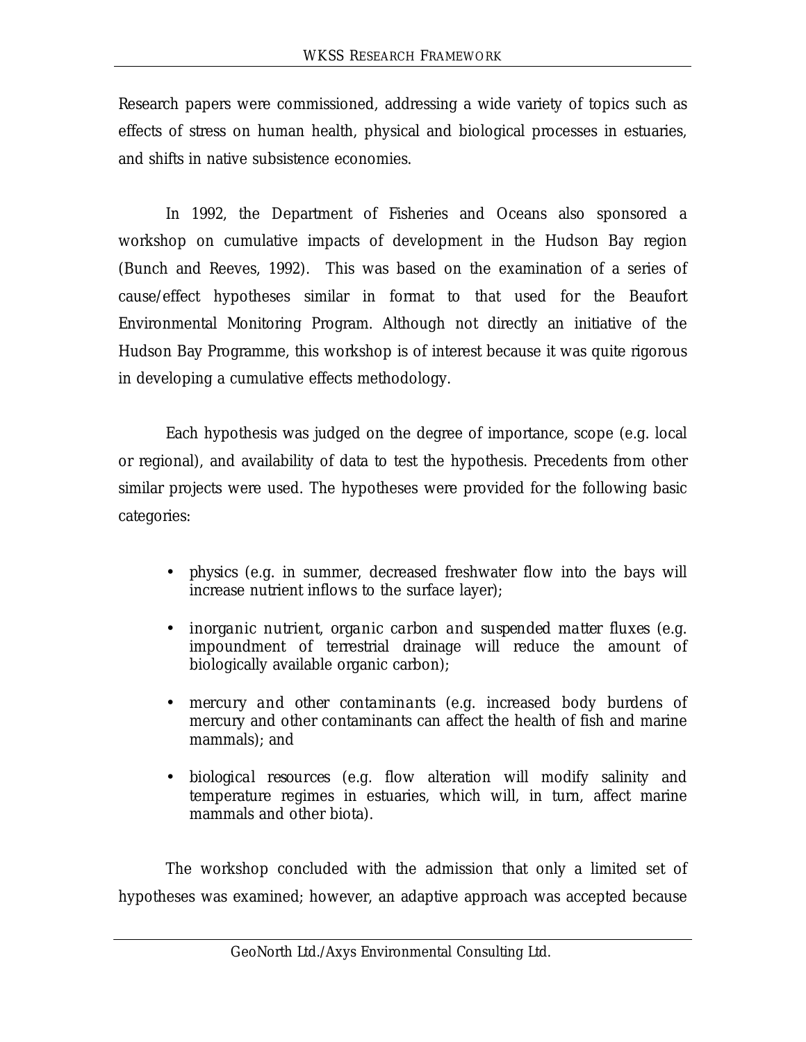Research papers were commissioned, addressing a wide variety of topics such as effects of stress on human health, physical and biological processes in estuaries, and shifts in native subsistence economies.

In 1992, the Department of Fisheries and Oceans also sponsored a workshop on cumulative impacts of development in the Hudson Bay region (Bunch and Reeves, 1992). This was based on the examination of a series of cause/effect hypotheses similar in format to that used for the Beaufort Environmental Monitoring Program. Although not directly an initiative of the Hudson Bay Programme, this workshop is of interest because it was quite rigorous in developing a cumulative effects methodology.

Each hypothesis was judged on the degree of importance, scope (e.g. local or regional), and availability of data to test the hypothesis. Precedents from other similar projects were used. The hypotheses were provided for the following basic categories:

- physics (e.g. in summer, decreased freshwater flow into the bays will increase nutrient inflows to the surface layer);
- inorganic nutrient, organic carbon and suspended matter fluxes (e.g. impoundment of terrestrial drainage will reduce the amount of biologically available organic carbon);
- mercury and other contaminants (e.g. increased body burdens of mercury and other contaminants can affect the health of fish and marine mammals); and
- biological resources (e.g. flow alteration will modify salinity and temperature regimes in estuaries, which will, in turn, affect marine mammals and other biota).

The workshop concluded with the admission that only a limited set of hypotheses was examined; however, an adaptive approach was accepted because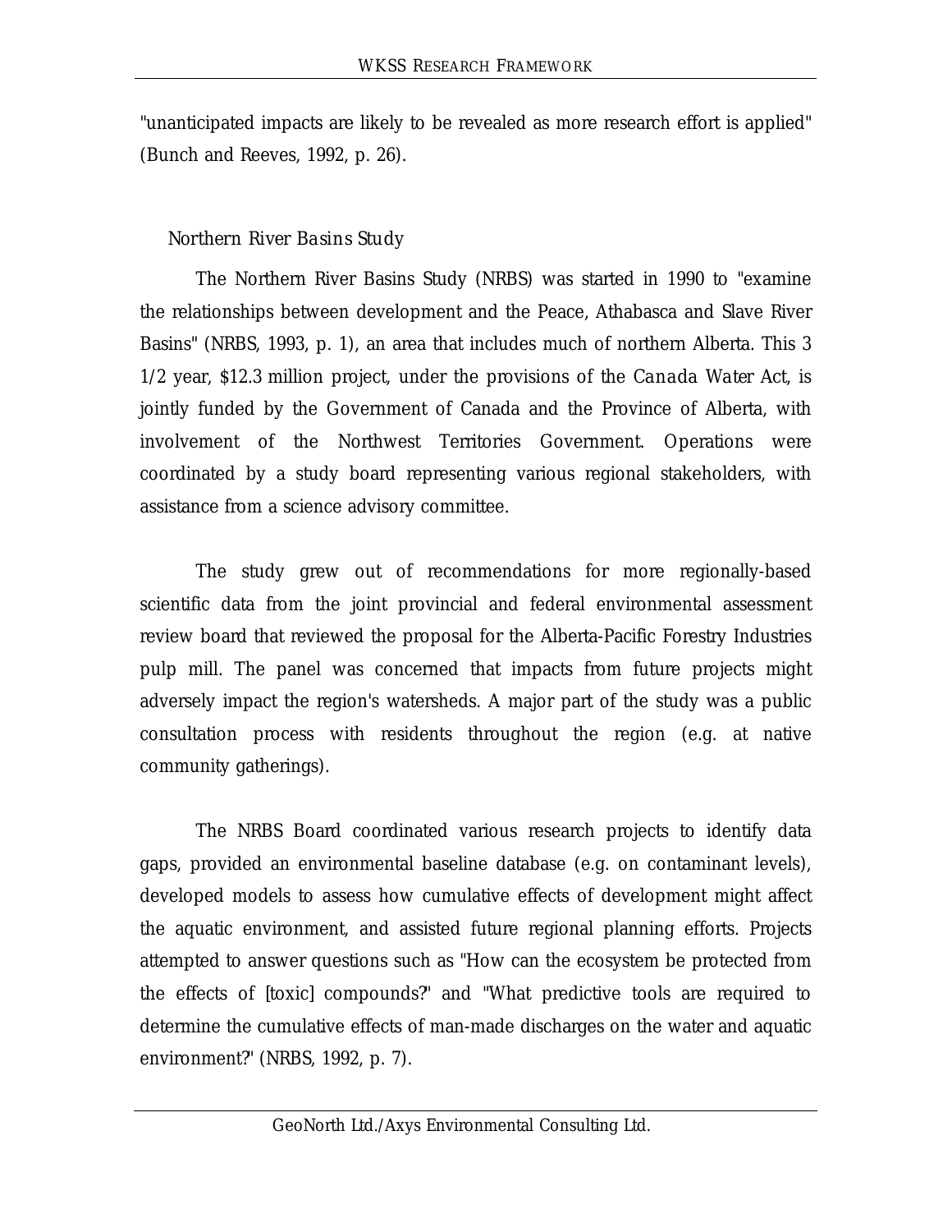"unanticipated impacts are likely to be revealed as more research effort is applied" (Bunch and Reeves, 1992, p. 26).

### Northern River Basins Study

The Northern River Basins Study (NRBS) was started in 1990 to "examine the relationships between development and the Peace, Athabasca and Slave River Basins" (NRBS, 1993, p. 1), an area that includes much of northern Alberta. This 3 1/2 year, $12.3 million project, under the provisions of the *Canada Water Act*, is jointly funded by the Government of Canada and the Province of Alberta, with involvement of the Northwest Territories Government. Operations were coordinated by a study board representing various regional stakeholders, with assistance from a science advisory committee.

The study grew out of recommendations for more regionally-based scientific data from the joint provincial and federal environmental assessment review board that reviewed the proposal for the Alberta-Pacific Forestry Industries pulp mill. The panel was concerned that impacts from future projects might adversely impact the region's watersheds. A major part of the study was a public consultation process with residents throughout the region (e.g. at native community gatherings).

The NRBS Board coordinated various research projects to identify data gaps, provided an environmental baseline database (e.g. on contaminant levels), developed models to assess how cumulative effects of development might affect the aquatic environment, and assisted future regional planning efforts. Projects attempted to answer questions such as "How can the ecosystem be protected from the effects of [toxic] compounds?" and "What predictive tools are required to determine the cumulative effects of man-made discharges on the water and aquatic environment?" (NRBS, 1992, p. 7).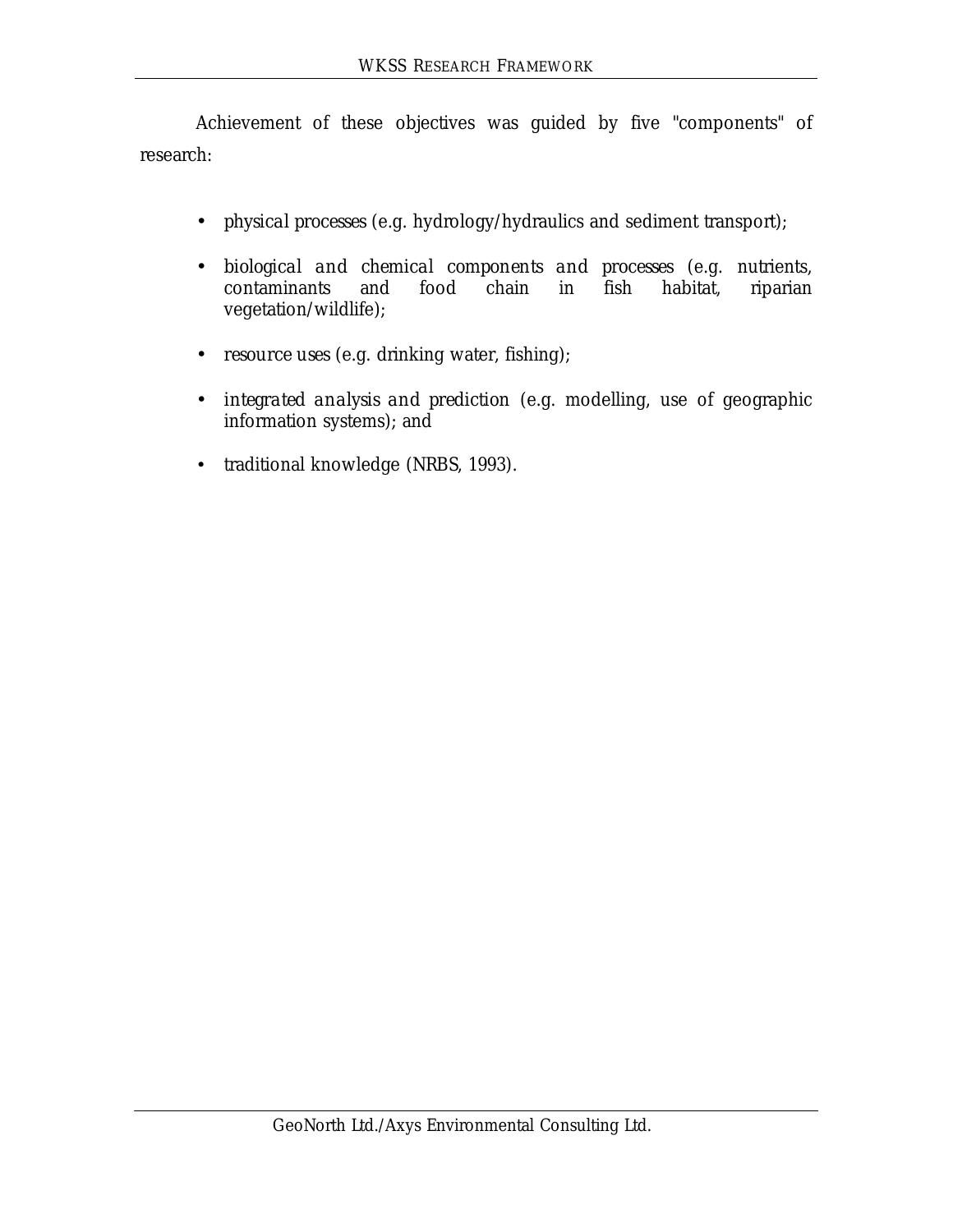Achievement of these objectives was guided by five "components" of research:

- physical processes (e.g. hydrology/hydraulics and sediment transport);
- biological and chemical components and processes (e.g. nutrients, contaminants and food chain in fish habitat, riparian vegetation/wildlife);
- resource uses (e.g. drinking water, fishing);
- integrated analysis and prediction (e.g. modelling, use of geographic information systems); and
- traditional knowledge (NRBS, 1993).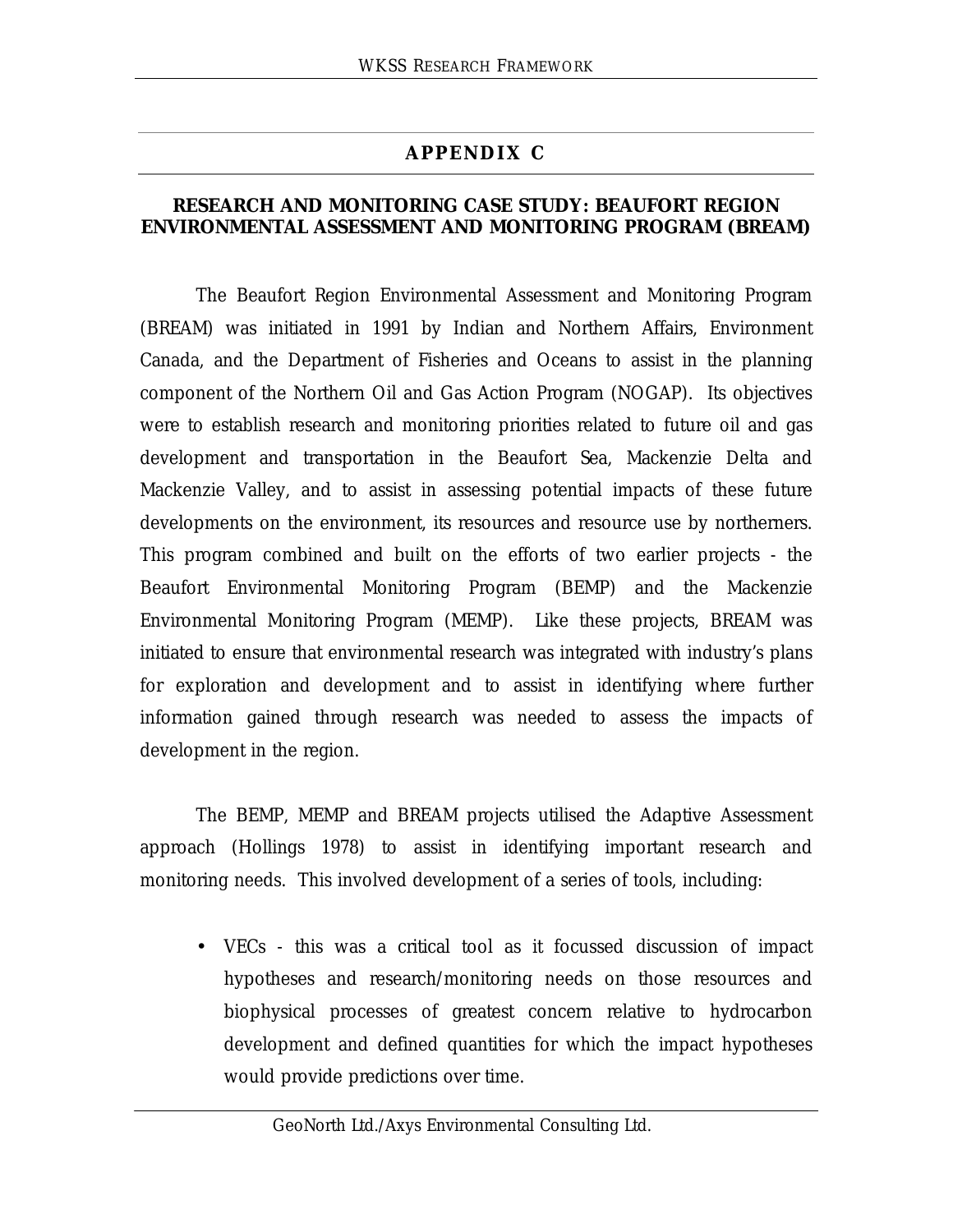# APPENDIX C

## RESEARCH AND MONITORING CASE STUDY: BEAUFORT REGION ENVIRONMENTAL ASSESSMENT AND MONITORING PROGRAM (BREAM)

The Beaufort Region Environmental Assessment and Monitoring Program (BREAM) was initiated in 1991 by Indian and Northern Affairs, Environment Canada, and the Department of Fisheries and Oceans to assist in the planning component of the Northern Oil and Gas Action Program (NOGAP). Its objectives were to establish research and monitoring priorities related to future oil and gas development and transportation in the Beaufort Sea, Mackenzie Delta and Mackenzie Valley, and to assist in assessing potential impacts of these future developments on the environment, its resources and resource use by northerners. This program combined and built on the efforts of two earlier projects - the Beaufort Environmental Monitoring Program (BEMP) and the Mackenzie Environmental Monitoring Program (MEMP). Like these projects, BREAM was initiated to ensure that environmental research was integrated with industry's plans for exploration and development and to assist in identifying where further information gained through research was needed to assess the impacts of development in the region.

The BEMP, MEMP and BREAM projects utilised the Adaptive Assessment approach (Hollings 1978) to assist in identifying important research and monitoring needs. This involved development of a series of tools, including:

- VECs - this was a critical tool as it focussed discussion of impact hypotheses and research/monitoring needs on those resources and biophysical processes of greatest concern relative to hydrocarbon development and defined quantities for which the impact hypotheses would provide predictions over time.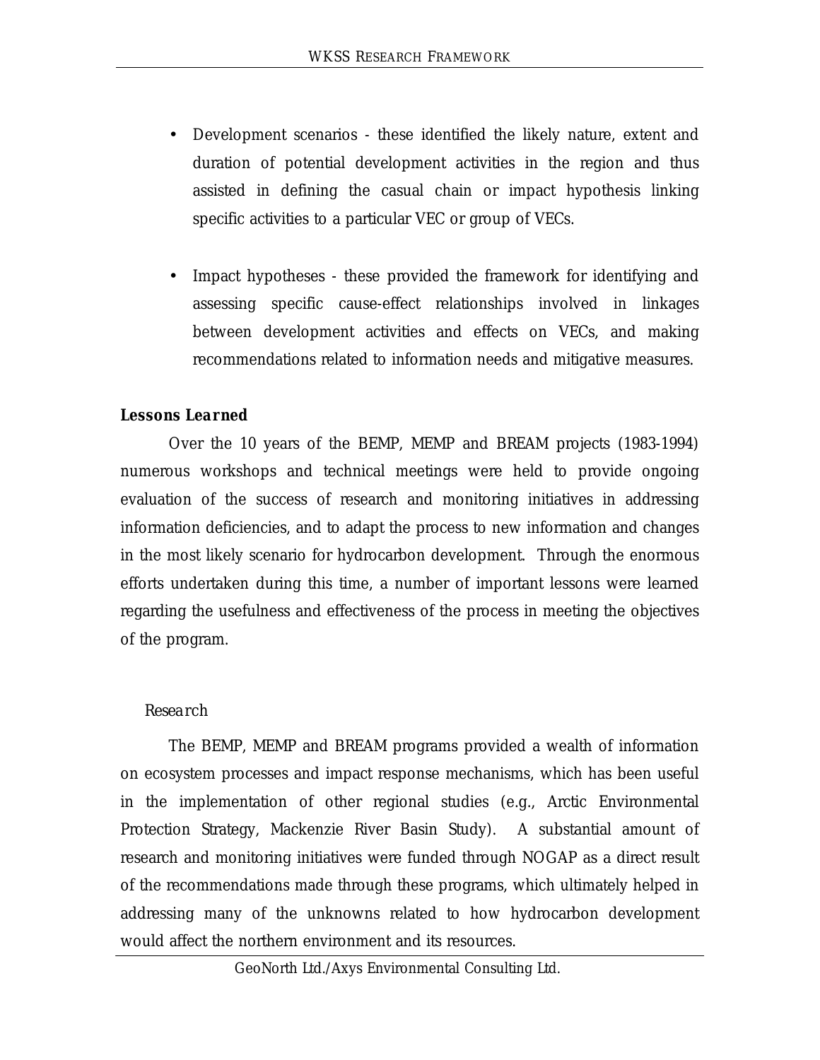- Development scenarios - these identified the likely nature, extent and duration of potential development activities in the region and thus assisted in defining the casual chain or impact hypothesis linking specific activities to a particular VEC or group of VECs.

- Impact hypotheses - these provided the framework for identifying and assessing specific cause-effect relationships involved in linkages between development activities and effects on VECs, and making recommendations related to information needs and mitigative measures.

***Lessons Learned***

Over the 10 years of the BEMP, MEMP and BREAM projects (1983-1994) numerous workshops and technical meetings were held to provide ongoing evaluation of the success of research and monitoring initiatives in addressing information deficiencies, and to adapt the process to new information and changes in the most likely scenario for hydrocarbon development. Through the enormous efforts undertaken during this time, a number of important lessons were learned regarding the usefulness and effectiveness of the process in meeting the objectives of the program.

*Research*

The BEMP, MEMP and BREAM programs provided a wealth of information on ecosystem processes and impact response mechanisms, which has been useful in the implementation of other regional studies (e.g., Arctic Environmental Protection Strategy, Mackenzie River Basin Study). A substantial amount of research and monitoring initiatives were funded through NOGAP as a direct result of the recommendations made through these programs, which ultimately helped in addressing many of the unknowns related to how hydrocarbon development would affect the northern environment and its resources.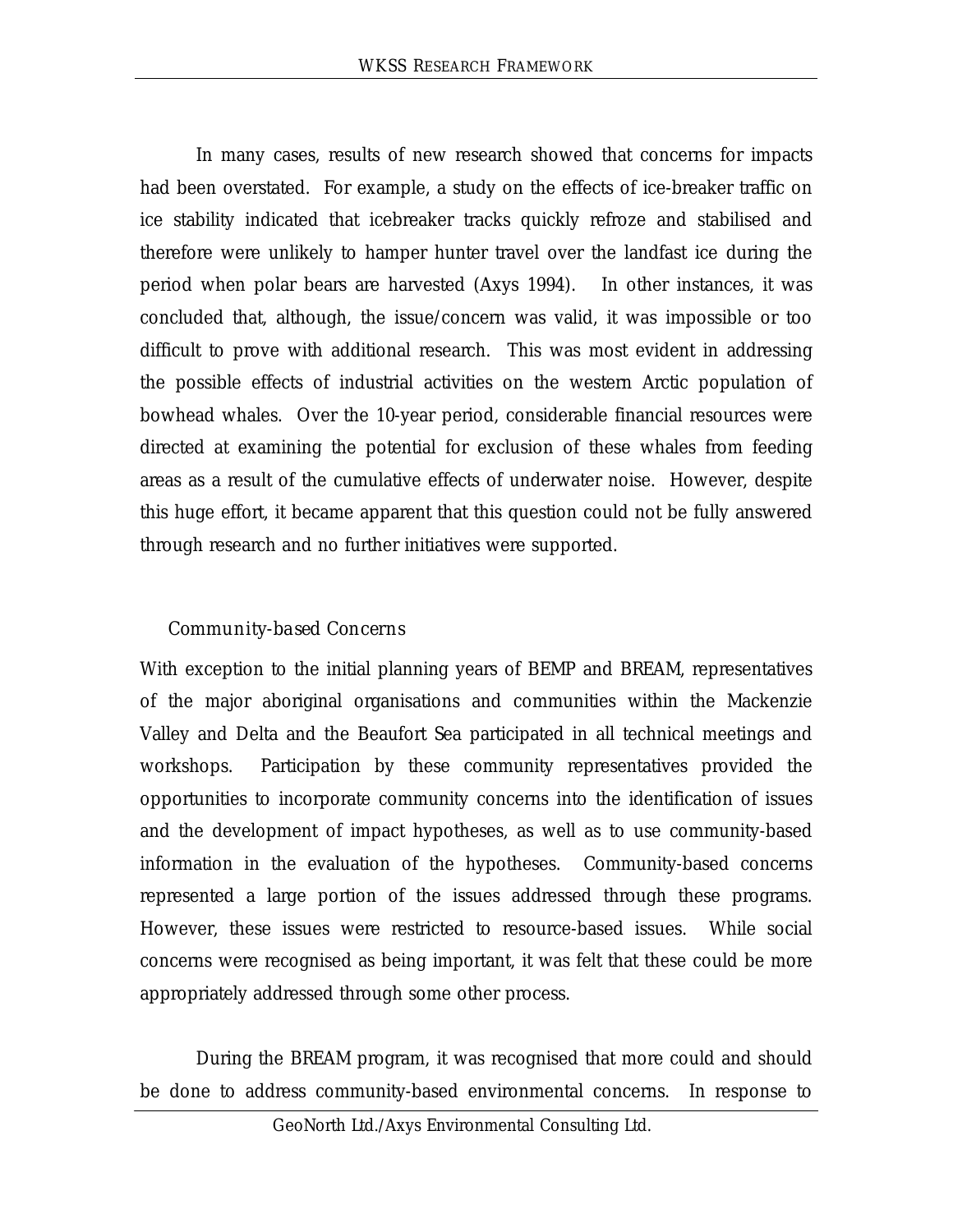In many cases, results of new research showed that concerns for impacts had been overstated. For example, a study on the effects of ice-breaker traffic on ice stability indicated that icebreaker tracks quickly refroze and stabilised and therefore were unlikely to hamper hunter travel over the landfast ice during the period when polar bears are harvested (Axys 1994). In other instances, it was concluded that, although, the issue/concern was valid, it was impossible or too difficult to prove with additional research. This was most evident in addressing the possible effects of industrial activities on the western Arctic population of bowhead whales. Over the 10-year period, considerable financial resources were directed at examining the potential for exclusion of these whales from feeding areas as a result of the cumulative effects of underwater noise. However, despite this huge effort, it became apparent that this question could not be fully answered through research and no further initiatives were supported.

### *Community-based Concerns*

With exception to the initial planning years of BEMP and BREAM, representatives of the major aboriginal organisations and communities within the Mackenzie Valley and Delta and the Beaufort Sea participated in all technical meetings and workshops. Participation by these community representatives provided the opportunities to incorporate community concerns into the identification of issues and the development of impact hypotheses, as well as to use community-based information in the evaluation of the hypotheses. Community-based concerns represented a large portion of the issues addressed through these programs. However, these issues were restricted to resource-based issues. While social concerns were recognised as being important, it was felt that these could be more appropriately addressed through some other process.

During the BREAM program, it was recognised that more could and should be done to address community-based environmental concerns. In response to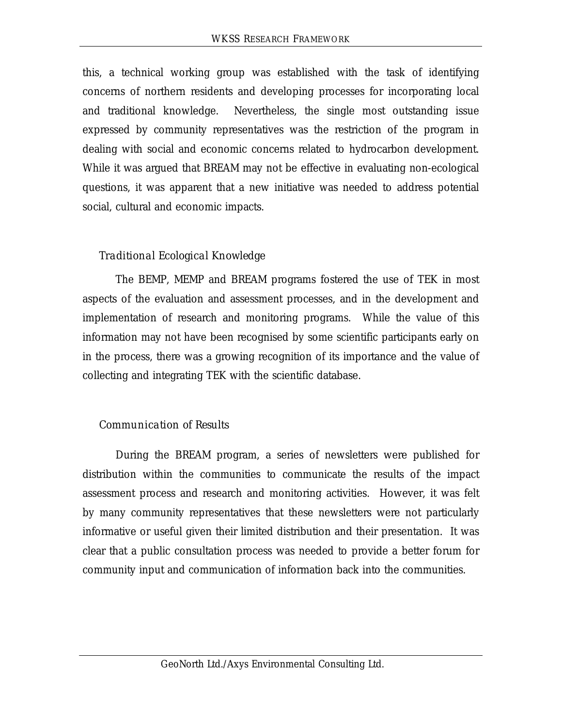this, a technical working group was established with the task of identifying concerns of northern residents and developing processes for incorporating local and traditional knowledge. Nevertheless, the single most outstanding issue expressed by community representatives was the restriction of the program in dealing with social and economic concerns related to hydrocarbon development. While it was argued that BREAM may not be effective in evaluating non-ecological questions, it was apparent that a new initiative was needed to address potential social, cultural and economic impacts.

### *Traditional Ecological Knowledge*

The BEMP, MEMP and BREAM programs fostered the use of TEK in most aspects of the evaluation and assessment processes, and in the development and implementation of research and monitoring programs. While the value of this information may not have been recognised by some scientific participants early on in the process, there was a growing recognition of its importance and the value of collecting and integrating TEK with the scientific database.

### *Communication of Results*

During the BREAM program, a series of newsletters were published for distribution within the communities to communicate the results of the impact assessment process and research and monitoring activities. However, it was felt by many community representatives that these newsletters were not particularly informative or useful given their limited distribution and their presentation. It was clear that a public consultation process was needed to provide a better forum for community input and communication of information back into the communities.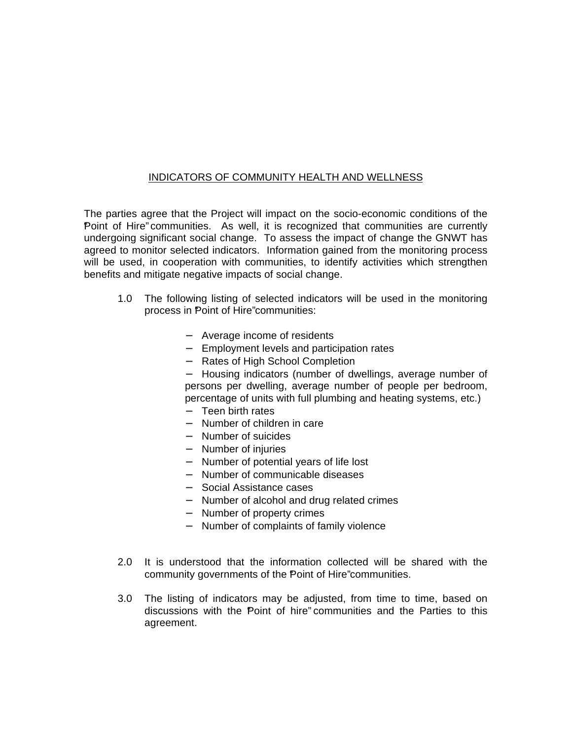<u>INDICATORS OF COMMUNITY HEALTH AND WELLNESS</u>

The parties agree that the Project will impact on the socio-economic conditions of the "Point of Hire" communities. As well, it is recognized that communities are currently undergoing significant social change. To assess the impact of change the GNWT has agreed to monitor selected indicators. Information gained from the monitoring process will be used, in cooperation with communities, to identify activities which strengthen benefits and mitigate negative impacts of social change.

1.0 The following listing of selected indicators will be used in the monitoring process in "Point of Hire" communities:

- Average income of residents
- Employment levels and participation rates
- Rates of High School Completion
- Housing indicators (number of dwellings, average number of persons per dwelling, average number of people per bedroom, percentage of units with full plumbing and heating systems, etc.)
- Teen birth rates
- Number of children in care
- Number of suicides
- Number of injuries
- Number of potential years of life lost
- Number of communicable diseases
- Social Assistance cases
- Number of alcohol and drug related crimes
- Number of property crimes
- Number of complaints of family violence

2.0 It is understood that the information collected will be shared with the community governments of the "Point of Hire" communities.

3.0 The listing of indicators may be adjusted, from time to time, based on discussions with the "Point of hire" communities and the Parties to this agreement.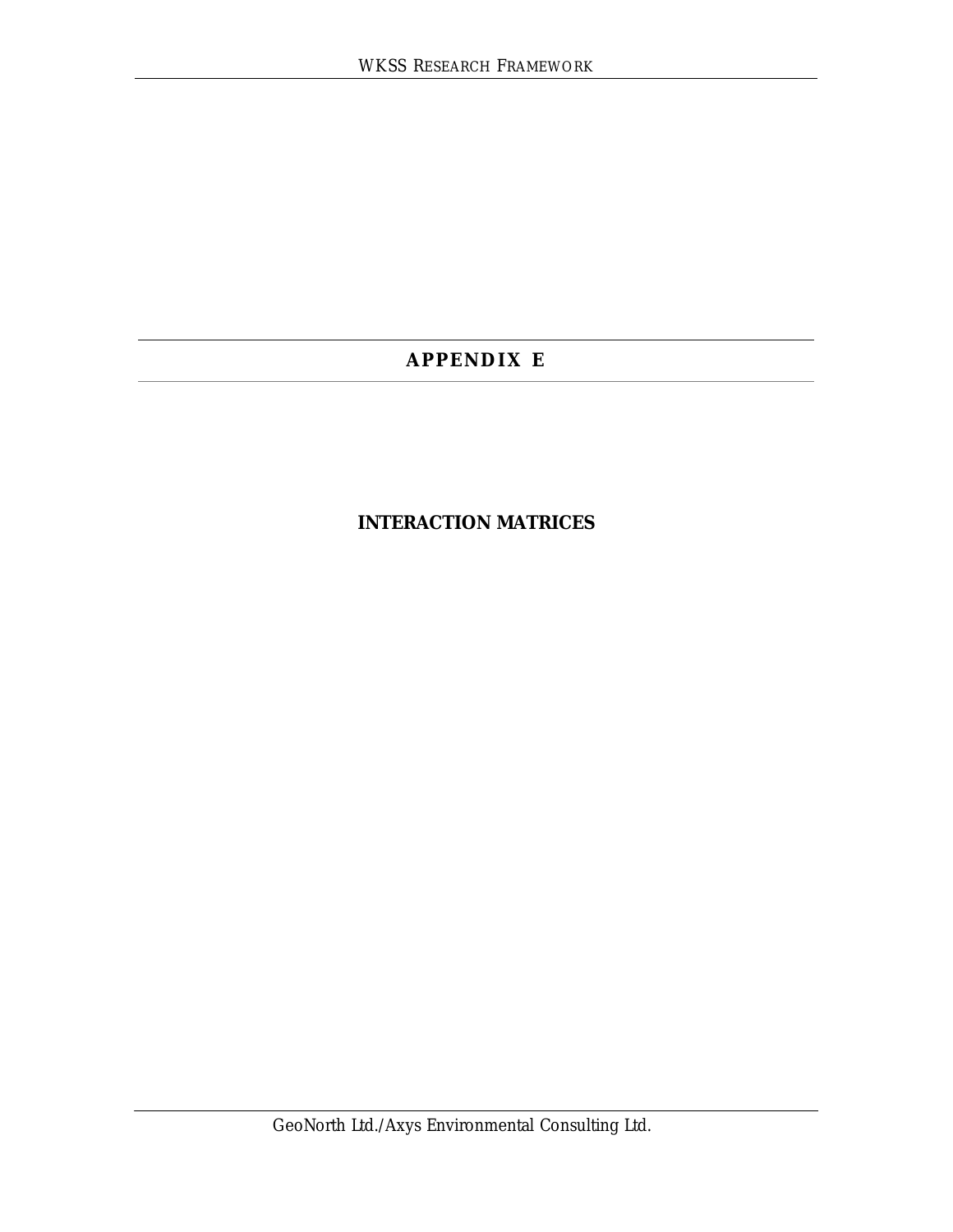# APPENDIX E

## INTERACTION MATRICES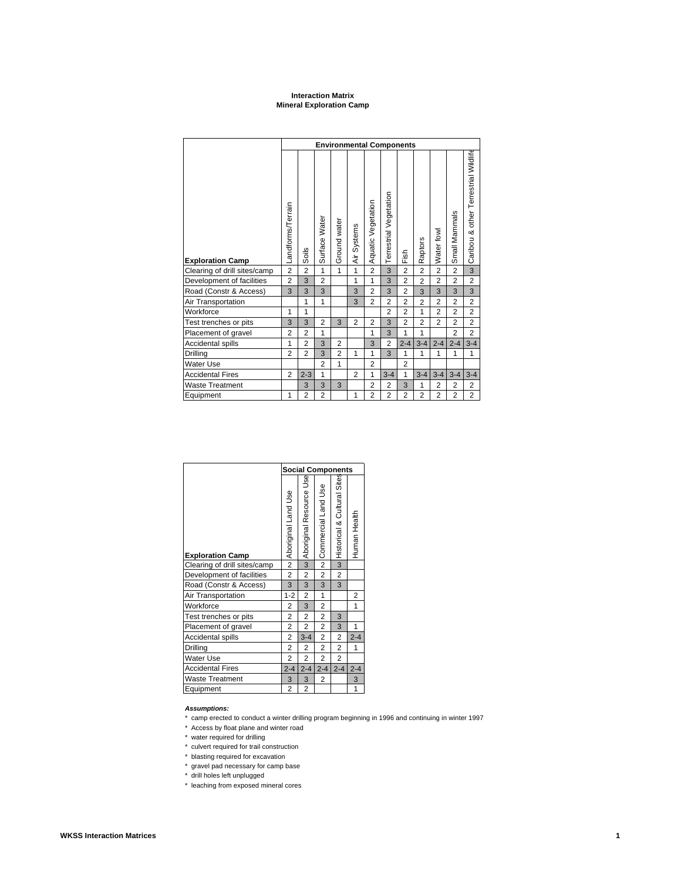**Interaction Matrix**
**Mineral Exploration Camp**

| Exploration Camp | Environmental Components | | | | | | | | | | | |
|---|---|---|---|---|---|---|---|---|---|---|---|---|
| | Landforms/Terrain | Soils | Surface Water | Ground water | Air Systems | Aquatic Vegetation | Terrestrial Vegetation | Fish | Raptors | Water fowl | Small Mammals | Caribou & other Terrestrial Wildlife |
| Clearing of drill sites/camp | 2 | 2 | 1 | 1 | 1 | 2 | 3 | 2 | 2 | 2 | 2 | 3 |
| Development of facilities | 2 | 3 | 2 | | 1 | 1 | 3 | 2 | 2 | 2 | 2 | 2 |
| Road (Constr & Access) | 3 | 3 | 3 | | 3 | 2 | 3 | 2 | 3 | 3 | 3 | 3 |
| Air Transportation | | 1 | 1 | | 3 | 2 | 2 | 2 | 2 | 2 | 2 | 2 |
| Workforce | 1 | 1 | | | | | 2 | 2 | 1 | 2 | 2 | 2 |
| Test trenches or pits | 3 | 3 | 2 | 3 | 2 | 2 | 3 | 2 | 2 | 2 | 2 | 2 |
| Placement of gravel | 2 | 2 | 1 | | | 1 | 3 | 1 | 1 | | 2 | 2 |
| Accidental spills | 1 | 2 | 3 | 2 | | 3 | 2 | 2-4 | 3-4 | 2-4 | 2-4 | 3-4 |
| Drilling | 2 | 2 | 3 | 2 | 1 | 1 | 3 | 1 | 1 | 1 | 1 | 1 |
| Water Use | | | 2 | 1 | | 2 | | 2 | | | | |
| Accidental Fires | 2 | 2-3 | 1 | | 2 | 1 | 3-4 | 1 | 3-4 | 3-4 | 3-4 | 3-4 |
| Waste Treatment | | 3 | 3 | 3 | | 2 | 2 | 3 | 1 | 2 | 2 | 2 |
| Equipment | 1 | 2 | 2 | | 1 | 2 | 2 | 2 | 2 | 2 | 2 | 2 |

| Exploration Camp | Social Components | | | | |
|---|---|---|---|---|---|
| | Aboriginal Land Use | Aboriginal Resource Use | Commercial Land Use | Historical & Cultural Sites | Human Health |
| Clearing of drill sites/camp | 2 | 3 | 2 | 3 | |
| Development of facilities | 2 | 2 | 2 | 2 | |
| Road (Constr & Access) | 3 | 3 | 3 | 3 | |
| Air Transportation | 1-2 | 2 | 1 | | 2 |
| Workforce | 2 | 3 | 2 | | 1 |
| Test trenches or pits | 2 | 2 | 2 | 3 | |
| Placement of gravel | 2 | 2 | 2 | 3 | 1 |
| Accidental spills | 2 | 3-4 | 2 | 2 | 2-4 |
| Drilling | 2 | 2 | 2 | 2 | 1 |
| Water Use | 2 | 2 | 2 | 2 | |
| Accidental Fires | 2-4 | 2-4 | 2-4 | 2-4 | 2-4 |
| Waste Treatment | 3 | 3 | 2 | | 3 |
| Equipment | 2 | 2 | | | 1 |

***Assumptions:***

* camp erected to conduct a winter drilling program beginning in 1996 and continuing in winter 1997
* Access by float plane and winter road
* water required for drilling
* culvert required for trail construction
* blasting required for excavation
* gravel pad necessary for camp base
* drill holes left unplugged
* leaching from exposed mineral cores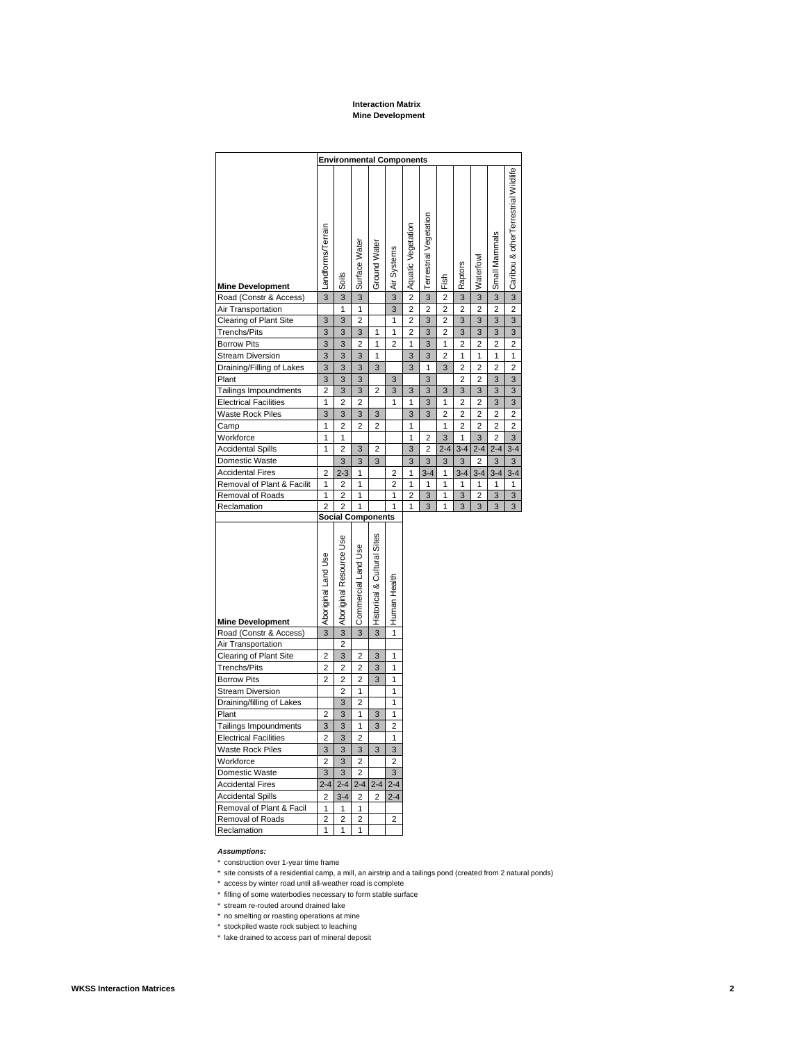**Interaction Matrix**
**Mine Development**

| Mine Development | Landforms/Terrain | Soils | Surface Water | Ground Water | Air Systems | Aquatic Vegetation | Terrestrial Vegetation | Fish | Raptors | Waterfowl | Small Mammals | Caribou & otherTerrestrial Wildlife |
|---|---|---|---|---|---|---|---|---|---|---|---|---|
| | **Environmental Components** | | | | | | | | | | | |
| Road (Constr & Access) | 3 | 3 | 3 | | 3 | 2 | 3 | 2 | 3 | 3 | 3 | 3 |
| Air Transportation | | 1 | 1 | | 3 | 2 | 2 | 2 | 2 | 2 | 2 | 2 |
| Clearing of Plant Site | 3 | 3 | 2 | | 1 | 2 | 3 | 2 | 3 | 3 | 3 | 3 |
| Trenchs/Pits | 3 | 3 | 3 | 1 | 1 | 2 | 3 | 2 | 3 | 3 | 3 | 3 |
| Borrow Pits | 3 | 3 | 2 | 1 | 2 | 1 | 3 | 2 | 2 | 2 | 2 | 2 |
| Stream Diversion | 3 | 3 | 3 | 1 | | 3 | 3 | 2 | 1 | 1 | 1 | 1 |
| Draining/Filling of Lakes | 3 | 3 | 3 | 3 | | 3 | 1 | 3 | 2 | 2 | 2 | 2 |
| Plant | 3 | 3 | 3 | | 3 | | 3 | | 2 | 2 | 3 | 3 |
| Tailings Impoundments | 2 | 3 | 3 | 2 | 3 | 3 | 3 | 3 | 3 | 3 | 3 | 3 |
| Electrical Facilities | 1 | 2 | 2 | | 1 | 1 | 3 | 1 | 2 | 2 | 3 | 3 |
| Waste Rock Piles | 3 | 3 | 3 | 3 | | 3 | 3 | 2 | 2 | 2 | 2 | 2 |
| Camp | 1 | 2 | 2 | 2 | | 1 | | 1 | 2 | 2 | 2 | 2 |
| Workforce | 1 | 1 | | | | 1 | 2 | 3 | 1 | 3 | 2 | 3 |
| Accidental Spills | 1 | 2 | 3 | 2 | | 3 | 2 | 2-4 | 3-4 | 2-4 | 2-4 | 3-4 |
| Domestic Waste | | 3 | 3 | 3 | | 3 | 3 | 3 | 3 | 2 | 3 | 3 |
| Accidental Fires | 2 | 2-3 | 1 | | 2 | 1 | 3-4 | 1 | 3-4 | 3-4 | 3-4 | 3-4 |
| Removal of Plant & Facilit | 1 | 2 | 1 | | 2 | 1 | 1 | 1 | 1 | 1 | 1 | 1 |
| Removal of Roads | 1 | 2 | 1 | | 1 | 2 | 3 | 1 | 3 | 2 | 3 | 3 |
| Reclamation | 2 | 2 | 1 | | 1 | 1 | 3 | 1 | 3 | 3 | 3 | 3 |

| Mine Development | Aboriginal Land Use | Aboriginal Resource Use | Commercial Land Use | Historical & Cultural Sites | Human Health |
|---|---|---|---|---|---|
| | **Social Components** | | | | |
| Road (Constr & Access) | 3 | 3 | 3 | 3 | 1 |
| Air Transportation | | 2 | | | |
| Clearing of Plant Site | 2 | 3 | 2 | 3 | 1 |
| Trenchs/Pits | 2 | 2 | 2 | 3 | 1 |
| Borrow Pits | 2 | 2 | 2 | 3 | 1 |
| Stream Diversion | | 2 | 1 | | 1 |
| Draining/filling of Lakes | | 3 | 2 | | 1 |
| Plant | 2 | 3 | 1 | 3 | 1 |
| Tailings Impoundments | 3 | 3 | 1 | 3 | 2 |
| Electrical Facilities | 2 | 3 | 2 | | 1 |
| Waste Rock Piles | 3 | 3 | 3 | 3 | 3 |
| Workforce | 2 | 3 | 2 | | 2 |
| Domestic Waste | 3 | 3 | 2 | | 3 |
| Accidental Fires | 2-4 | 2-4 | 2-4 | 2-4 | 2-4 |
| Accidental Spills | 2 | 3-4 | 2 | 2 | 2-4 |
| Removal of Plant & Facil | 1 | 1 | 1 | | |
| Removal of Roads | 2 | 2 | 2 | | 2 |
| Reclamation | 1 | 1 | 1 | | |

***Assumptions:***

* construction over 1-year time frame
* site consists of a residential camp, a mill, an airstrip and a tailings pond (created from 2 natural ponds)
* access by winter road until all-weather road is complete
* filling of some waterbodies necessary to form stable surface
* stream re-routed around drained lake
* no smelting or roasting operations at mine
* stockpiled waste rock subject to leaching
* lake drained to access part of mineral deposit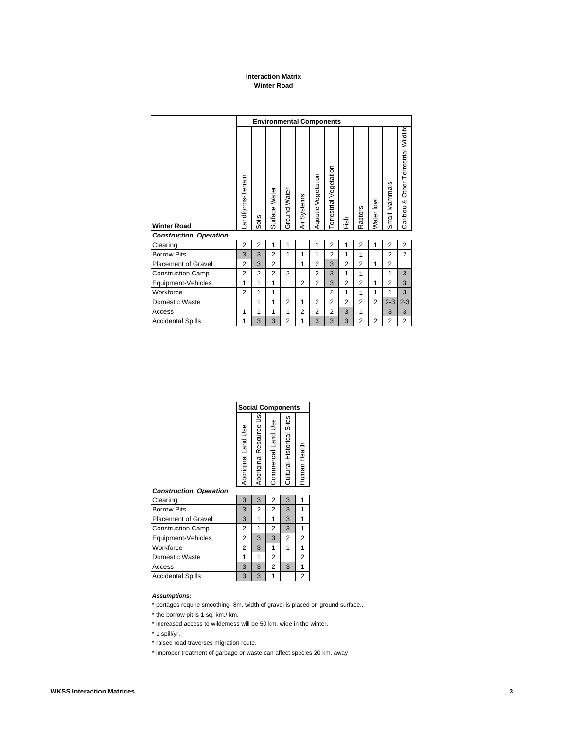**Interaction Matrix**
**Winter Road**

| Winter Road | Environmental Components | | | | | | | | | | | |
|---|---|---|---|---|---|---|---|---|---|---|---|---|
| | Landforms-Terrain | Soils | Surface Water | Ground Water | Air Systems | Aquatic Vegetation | Terrestrial Vegetation | Fish | Raptors | Water fowl | Small Mammals | Caribou & Other Terrestrial Wildlife |
| ***Construction, Operation*** | | | | | | | | | | | | |
| Clearing | 2 | 2 | 1 | 1 | | 1 | 2 | 1 | 2 | 1 | 2 | 2 |
| Borrow Pits | 3 | 3 | 2 | 1 | 1 | 1 | 2 | 1 | 1 | | 2 | 2 |
| Placement of Gravel | 2 | 3 | 2 | | 1 | 2 | 3 | 2 | 2 | 1 | 2 | |
| Construction Camp | 2 | 2 | 2 | 2 | | 2 | 3 | 1 | 1 | | 1 | 3 |
| Equipment-Vehicles | 1 | 1 | 1 | | 2 | 2 | 3 | 2 | 2 | 1 | 2 | 3 |
| Workforce | 2 | 1 | 1 | | | | 2 | 1 | 1 | 1 | 1 | 3 |
| Domestic Waste | | 1 | 1 | 2 | 1 | 2 | 2 | 2 | 2 | 2 | 2-3 | 2-3 |
| Access | 1 | 1 | 1 | 1 | 2 | 2 | 2 | 3 | 1 | | 3 | 3 |
| Accidental Spills | 1 | 3 | 3 | 2 | 1 | 3 | 3 | 3 | 2 | 2 | 2 | 2 |

| | Social Components | | | | |
|---|---|---|---|---|---|
| | Aboriginal Land Use | Aboriginal Resource Use | Commercial Land Use | Cultural-Historical Sites | Human Health |
| ***Construction, Operation*** | | | | | |
| Clearing | 3 | 3 | 2 | 3 | 1 |
| Borrow Pits | 3 | 2 | 2 | 3 | 1 |
| Placement of Gravel | 3 | 1 | 1 | 3 | 1 |
| Construction Camp | 2 | 1 | 2 | 3 | 1 |
| Equipment-Vehicles | 2 | 3 | 3 | 2 | 2 |
| Workforce | 2 | 3 | 1 | 1 | 1 |
| Domestic Waste | 1 | 1 | 2 | | 2 |
| Access | 3 | 3 | 2 | 3 | 1 |
| Accidental Spills | 3 | 3 | 1 | | 2 |

***Assumptions:***

* portages require smoothing- 8m. width of gravel is placed on ground surface..
* the borrow pit is 1 sq. km./ km.
* increased access to wilderness will be 50 km. wide in the winter.
* 1 spill/yr.
* raised road traverses migration route.
* improper treatment of garbage or waste can affect species 20 km. away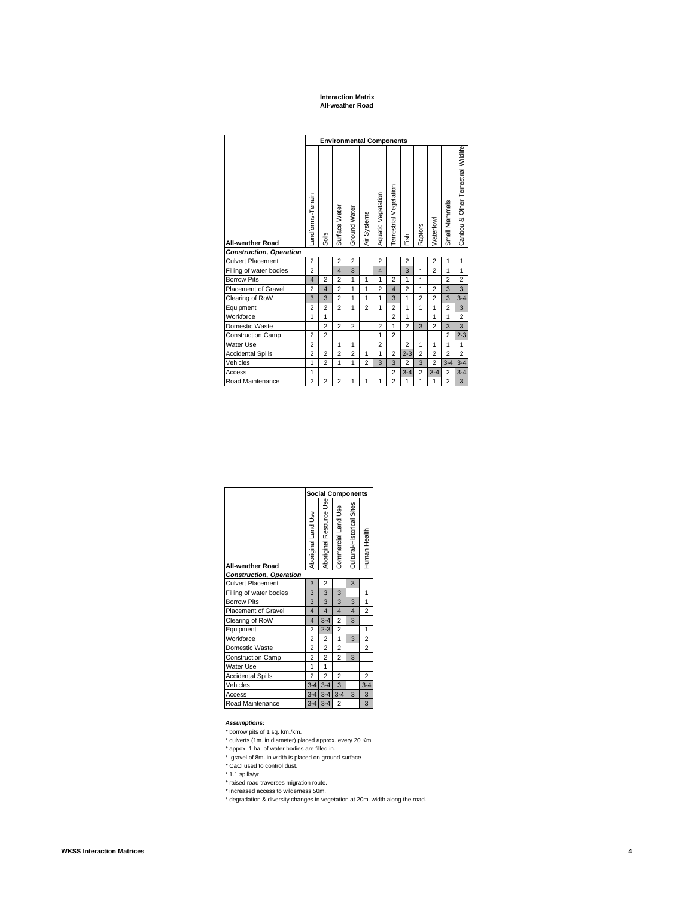**Interaction Matrix**
**All-weather Road**

| All-weather Road | Environmental Components | | | | | | | | | | | |
|---|---|---|---|---|---|---|---|---|---|---|---|---|
| | Landforms-Terrain | Soils | Surface Water | Ground Water | Air Systems | Aquatic Vegetation | Terrestrial Vegetation | Fish | Raptors | Waterfowl | Small Mammals | Caribou & Other Terrestrial Wildlife |
| ***Construction, Operation*** | | | | | | | | | | | | |
| Culvert Placement | 2 | | 2 | 2 | | 2 | | 2 | | 2 | 1 | 1 |
| Filling of water bodies | 2 | | 4 | 3 | | 4 | | 3 | 1 | 2 | 1 | 1 |
| Borrow Pits | 4 | 2 | 2 | 1 | 1 | 1 | 2 | 1 | 1 | | 2 | 2 |
| Placement of Gravel | 2 | 4 | 2 | 1 | 1 | 2 | 4 | 2 | 1 | 2 | 3 | 3 |
| Clearing of RoW | 3 | 3 | 2 | 1 | 1 | 1 | 3 | 1 | 2 | 2 | 3 | 3-4 |
| Equipment | 2 | 2 | 2 | 1 | 2 | 1 | 2 | 1 | 1 | 1 | 2 | 3 |
| Workforce | 1 | 1 | | | | | 2 | 1 | | 1 | 1 | 2 |
| Domestic Waste | | 2 | 2 | 2 | | 2 | 1 | 2 | 3 | 2 | 3 | 3 |
| Construction Camp | 2 | 2 | | | | 1 | 2 | | | | 2 | 2-3 |
| Water Use | 2 | | 1 | 1 | | 2 | | 2 | 1 | 1 | 1 | 1 |
| Accidental Spills | 2 | 2 | 2 | 2 | 1 | 1 | 2 | 2-3 | 2 | 2 | 2 | 2 |
| Vehicles | 1 | 2 | 1 | 1 | 2 | 3 | 3 | 2 | 3 | 2 | 3-4 | 3-4 |
| Access | 1 | | | | | | 2 | 3-4 | 2 | 3-4 | 2 | 3-4 |
| Road Maintenance | 2 | 2 | 2 | 1 | 1 | 1 | 2 | 1 | 1 | 1 | 2 | 3 |

| All-weather Road | Social Components | | | | |
|---|---|---|---|---|---|
| | Aboriginal Land Use | Aboriginal Resource Use | Commercial Land Use | Cultural-Historical Sites | Human Health |
| ***Construction, Operation*** | | | | | |
| Culvert Placement | 3 | 2 | | 3 | |
| Filling of water bodies | 3 | 3 | 3 | | 1 |
| Borrow Pits | 3 | 3 | 3 | 3 | 1 |
| Placement of Gravel | 4 | 4 | 4 | 4 | 2 |
| Clearing of RoW | 4 | 3-4 | 2 | 3 | |
| Equipment | 2 | 2-3 | 2 | | 1 |
| Workforce | 2 | 2 | 1 | 3 | 2 |
| Domestic Waste | 2 | 2 | 2 | | 2 |
| Construction Camp | 2 | 2 | 2 | 3 | |
| Water Use | 1 | 1 | | | |
| Accidental Spills | 2 | 2 | 2 | | 2 |
| Vehicles | 3-4 | 3-4 | 3 | | 3-4 |
| Access | 3-4 | 3-4 | 3-4 | 3 | 3 |
| Road Maintenance | 3-4 | 3-4 | 2 | | 3 |

***Assumptions:***

* borrow pits of 1 sq. km./km.
* culverts (1m. in diameter) placed approx. every 20 Km.
* appox. 1 ha. of water bodies are filled in.
* gravel of 8m. in width is placed on ground surface
* CaCl used to control dust.
* 1.1 spills/yr.
* raised road traverses migration route.
* increased access to wilderness 50m.
* degradation & diversity changes in vegetation at 20m. width along the road.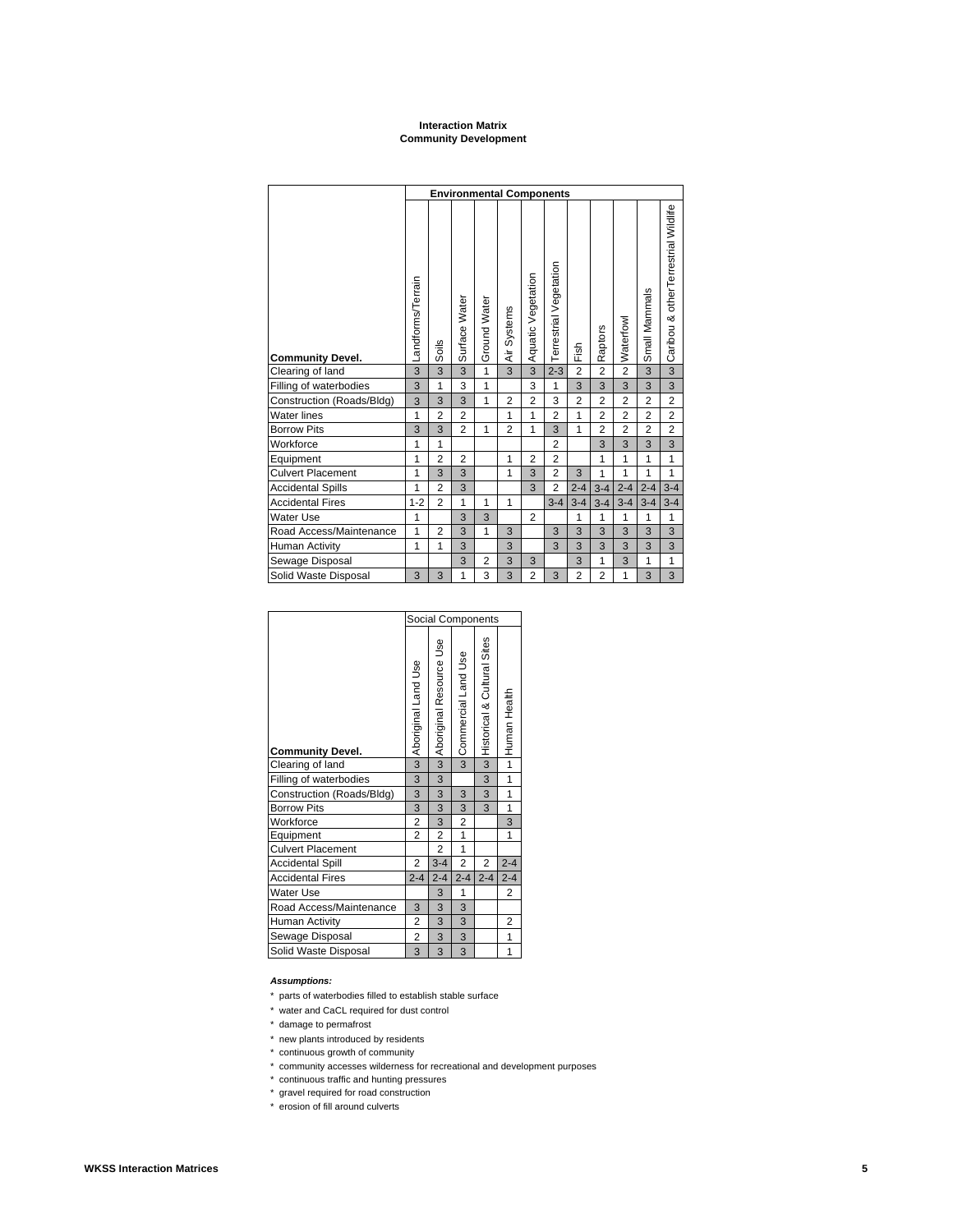**Interaction Matrix**
**Community Development**

| Community Devel. | Landforms/Terrain | Soils | Surface Water | Ground Water | Air Systems | Aquatic Vegetation | Terrestrial Vegetation | Fish | Raptors | Waterfowl | Small Mammals | Caribou & otherTerrestrial Wildlife |
|---|---|---|---|---|---|---|---|---|---|---|---|---|
| | **Environmental Components** | | | | | | | | | | | |
| Clearing of land | 3 | 3 | 3 | 1 | 3 | 3 | 2-3 | 2 | 2 | 2 | 3 | 3 |
| Filling of waterbodies | 3 | 1 | 3 | 1 | | 3 | 1 | 3 | 3 | 3 | 3 | 3 |
| Construction (Roads/Bldg) | 3 | 3 | 3 | 1 | 2 | 2 | 3 | 2 | 2 | 2 | 2 | 2 |
| Water lines | 1 | 2 | 2 | | 1 | 1 | 2 | 1 | 2 | 2 | 2 | 2 |
| Borrow Pits | 3 | 3 | 2 | 1 | 2 | 1 | 3 | 1 | 2 | 2 | 2 | 2 |
| Workforce | 1 | 1 | | | | | 2 | | 3 | 3 | 3 | 3 |
| Equipment | 1 | 2 | 2 | | 1 | 2 | 2 | | 1 | 1 | 1 | 1 |
| Culvert Placement | 1 | 3 | 3 | | 1 | 3 | 2 | 3 | 1 | 1 | 1 | 1 |
| Accidental Spills | 1 | 2 | 3 | | | 3 | 2 | 2-4 | 3-4 | 2-4 | 2-4 | 3-4 |
| Accidental Fires | 1-2 | 2 | 1 | 1 | 1 | | 3-4 | 3-4 | 3-4 | 3-4 | 3-4 | 3-4 |
| Water Use | 1 | | 3 | 3 | | 2 | | 1 | 1 | 1 | 1 | 1 |
| Road Access/Maintenance | 1 | 2 | 3 | 1 | 3 | | 3 | 3 | 3 | 3 | 3 | 3 |
| Human Activity | 1 | 1 | 3 | | 3 | | 3 | 3 | 3 | 3 | 3 | 3 |
| Sewage Disposal | | | 3 | 2 | 3 | 3 | | 3 | 1 | 3 | 1 | 1 |
| Solid Waste Disposal | 3 | 3 | 1 | 3 | 3 | 2 | 3 | 2 | 2 | 1 | 3 | 3 |

| Community Devel. | Aboriginal Land Use | Aboriginal Resource Use | Commercial Land Use | Historical & Cultural Sites | Human Health |
|---|---|---|---|---|---|
| | Social Components | | | | |
| Clearing of land | 3 | 3 | 3 | 3 | 1 |
| Filling of waterbodies | 3 | 3 | | 3 | 1 |
| Construction (Roads/Bldg) | 3 | 3 | 3 | 3 | 1 |
| Borrow Pits | 3 | 3 | 3 | 3 | 1 |
| Workforce | 2 | 3 | 2 | | 3 |
| Equipment | 2 | 2 | 1 | | 1 |
| Culvert Placement | | 2 | 1 | | |
| Accidental Spill | 2 | 3-4 | 2 | 2 | 2-4 |
| Accidental Fires | 2-4 | 2-4 | 2-4 | 2-4 | 2-4 |
| Water Use | | 3 | 1 | | 2 |
| Road Access/Maintenance | 3 | 3 | 3 | | |
| Human Activity | 2 | 3 | 3 | | 2 |
| Sewage Disposal | 2 | 3 | 3 | | 1 |
| Solid Waste Disposal | 3 | 3 | 3 | | 1 |

***Assumptions:***

* parts of waterbodies filled to establish stable surface
* water and CaCL required for dust control
* damage to permafrost
* new plants introduced by residents
* continuous growth of community
* community accesses wilderness for recreational and development purposes
* continuous traffic and hunting pressures
* gravel required for road construction
* erosion of fill around culverts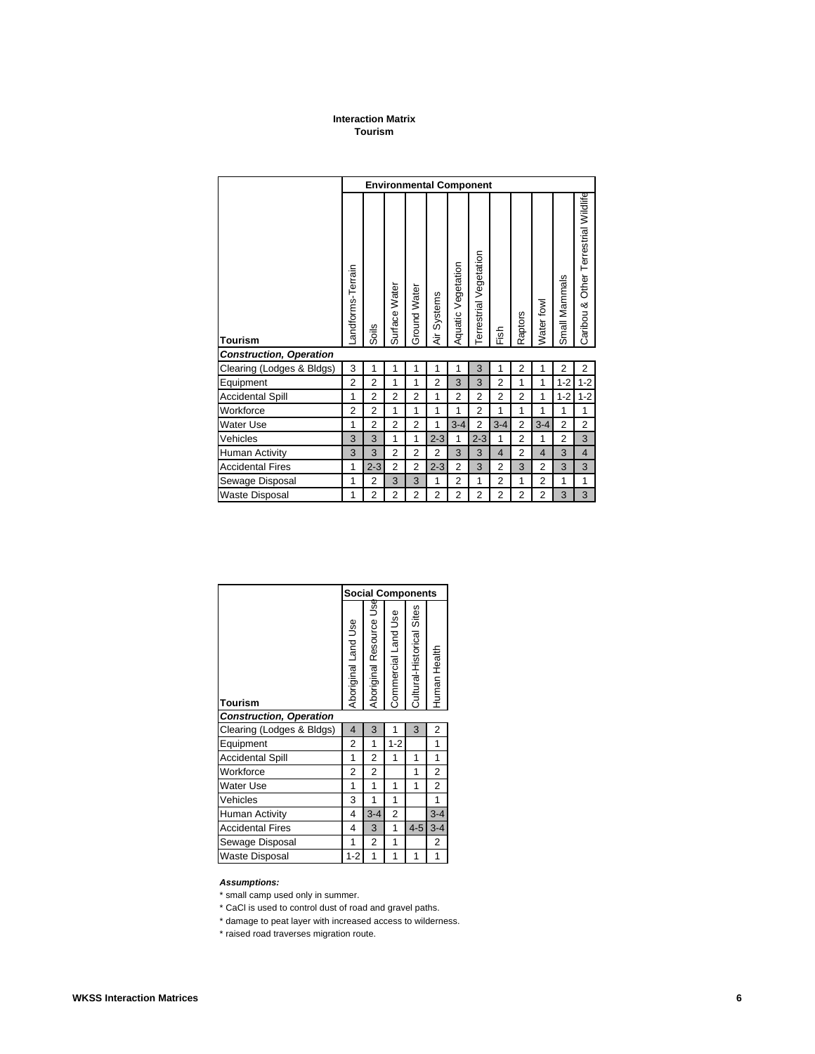**Interaction Matrix**
**Tourism**

| Tourism | Environmental Component | | | | | | | | | | | |
|---|---|---|---|---|---|---|---|---|---|---|---|---|
| | Landforms-Terrain | Soils | Surface Water | Ground Water | Air Systems | Aquatic Vegetation | Terrestrial Vegetation | Fish | Raptors | Water fowl | Small Mammals | Caribou & Other Terrestrial Wildlife |
| ***Construction, Operation*** | | | | | | | | | | | | |
| Clearing (Lodges & Bldgs) | 3 | 1 | 1 | 1 | 1 | 1 | 3 | 1 | 2 | 1 | 2 | 2 |
| Equipment | 2 | 2 | 1 | 1 | 2 | 3 | 3 | 2 | 1 | 1 | 1-2 | 1-2 |
| Accidental Spill | 1 | 2 | 2 | 2 | 1 | 2 | 2 | 2 | 2 | 1 | 1-2 | 1-2 |
| Workforce | 2 | 2 | 1 | 1 | 1 | 1 | 2 | 1 | 1 | 1 | 1 | 1 |
| Water Use | 1 | 2 | 2 | 2 | 1 | 3-4 | 2 | 3-4 | 2 | 3-4 | 2 | 2 |
| Vehicles | 3 | 3 | 1 | 1 | 2-3 | 1 | 2-3 | 1 | 2 | 1 | 2 | 3 |
| Human Activity | 3 | 3 | 2 | 2 | 2 | 3 | 3 | 4 | 2 | 4 | 3 | 4 |
| Accidental Fires | 1 | 2-3 | 2 | 2 | 2-3 | 2 | 3 | 2 | 3 | 2 | 3 | 3 |
| Sewage Disposal | 1 | 2 | 3 | 3 | 1 | 2 | 1 | 2 | 1 | 2 | 1 | 1 |
| Waste Disposal | 1 | 2 | 2 | 2 | 2 | 2 | 2 | 2 | 2 | 2 | 3 | 3 |

| Tourism | Social Components | | | | |
|---|---|---|---|---|---|
| | Aboriginal Land Use | Aboriginal Resource Use | Commercial Land Use | Cultural-Historical Sites | Human Health |
| ***Construction, Operation*** | | | | | |
| Clearing (Lodges & Bldgs) | 4 | 3 | 1 | 3 | 2 |
| Equipment | 2 | 1 | 1-2 | | 1 |
| Accidental Spill | 1 | 2 | 1 | 1 | 1 |
| Workforce | 2 | 2 | | 1 | 2 |
| Water Use | 1 | 1 | 1 | 1 | 2 |
| Vehicles | 3 | 1 | 1 | | 1 |
| Human Activity | 4 | 3-4 | 2 | | 3-4 |
| Accidental Fires | 4 | 3 | 1 | 4-5 | 3-4 |
| Sewage Disposal | 1 | 2 | 1 | | 2 |
| Waste Disposal | 1-2 | 1 | 1 | 1 | 1 |

***Assumptions:***

* small camp used only in summer.
* CaCl is used to control dust of road and gravel paths.
* damage to peat layer with increased access to wilderness.
* raised road traverses migration route.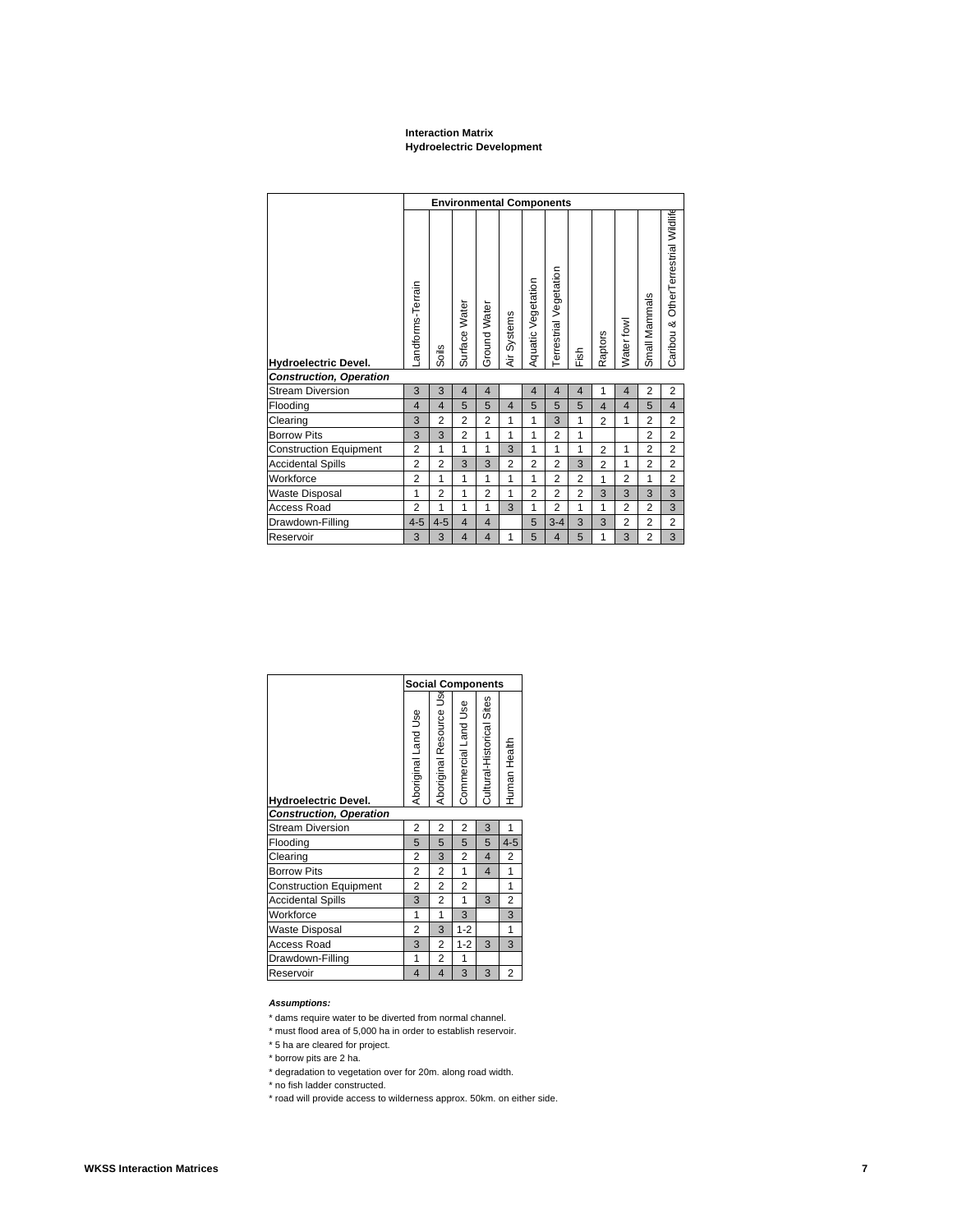**Interaction Matrix**
**Hydroelectric Development**

| Hydroelectric Devel. | Environmental Components | | | | | | | | | | | |
|---|---|---|---|---|---|---|---|---|---|---|---|---|
| | Landforms-Terrain | Soils | Surface Water | Ground Water | Air Systems | Aquatic Vegetation | Terrestrial Vegetation | Fish | Raptors | Water fowl | Small Mammals | Caribou & OtherTerrestrial Wildlife |
| ***Construction, Operation*** | | | | | | | | | | | | |
| Stream Diversion | 3 | 3 | 4 | 4 | | 4 | 4 | 4 | 1 | 4 | 2 | 2 |
| Flooding | 4 | 4 | 5 | 5 | 4 | 5 | 5 | 5 | 4 | 4 | 5 | 4 |
| Clearing | 3 | 2 | 2 | 2 | 1 | 1 | 3 | 1 | 2 | 1 | 2 | 2 |
| Borrow Pits | 3 | 3 | 2 | 1 | 1 | 1 | 2 | 1 | | | 2 | 2 |
| Construction Equipment | 2 | 1 | 1 | 1 | 3 | 1 | 1 | 1 | 2 | 1 | 2 | 2 |
| Accidental Spills | 2 | 2 | 3 | 3 | 2 | 2 | 2 | 3 | 2 | 1 | 2 | 2 |
| Workforce | 2 | 1 | 1 | 1 | 1 | 1 | 2 | 2 | 1 | 2 | 1 | 2 |
| Waste Disposal | 1 | 2 | 1 | 2 | 1 | 2 | 2 | 2 | 3 | 3 | 3 | 3 |
| Access Road | 2 | 1 | 1 | 1 | 3 | 1 | 2 | 1 | 1 | 2 | 2 | 3 |
| Drawdown-Filling | 4-5 | 4-5 | 4 | 4 | | 5 | 3-4 | 3 | 3 | 2 | 2 | 2 |
| Reservoir | 3 | 3 | 4 | 4 | 1 | 5 | 4 | 5 | 1 | 3 | 2 | 3 |

| Hydroelectric Devel. | Social Components | | | | |
|---|---|---|---|---|---|
| | Aboriginal Land Use | Aboriginal Resource Use | Commercial Land Use | Cultural-Historical Sites | Human Health |
| ***Construction, Operation*** | | | | | |
| Stream Diversion | 2 | 2 | 2 | 3 | 1 |
| Flooding | 5 | 5 | 5 | 5 | 4-5 |
| Clearing | 2 | 3 | 2 | 4 | 2 |
| Borrow Pits | 2 | 2 | 1 | 4 | 1 |
| Construction Equipment | 2 | 2 | 2 | | 1 |
| Accidental Spills | 3 | 2 | 1 | 3 | 2 |
| Workforce | 1 | 1 | 3 | | 3 |
| Waste Disposal | 2 | 3 | 1-2 | | 1 |
| Access Road | 3 | 2 | 1-2 | 3 | 3 |
| Drawdown-Filling | 1 | 2 | 1 | | |
| Reservoir | 4 | 4 | 3 | 3 | 2 |

***Assumptions:***

* dams require water to be diverted from normal channel.
* must flood area of 5,000 ha in order to establish reservoir.
* 5 ha are cleared for project.
* borrow pits are 2 ha.
* degradation to vegetation over for 20m. along road width.
* no fish ladder constructed.
* road will provide access to wilderness approx. 50km. on either side.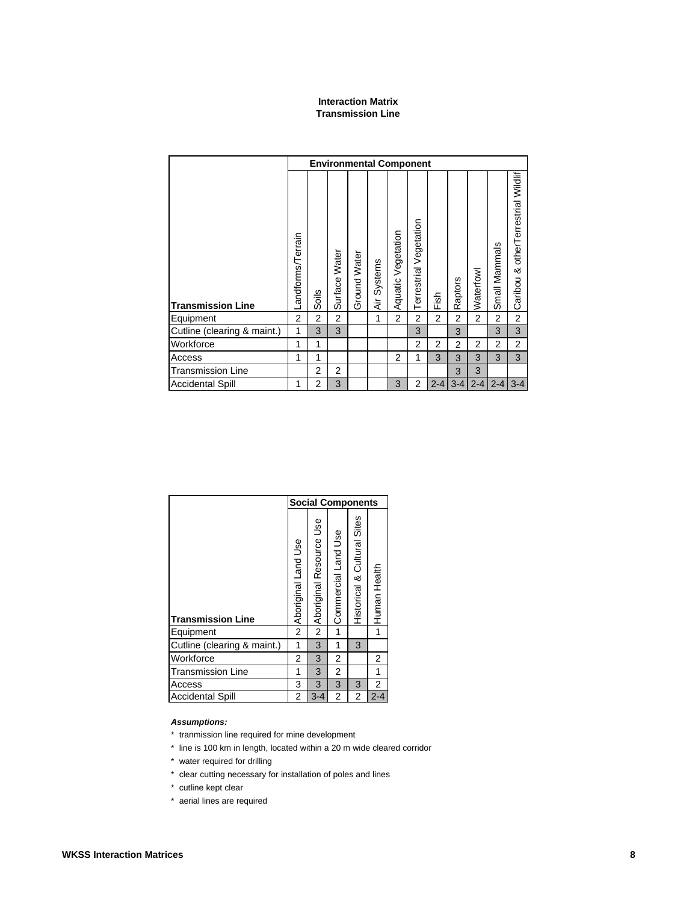**Interaction Matrix**
**Transmission Line**

| | Environmental Component | | | | | | | | | | | |
|---|---|---|---|---|---|---|---|---|---|---|---|---|
| **Transmission Line** | Landforms/Terrain | Soils | Surface Water | Ground Water | Air Systems | Aquatic Vegetation | Terrestrial Vegetation | Fish | Raptors | Waterfowl | Small Mammals | Caribou & otherTerrestrial Wildlif |
| Equipment | 2 | 2 | 2 | | 1 | 2 | 2 | 2 | 2 | 2 | 2 | 2 |
| Cutline (clearing & maint.) | 1 | 3 | 3 | | | | 3 | | 3 | | 3 | 3 |
| Workforce | 1 | 1 | | | | | 2 | 2 | 2 | 2 | 2 | 2 |
| Access | 1 | 1 | | | | 2 | 1 | 3 | 3 | 3 | 3 | 3 |
| Transmission Line | | 2 | 2 | | | | | | 3 | 3 | | |
| Accidental Spill | 1 | 2 | 3 | | | 3 | 2 | 2-4 | 3-4 | 2-4 | 2-4 | 3-4 |

| | Social Components | | | | |
|---|---|---|---|---|---|
| **Transmission Line** | Aboriginal Land Use | Aboriginal Resource Use | Commercial Land Use | Historical & Cultural Sites | Human Health |
| Equipment | 2 | 2 | 1 | | 1 |
| Cutline (clearing & maint.) | 1 | 3 | 1 | 3 | |
| Workforce | 2 | 3 | 2 | | 2 |
| Transmission Line | 1 | 3 | 2 | | 1 |
| Access | 3 | 3 | 3 | 3 | 2 |
| Accidental Spill | 2 | 3-4 | 2 | 2 | 2-4 |

***Assumptions:***

* tranmission line required for mine development
* line is 100 km in length, located within a 20 m wide cleared corridor
* water required for drilling
* clear cutting necessary for installation of poles and lines
* cutline kept clear
* aerial lines are required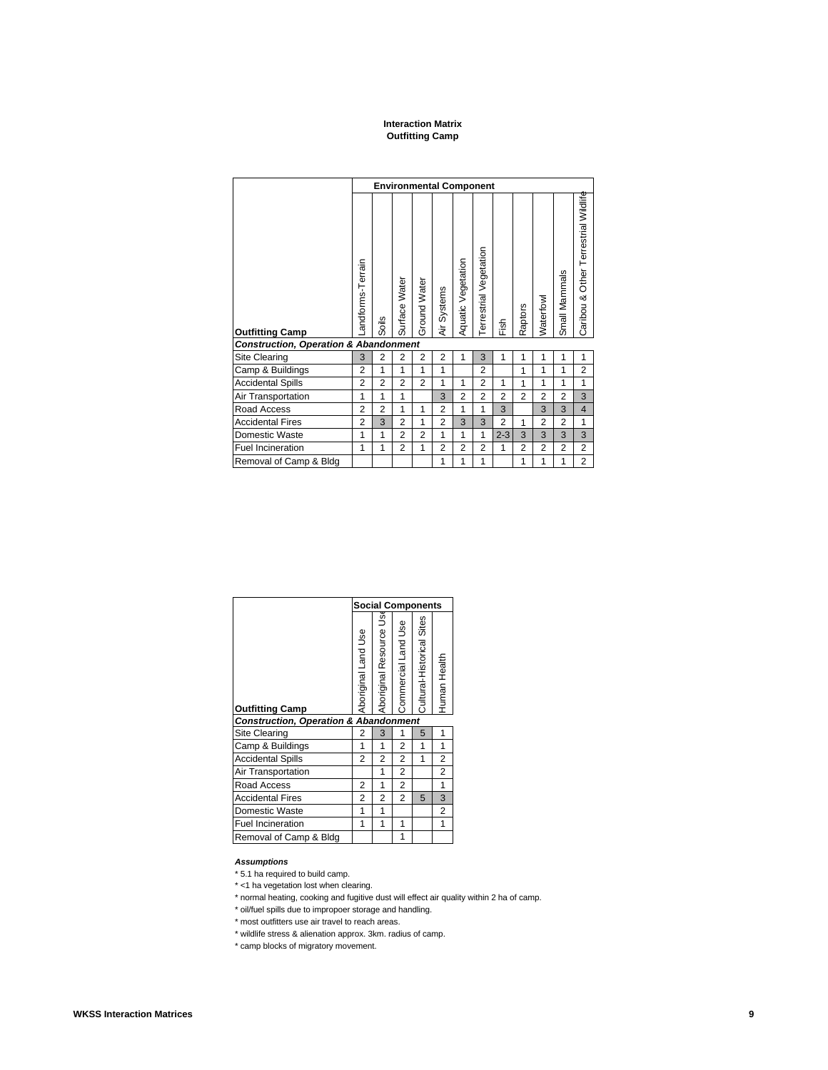**Interaction Matrix**
**Outfitting Camp**

| Outfitting Camp | Environmental Component | | | | | | | | | | | |
|---|---|---|---|---|---|---|---|---|---|---|---|---|
| | Landforms-Terrain | Soils | Surface Water | Ground Water | Air Systems | Aquatic Vegetation | Terrestrial Vegetation | Fish | Raptors | Waterfowl | Small Mammals | Caribou & Other Terrestrial Wildlife |
| ***Construction, Operation & Abandonment*** | | | | | | | | | | | | |
| Site Clearing | 3 | 2 | 2 | 2 | 2 | 1 | 3 | 1 | 1 | 1 | 1 | 1 |
| Camp & Buildings | 2 | 1 | 1 | 1 | 1 | | 2 | | 1 | 1 | 1 | 2 |
| Accidental Spills | 2 | 2 | 2 | 2 | 1 | 1 | 2 | 1 | 1 | 1 | 1 | 1 |
| Air Transportation | 1 | 1 | 1 | | 3 | 2 | 2 | 2 | 2 | 2 | 2 | 3 |
| Road Access | 2 | 2 | 1 | 1 | 2 | 1 | 1 | 3 | | 3 | 3 | 4 |
| Accidental Fires | 2 | 3 | 2 | 1 | 2 | 3 | 3 | 2 | 1 | 2 | 2 | 1 |
| Domestic Waste | 1 | 1 | 2 | 2 | 1 | 1 | 1 | 2-3 | 3 | 3 | 3 | 3 |
| Fuel Incineration | 1 | 1 | 2 | 1 | 2 | 2 | 2 | 1 | 2 | 2 | 2 | 2 |
| Removal of Camp & Bldg | | | | | 1 | 1 | 1 | | 1 | 1 | 1 | 2 |

| Outfitting Camp | Social Components | | | | |
|---|---|---|---|---|---|
| | Aboriginal Land Use | Aboriginal Resource Use | Commercial Land Use | Cultural-Historical Sites | Human Health |
| ***Construction, Operation & Abandonment*** | | | | | |
| Site Clearing | 2 | 3 | 1 | 5 | 1 |
| Camp & Buildings | 1 | 1 | 2 | 1 | 1 |
| Accidental Spills | 2 | 2 | 2 | 1 | 2 |
| Air Transportation | | 1 | 2 | | 2 |
| Road Access | 2 | 1 | 2 | | 1 |
| Accidental Fires | 2 | 2 | 2 | 5 | 3 |
| Domestic Waste | 1 | 1 | | | 2 |
| Fuel Incineration | 1 | 1 | 1 | | 1 |
| Removal of Camp & Bldg | | | 1 | | |

***Assumptions***

* 5.1 ha required to build camp.
* <1 ha vegetation lost when clearing.
* normal heating, cooking and fugitive dust will effect air quality within 2 ha of camp.
* oil/fuel spills due to impropoer storage and handling.
* most outfitters use air travel to reach areas.
* wildlife stress & alienation approx. 3km. radius of camp.
* camp blocks of migratory movement.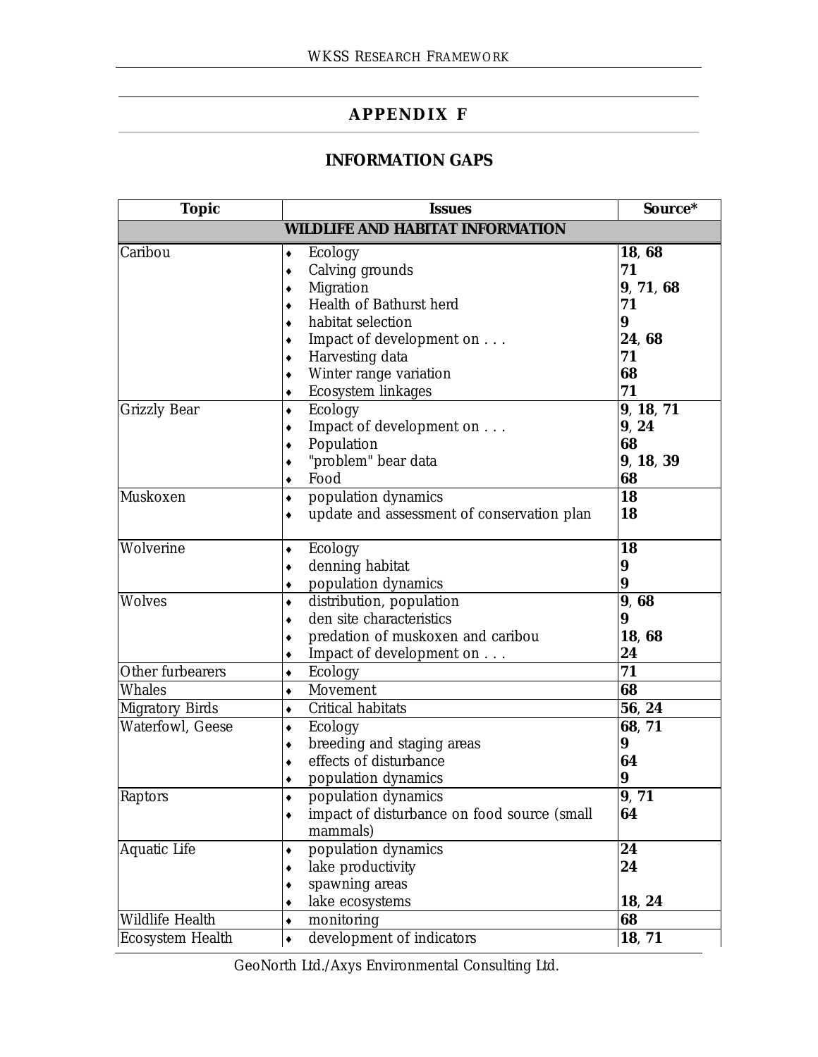## APPENDIX F

## INFORMATION GAPS

| Topic | Issues | Source* |
|---|---|---|
| **WILDLIFE AND HABITAT INFORMATION** | | |
| Caribou | ♦ Ecology<br>♦ Calving grounds<br>♦ Migration<br>♦ Health of Bathurst herd<br>♦ habitat selection<br>♦ Impact of development on . . .<br>♦ Harvesting data<br>♦ Winter range variation<br>♦ Ecosystem linkages | **18**, **68**<br>**71**<br>**9**, **71**, **68**<br>**71**<br>**9**<br>**24**, **68**<br>**71**<br>**68**<br>**71** |
| Grizzly Bear | ♦ Ecology<br>♦ Impact of development on . . .<br>♦ Population<br>♦ "problem" bear data<br>♦ Food | **9**, **18**, **71**<br>**9**, **24**<br>**68**<br>**9**, **18**, **39**<br>**68** |
| Muskoxen | ♦ population dynamics<br>♦ update and assessment of conservation plan | **18**<br>**18** |
| Wolverine | ♦ Ecology<br>♦ denning habitat<br>♦ population dynamics | **18**<br>**9**<br>**9** |
| Wolves | ♦ distribution, population<br>♦ den site characteristics<br>♦ predation of muskoxen and caribou<br>♦ Impact of development on . . . | **9**, **68**<br>**9**<br>**18**, **68**<br>**24** |
| Other furbearers | ♦ Ecology | **71** |
| Whales | ♦ Movement | **68** |
| Migratory Birds | ♦ Critical habitats | **56**, **24** |
| Waterfowl, Geese | ♦ Ecology<br>♦ breeding and staging areas<br>♦ effects of disturbance<br>♦ population dynamics | **68**, **71**<br>**9**<br>**64**<br>**9** |
| Raptors | ♦ population dynamics<br>♦ impact of disturbance on food source (small mammals) | **9**, **71**<br>**64** |
| Aquatic Life | ♦ population dynamics<br>♦ lake productivity<br>♦ spawning areas<br>♦ lake ecosystems | **24**<br>**24**<br><br>**18**, **24** |
| Wildlife Health | ♦ monitoring | **68** |
| Ecosystem Health | ♦ development of indicators | **18**, **71** |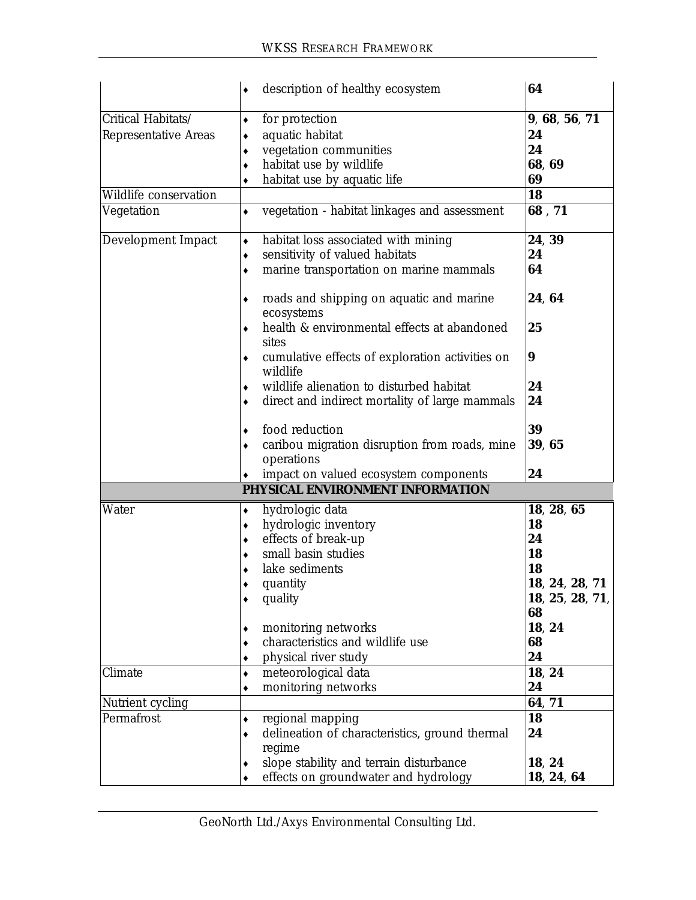| | | |
|---|---|---|
| | ♦ description of healthy ecosystem | **64** |
| Critical Habitats/ Representative Areas | ♦ for protection | **9**, **68**, **56**, **71** |
| | ♦ aquatic habitat | **24** |
| | ♦ vegetation communities | **24** |
| | ♦ habitat use by wildlife | **68**, **69** |
| | ♦ habitat use by aquatic life | **69** |
| Wildlife conservation | | **18** |
| Vegetation | ♦ vegetation - habitat linkages and assessment | **68** , **71** |
| Development Impact | ♦ habitat loss associated with mining | **24**, **39** |
| | ♦ sensitivity of valued habitats | **24** |
| | ♦ marine transportation on marine mammals | **64** |
| | ♦ roads and shipping on aquatic and marine ecosystems | **24**, **64** |
| | ♦ health & environmental effects at abandoned sites | **25** |
| | ♦ cumulative effects of exploration activities on wildlife | **9** |
| | ♦ wildlife alienation to disturbed habitat | **24** |
| | ♦ direct and indirect mortality of large mammals | **24** |
| | ♦ food reduction | **39** |
| | ♦ caribou migration disruption from roads, mine operations | **39**, **65** |
| | ♦ impact on valued ecosystem components | **24** |
| | **PHYSICAL ENVIRONMENT INFORMATION** | |
| Water | ♦ hydrologic data | **18**, **28**, **65** |
| | ♦ hydrologic inventory | **18** |
| | ♦ effects of break-up | **24** |
| | ♦ small basin studies | **18** |
| | ♦ lake sediments | **18** |
| | ♦ quantity | **18**, **24**, **28**, **71** |
| | ♦ quality | **18**, **25**, **28**, **71**, **68** |
| | ♦ monitoring networks | **18**, **24** |
| | ♦ characteristics and wildlife use | **68** |
| | ♦ physical river study | **24** |
| Climate | ♦ meteorological data | **18**, **24** |
| | ♦ monitoring networks | **24** |
| Nutrient cycling | | **64**, **71** |
| Permafrost | ♦ regional mapping | **18** |
| | ♦ delineation of characteristics, ground thermal regime | **24** |
| | ♦ slope stability and terrain disturbance | **18**, **24** |
| | ♦ effects on groundwater and hydrology | **18**, **24**, **64** |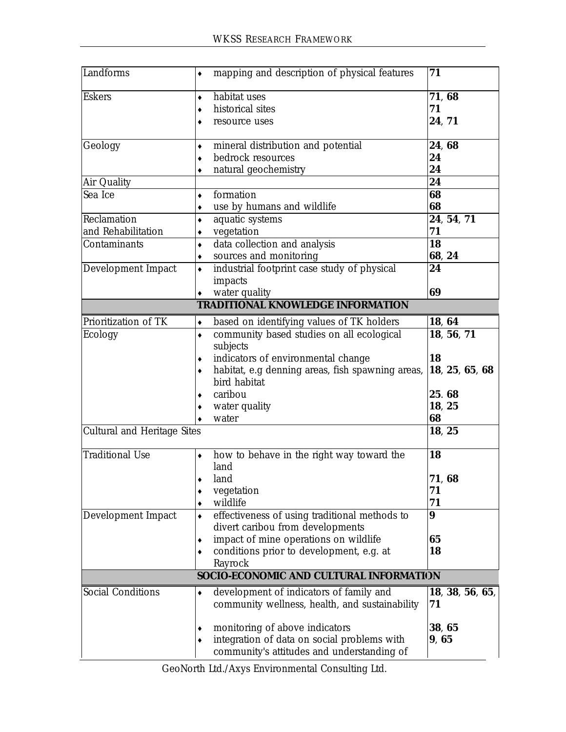| | | |
|---|---|---|
| Landforms | ♦ mapping and description of physical features | **71** |
| Eskers | ♦ habitat uses<br>♦ historical sites<br>♦ resource uses | **71**, **68**<br>**71**<br>**24**, **71** |
| Geology | ♦ mineral distribution and potential<br>♦ bedrock resources<br>♦ natural geochemistry | **24**, **68**<br>**24**<br>**24** |
| Air Quality | | **24** |
| Sea Ice | ♦ formation<br>♦ use by humans and wildlife | **68**<br>**68** |
| Reclamation and Rehabilitation | ♦ aquatic systems<br>♦ vegetation | **24**, **54**, **71**<br>**71** |
| Contaminants | ♦ data collection and analysis<br>♦ sources and monitoring | **18**<br>**68**, **24** |
| Development Impact | ♦ industrial footprint case study of physical impacts<br>♦ water quality | **24**<br><br>**69** |
| **TRADITIONAL KNOWLEDGE INFORMATION** | | |
| Prioritization of TK | ♦ based on identifying values of TK holders | **18**, **64** |
| Ecology | ♦ community based studies on all ecological subjects<br>♦ indicators of environmental change<br>♦ habitat, e.g denning areas, fish spawning areas, bird habitat<br>♦ caribou<br>♦ water quality<br>♦ water | **18**, **56**, **71**<br><br>**18**<br>**18**, **25**, **65**, **68**<br><br>**25**. **68**<br>**18**, **25**<br>**68** |
| Cultural and Heritage Sites | | **18**, **25** |
| Traditional Use | ♦ how to behave in the right way toward the land<br>♦ land<br>♦ vegetation<br>♦ wildlife | **18**<br><br>**71**, **68**<br>**71**<br>**71** |
| Development Impact | ♦ effectiveness of using traditional methods to divert caribou from developments<br>♦ impact of mine operations on wildlife<br>♦ conditions prior to development, e.g. at Rayrock | **9**<br><br>**65**<br>**18** |
| **SOCIO-ECONOMIC AND CULTURAL INFORMATION** | | |
| Social Conditions | ♦ development of indicators of family and community wellness, health, and sustainability<br><br>♦ monitoring of above indicators<br>♦ integration of data on social problems with community's attitudes and understanding of | **18**, **38**, **56**, **65**, **71**<br><br>**38**, **65**<br>**9**, **65** |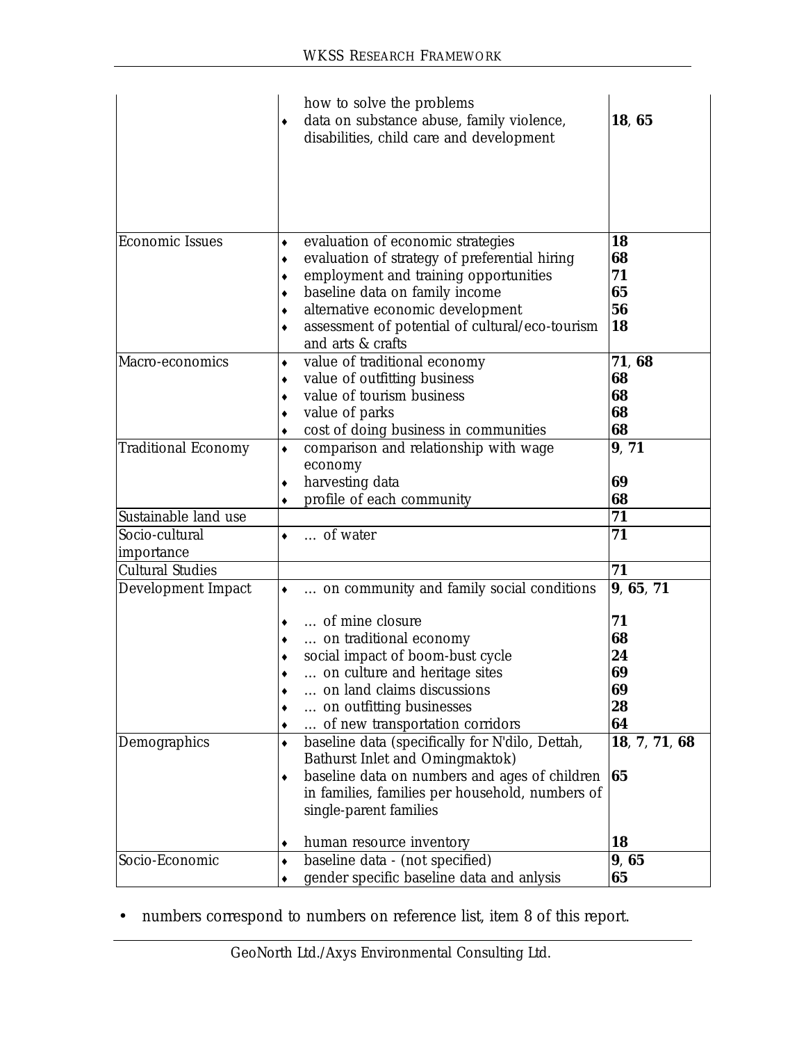| | | |
|---|---|---|
| | how to solve the problems<br>♦ data on substance abuse, family violence, disabilities, child care and development | **18**, **65** |
| Economic Issues | ♦ evaluation of economic strategies<br>♦ evaluation of strategy of preferential hiring<br>♦ employment and training opportunities<br>♦ baseline data on family income<br>♦ alternative economic development<br>♦ assessment of potential of cultural/eco-tourism and arts & crafts | **18**<br>**68**<br>**71**<br>**65**<br>**56**<br>**18** |
| Macro-economics | ♦ value of traditional economy<br>♦ value of outfitting business<br>♦ value of tourism business<br>♦ value of parks<br>♦ cost of doing business in communities | **71**, **68**<br>**68**<br>**68**<br>**68**<br>**68** |
| Traditional Economy | ♦ comparison and relationship with wage economy<br>♦ harvesting data<br>♦ profile of each community | **9**, **71**<br><br>**69**<br>**68** |
| Sustainable land use | | **71** |
| Socio-cultural importance | ♦ … of water | **71** |
| Cultural Studies | | **71** |
| Development Impact | ♦ … on community and family social conditions<br>♦ … of mine closure<br>♦ … on traditional economy<br>♦ social impact of boom-bust cycle<br>♦ … on culture and heritage sites<br>♦ … on land claims discussions<br>♦ … on outfitting businesses<br>♦ … of new transportation corridors | **9**, **65**, **71**<br>**71**<br>**68**<br>**24**<br>**69**<br>**69**<br>**28**<br>**64** |
| Demographics | ♦ baseline data (specifically for N'dilo, Dettah, Bathurst Inlet and Omingmaktok)<br>♦ baseline data on numbers and ages of children in families, families per household, numbers of single-parent families<br>♦ human resource inventory | **18**, **7**, **71**, **68**<br><br>**65**<br><br>**18** |
| Socio-Economic | ♦ baseline data - (not specified)<br>♦ gender specific baseline data and anlysis | **9**, **65**<br>**65** |

- numbers correspond to numbers on reference list, item 8 of this report.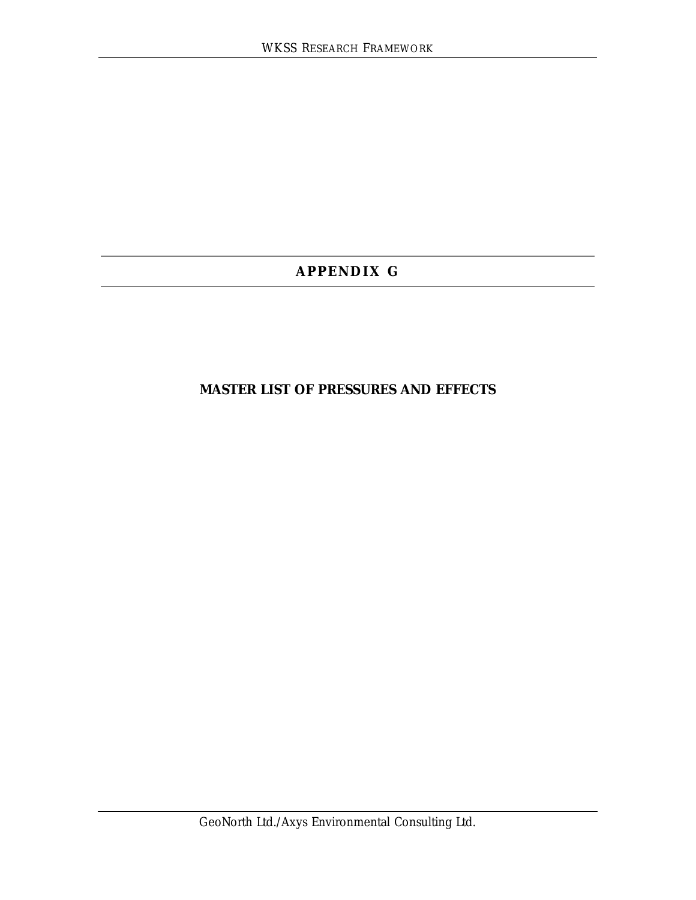# APPENDIX G

## MASTER LIST OF PRESSURES AND EFFECTS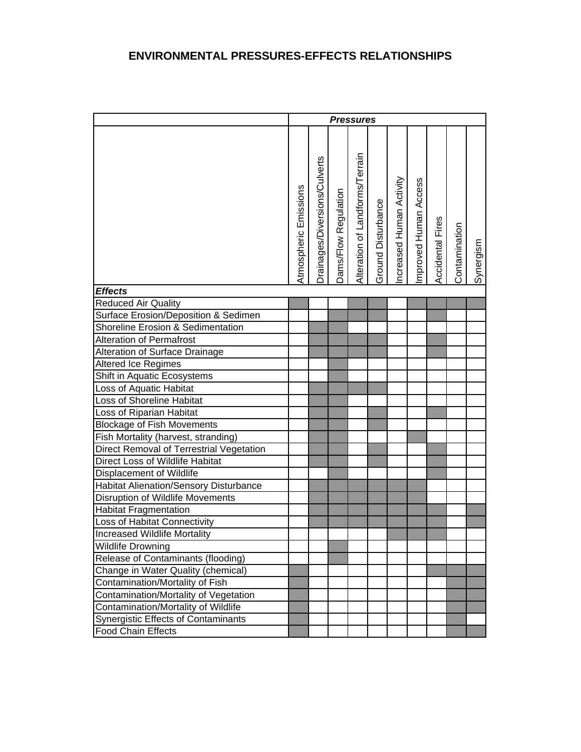# ENVIRONMENTAL PRESSURES-EFFECTS RELATIONSHIPS

| | Pressures | | | | | | | | | |
|---|---|---|---|---|---|---|---|---|---|---|
| | Atmospheric Emissions | Drainages/Diversions/Culverts | Dams/Flow Regulation | Alteration of Landforms/Terrain | Ground Disturbance | Increased Human Activity | Improved Human Access | Accidental Fires | Contamination | Synergism |
| ***Effects*** | | | | | | | | | | |
| Reduced Air Quality | ■ | | | ■ | ■ | | ■ | ■ | ■ | ■ |
| Surface Erosion/Deposition & Sedimen | | | ■ | ■ | ■ | | | ■ | | |
| Shoreline Erosion & Sedimentation | | ■ | ■ | | | | | | | |
| Alteration of Permafrost | | ■ | ■ | ■ | ■ | | | ■ | | |
| Alteration of Surface Drainage | | ■ | ■ | ■ | ■ | | | ■ | | |
| Altered Ice Regimes | | | ■ | | | | | | | |
| Shift in Aquatic Ecosystems | | | ■ | | | | | | | |
| Loss of Aquatic Habitat | | ■ | ■ | ■ | ■ | | | | | |
| Loss of Shoreline Habitat | | ■ | ■ | | | | | | | |
| Loss of Riparian Habitat | | ■ | ■ | | ■ | | | ■ | | |
| Blockage of Fish Movements | | ■ | ■ | | ■ | | | | | |
| Fish Mortality (harvest, stranding) | | ■ | ■ | | | | ■ | | | |
| Direct Removal of Terrestrial Vegetation | | ■ | ■ | | ■ | | | ■ | | |
| Direct Loss of Wildlife Habitat | | ■ | ■ | | ■ | | | ■ | | |
| Displacement of Wildlife | | | ■ | | | | | ■ | | |
| Habitat Alienation/Sensory Disturbance | | ■ | ■ | ■ | ■ | ■ | ■ | | | |
| Disruption of Wildlife Movements | | ■ | ■ | ■ | ■ | ■ | ■ | | | |
| Habitat Fragmentation | | ■ | ■ | ■ | ■ | ■ | ■ | ■ | | ■ |
| Loss of Habitat Connectivity | | ■ | ■ | ■ | ■ | ■ | ■ | ■ | | ■ |
| Increased Wildlife Mortality | | | | | | ■ | ■ | ■ | | |
| Wildlife Drowning | | | ■ | | | | | | | |
| Release of Contaminants (flooding) | | | ■ | | | | | | | |
| Change in Water Quality (chemical) | ■ | | | | | | | ■ | ■ | ■ |
| Contamination/Mortality of Fish | ■ | | | | | | | | ■ | ■ |
| Contamination/Mortality of Vegetation | ■ | | | | | | | | ■ | ■ |
| Contamination/Mortality of Wildlife | ■ | | | | | | | | ■ | ■ |
| Synergistic Effects of Contaminants | ■ | | | | | | | | ■ | |
| Food Chain Effects | ■ | | | | | | | | ■ | ■ |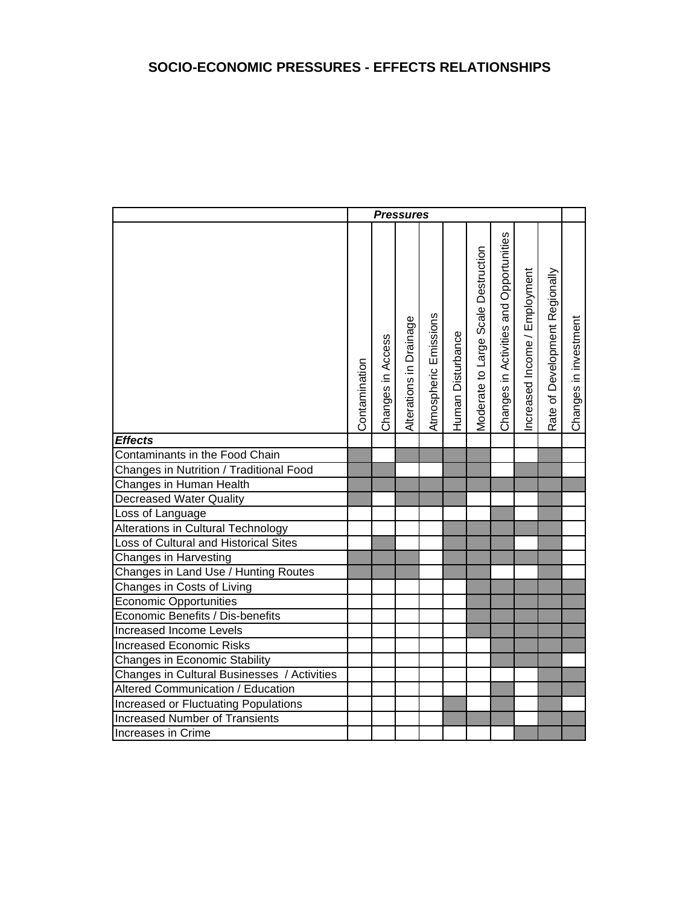# SOCIO-ECONOMIC PRESSURES - EFFECTS RELATIONSHIPS

Shaded cells in the source table are marked with X.

| | ***Pressures*** | | | | | | | | | |
|---|---|---|---|---|---|---|---|---|---|---|
| | Contamination | Changes in Access | Alterations in Drainage | Atmospheric Emissions | Human Disturbance | Moderate to Large Scale Destruction | Changes in Activities and Opportunities | Increased Income / Employment | Rate of Development Regionally | Changes in investment |
| ***Effects*** | | | | | | | | | | |
| Contaminants in the Food Chain | X | | X | X | X | X | | | X | |
| Changes in Nutrition / Traditional Food | X | X | | | X | X | | X | X | |
| Changes in Human Health | X | X | X | X | X | X | X | X | X | X |
| Decreased Water Quality | X | | X | X | X | | | | X | |
| Loss of Language | | | | | | | X | | X | |
| Alterations in Cultural Technology | | | | | X | X | X | X | X | |
| Loss of Cultural and Historical Sites | | X | | | X | X | X | | X | |
| Changes in Harvesting | X | X | X | | X | X | X | X | X | |
| Changes in Land Use / Hunting Routes | X | X | X | | X | X | | | X | |
| Changes in Costs of Living | | | | | | X | X | X | X | X |
| Economic Opportunities | | | | | | X | X | X | X | X |
| Economic Benefits / Dis-benefits | | | | | | X | X | X | X | X |
| Increased Income Levels | | | | | | X | X | X | X | X |
| Increased Economic Risks | | | | | | | X | X | X | X |
| Changes in Economic Stability | | | | | | | X | X | X | |
| Changes in Cultural Businesses / Activities | | | | | | | | | X | X |
| Altered Communication / Education | | | | | | | X | | X | X |
| Increased or Fluctuating Populations | | | | | X | | X | | X | |
| Increased Number of Transients | | | | | X | X | X | | X | X |
| Increases in Crime | | | | | | | | X | X | X |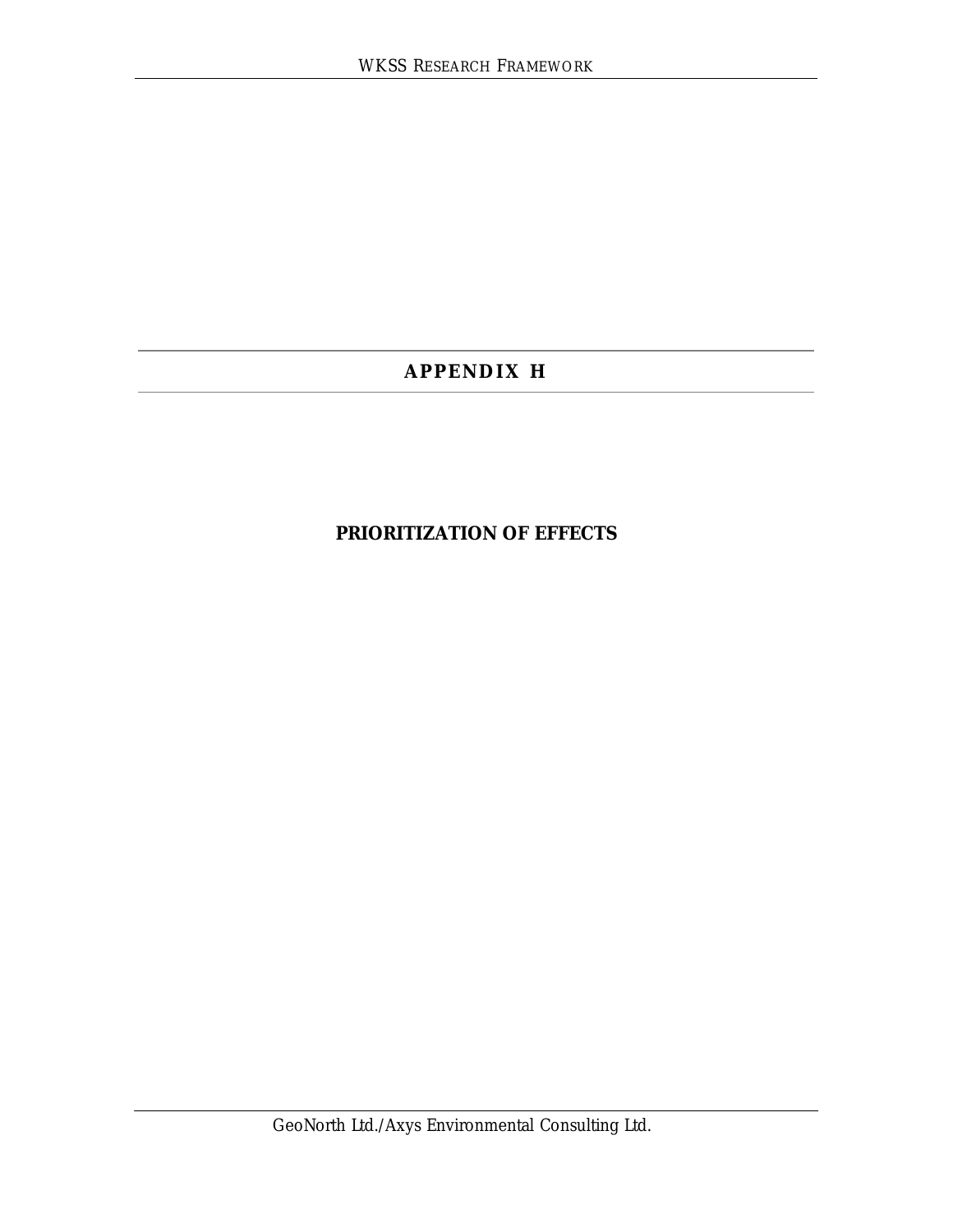# APPENDIX H

## PRIORITIZATION OF EFFECTS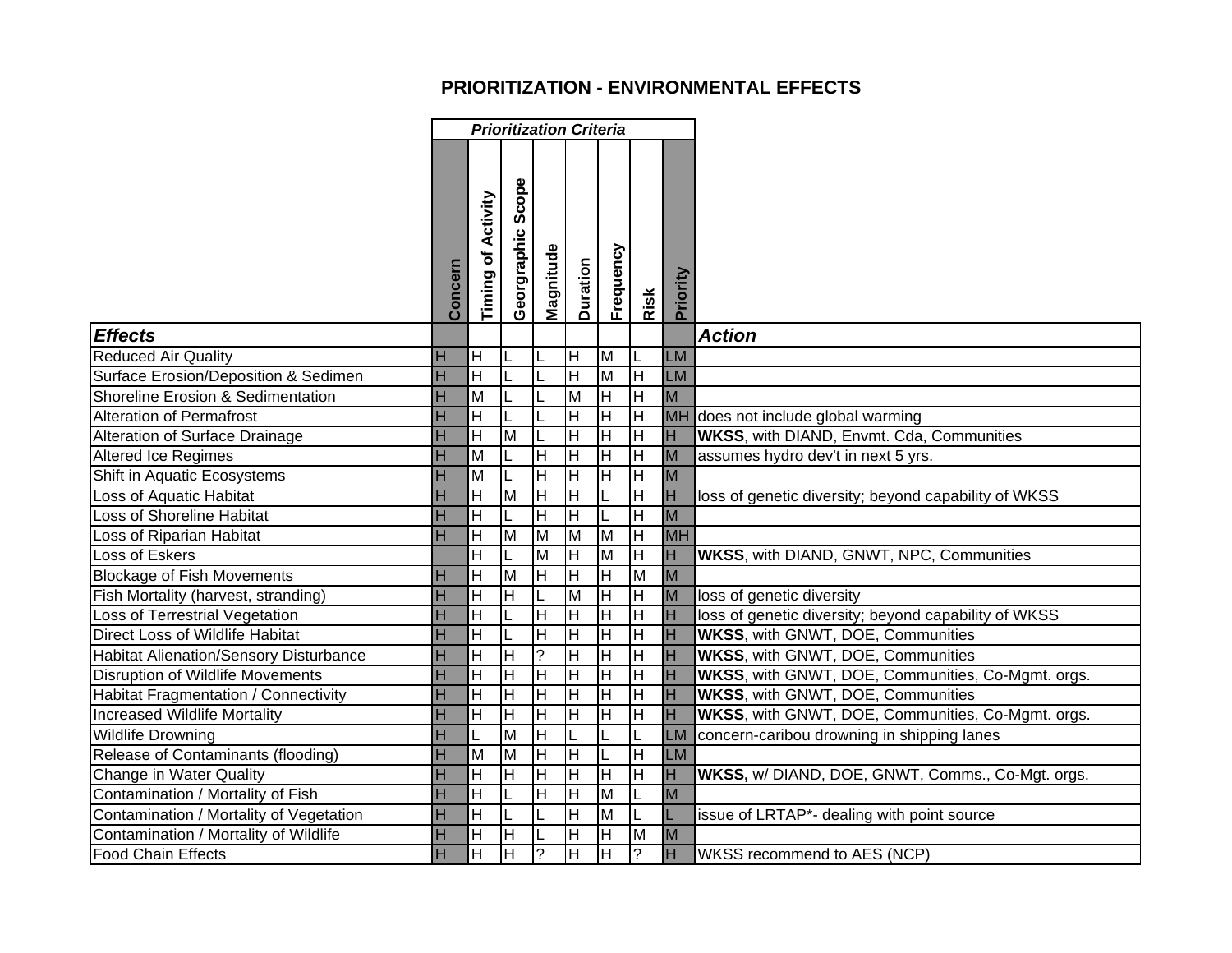# PRIORITIZATION - ENVIRONMENTAL EFFECTS

| | *Prioritization Criteria* | | | | | | | | |
|---|---|---|---|---|---|---|---|---|---|
| ***Effects*** | Concern | Timing of Activity | Georgraphic Scope | Magnitude | Duration | Frequency | Risk | Priority | ***Action*** |
| Reduced Air Quality | H | H | L | L | H | M | L | LM | |
| Surface Erosion/Deposition & Sedimen | H | H | L | L | H | M | H | LM | |
| Shoreline Erosion & Sedimentation | H | M | L | L | M | H | H | M | |
| Alteration of Permafrost | H | H | L | L | H | H | H | MH | does not include global warming |
| Alteration of Surface Drainage | H | H | M | L | H | H | H | H | **WKSS**, with DIAND, Envmt. Cda, Communities |
| Altered Ice Regimes | H | M | L | H | H | H | H | M | assumes hydro dev't in next 5 yrs. |
| Shift in Aquatic Ecosystems | H | M | L | H | H | H | H | M | |
| Loss of Aquatic Habitat | H | H | M | H | H | L | H | H | loss of genetic diversity; beyond capability of WKSS |
| Loss of Shoreline Habitat | H | H | L | H | H | L | H | M | |
| Loss of Riparian Habitat | H | H | M | M | M | M | H | MH | |
| Loss of Eskers | | H | L | M | H | M | H | H | **WKSS**, with DIAND, GNWT, NPC, Communities |
| Blockage of Fish Movements | H | H | M | H | H | H | M | M | |
| Fish Mortality (harvest, stranding) | H | H | H | L | M | H | H | M | loss of genetic diversity |
| Loss of Terrestrial Vegetation | H | H | L | H | H | H | H | H | loss of genetic diversity; beyond capability of WKSS |
| Direct Loss of Wildlife Habitat | H | H | L | H | H | H | H | H | **WKSS**, with GNWT, DOE, Communities |
| Habitat Alienation/Sensory Disturbance | H | H | H | ? | H | H | H | H | **WKSS**, with GNWT, DOE, Communities |
| Disruption of Wildlife Movements | H | H | H | H | H | H | H | H | **WKSS**, with GNWT, DOE, Communities, Co-Mgmt. orgs. |
| Habitat Fragmentation / Connectivity | H | H | H | H | H | H | H | H | **WKSS**, with GNWT, DOE, Communities |
| Increased Wildlife Mortality | H | H | H | H | H | H | H | H | **WKSS**, with GNWT, DOE, Communities, Co-Mgmt. orgs. |
| Wildlife Drowning | H | L | M | H | L | L | L | LM | concern-caribou drowning in shipping lanes |
| Release of Contaminants (flooding) | H | M | M | H | H | L | H | LM | |
| Change in Water Quality | H | H | H | H | H | H | H | H | **WKSS,** w/ DIAND, DOE, GNWT, Comms., Co-Mgt. orgs. |
| Contamination / Mortality of Fish | H | H | L | H | H | M | L | M | |
| Contamination / Mortality of Vegetation | H | H | L | L | H | M | L | L | issue of LRTAP*- dealing with point source |
| Contamination / Mortality of Wildlife | H | H | H | L | H | H | M | M | |
| Food Chain Effects | H | H | H | ? | H | H | ? | H | WKSS recommend to AES (NCP) |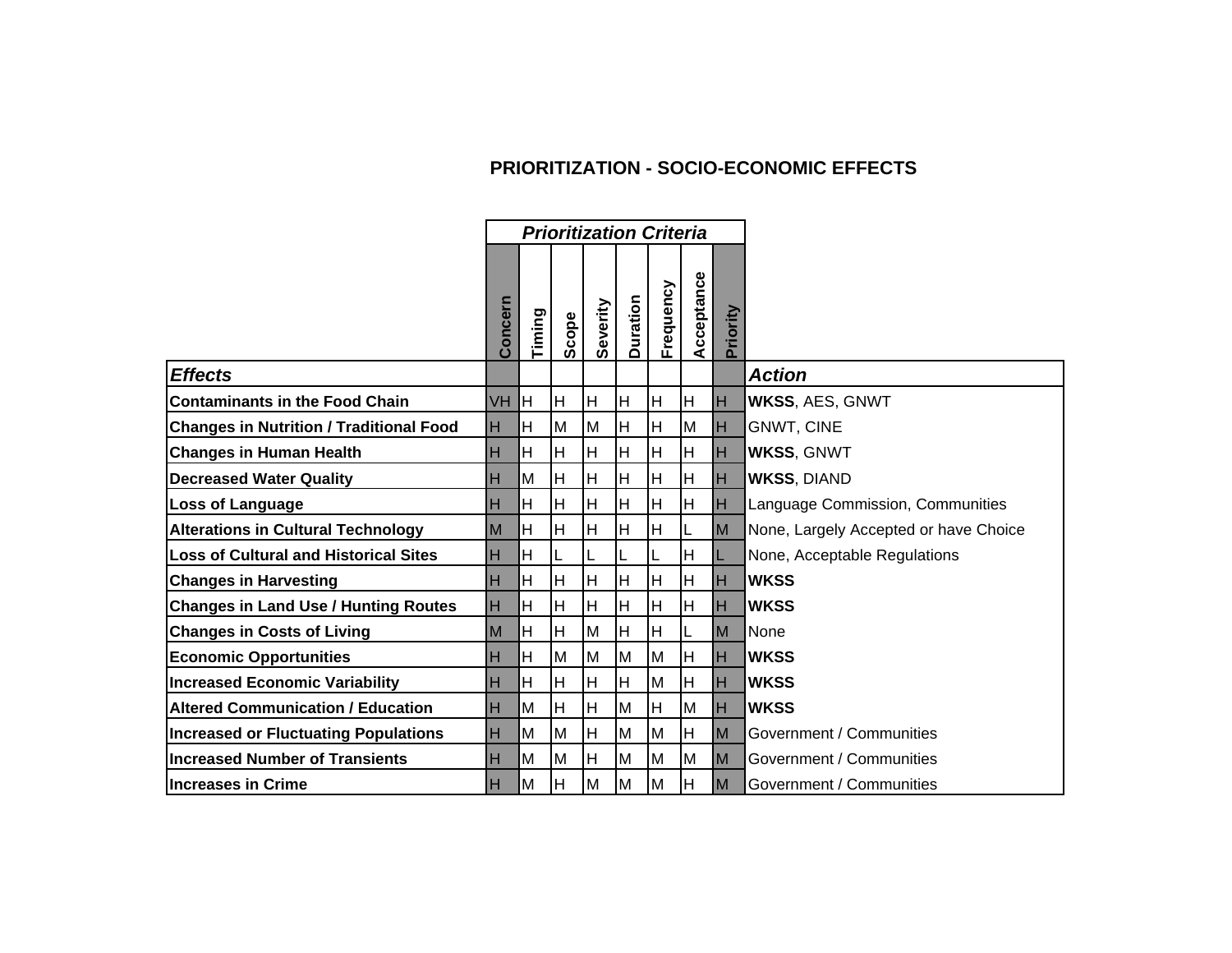## PRIORITIZATION - SOCIO-ECONOMIC EFFECTS

| | *Prioritization Criteria* | | | | | | | | |
|---|---|---|---|---|---|---|---|---|---|
| ***Effects*** | **Concern** | **Timing** | **Scope** | **Severity** | **Duration** | **Frequency** | **Acceptance** | **Priority** | ***Action*** |
| **Contaminants in the Food Chain** | VH | H | H | H | H | H | H | H | **WKSS**, AES, GNWT |
| **Changes in Nutrition / Traditional Food** | H | H | M | M | H | H | M | H | GNWT, CINE |
| **Changes in Human Health** | H | H | H | H | H | H | H | H | **WKSS**, GNWT |
| **Decreased Water Quality** | H | M | H | H | H | H | H | H | **WKSS**, DIAND |
| **Loss of Language** | H | H | H | H | H | H | H | H | Language Commission, Communities |
| **Alterations in Cultural Technology** | M | H | H | H | H | H | L | M | None, Largely Accepted or have Choice |
| **Loss of Cultural and Historical Sites** | H | H | L | L | L | L | H | L | None, Acceptable Regulations |
| **Changes in Harvesting** | H | H | H | H | H | H | H | H | **WKSS** |
| **Changes in Land Use / Hunting Routes** | H | H | H | H | H | H | H | H | **WKSS** |
| **Changes in Costs of Living** | M | H | H | M | H | H | L | M | None |
| **Economic Opportunities** | H | H | M | M | M | M | H | H | **WKSS** |
| **Increased Economic Variability** | H | H | H | H | H | M | H | H | **WKSS** |
| **Altered Communication / Education** | H | M | H | H | M | H | M | H | **WKSS** |
| **Increased or Fluctuating Populations** | H | M | M | H | M | M | H | M | Government / Communities |
| **Increased Number of Transients** | H | M | M | H | M | M | M | M | Government / Communities |
| **Increases in Crime** | H | M | H | M | M | M | H | M | Government / Communities |